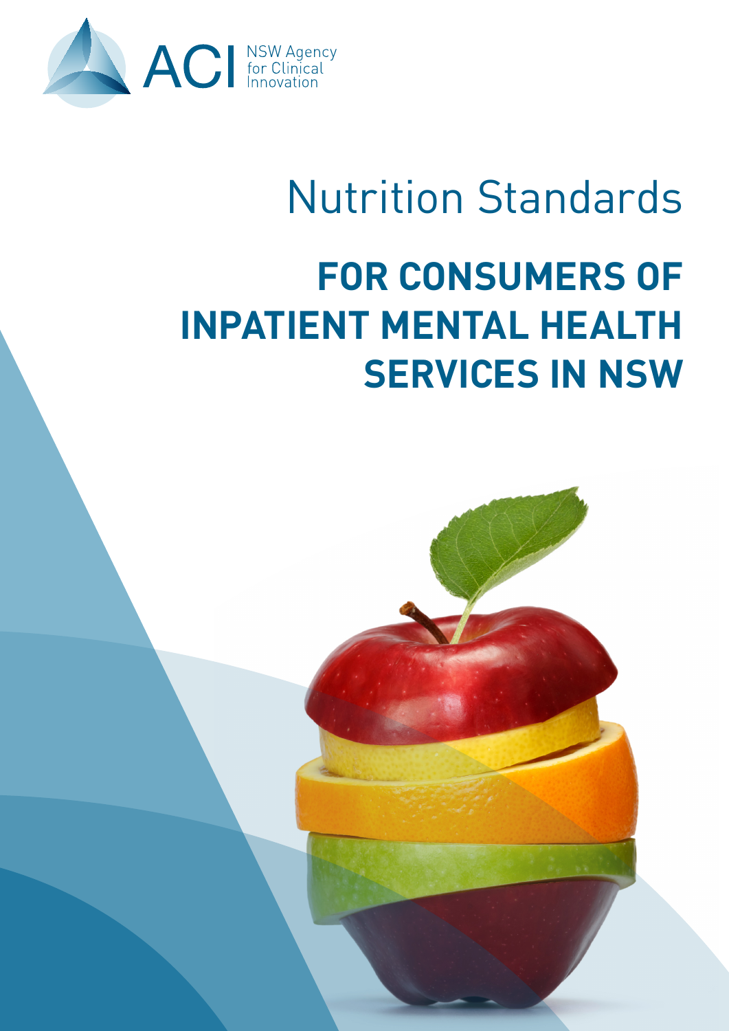ACI NSW Agency for Clinical Innovation

# Nutrition Standards

## FOR CONSUMERS OF INPATIENT MENTAL HEALTH SERVICES IN NSW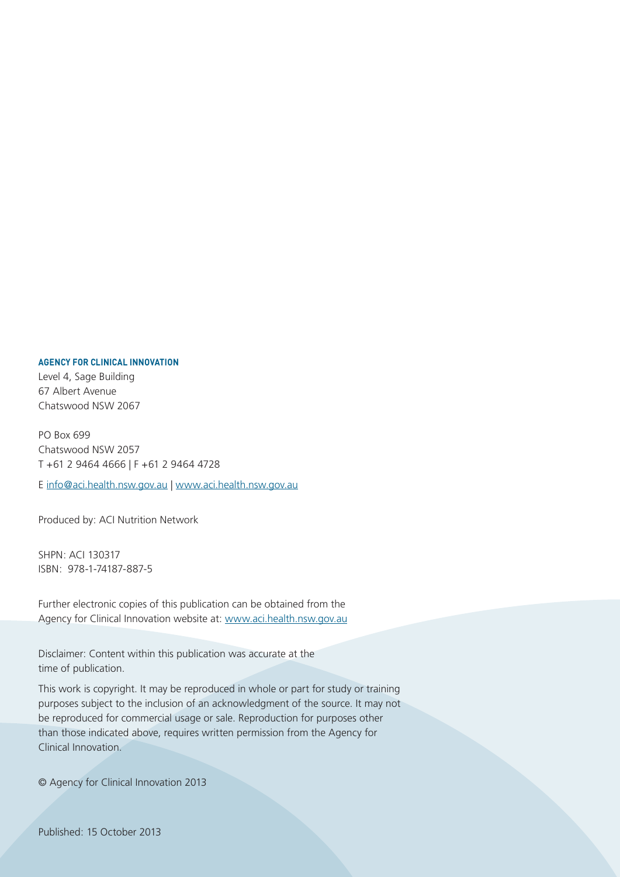**AGENCY FOR CLINICAL INNOVATION**

Level 4, Sage Building
67 Albert Avenue
Chatswood NSW 2067

PO Box 699
Chatswood NSW 2057
T +61 2 9464 4666 | F +61 2 9464 4728

E info@aci.health.nsw.gov.au | www.aci.health.nsw.gov.au

Produced by: ACI Nutrition Network

SHPN: ACI 130317
ISBN: 978-1-74187-887-5

Further electronic copies of this publication can be obtained from the Agency for Clinical Innovation website at: www.aci.health.nsw.gov.au

Disclaimer: Content within this publication was accurate at the time of publication.

This work is copyright. It may be reproduced in whole or part for study or training purposes subject to the inclusion of an acknowledgment of the source. It may not be reproduced for commercial usage or sale. Reproduction for purposes other than those indicated above, requires written permission from the Agency for Clinical Innovation.

© Agency for Clinical Innovation 2013

Published: 15 October 2013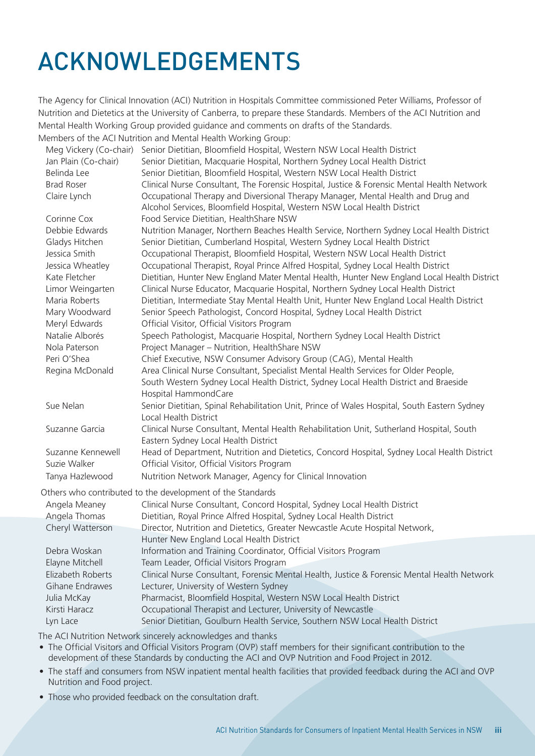# ACKNOWLEDGEMENTS

The Agency for Clinical Innovation (ACI) Nutrition in Hospitals Committee commissioned Peter Williams, Professor of Nutrition and Dietetics at the University of Canberra, to prepare these Standards. Members of the ACI Nutrition and Mental Health Working Group provided guidance and comments on drafts of the Standards.

Members of the ACI Nutrition and Mental Health Working Group:

| | |
|---|---|
| Meg Vickery (Co-chair) | Senior Dietitian, Bloomfield Hospital, Western NSW Local Health District |
| Jan Plain (Co-chair) | Senior Dietitian, Macquarie Hospital, Northern Sydney Local Health District |
| Belinda Lee | Senior Dietitian, Bloomfield Hospital, Western NSW Local Health District |
| Brad Roser | Clinical Nurse Consultant, The Forensic Hospital, Justice & Forensic Mental Health Network |
| Claire Lynch | Occupational Therapy and Diversional Therapy Manager, Mental Health and Drug and Alcohol Services, Bloomfield Hospital, Western NSW Local Health District |
| Corinne Cox | Food Service Dietitian, HealthShare NSW |
| Debbie Edwards | Nutrition Manager, Northern Beaches Health Service, Northern Sydney Local Health District |
| Gladys Hitchen | Senior Dietitian, Cumberland Hospital, Western Sydney Local Health District |
| Jessica Smith | Occupational Therapist, Bloomfield Hospital, Western NSW Local Health District |
| Jessica Wheatley | Occupational Therapist, Royal Prince Alfred Hospital, Sydney Local Health District |
| Kate Fletcher | Dietitian, Hunter New England Mater Mental Health, Hunter New England Local Health District |
| Limor Weingarten | Clinical Nurse Educator, Macquarie Hospital, Northern Sydney Local Health District |
| Maria Roberts | Dietitian, Intermediate Stay Mental Health Unit, Hunter New England Local Health District |
| Mary Woodward | Senior Speech Pathologist, Concord Hospital, Sydney Local Health District |
| Meryl Edwards | Official Visitor, Official Visitors Program |
| Natalie Alborés | Speech Pathologist, Macquarie Hospital, Northern Sydney Local Health District |
| Nola Paterson | Project Manager – Nutrition, HealthShare NSW |
| Peri O'Shea | Chief Executive, NSW Consumer Advisory Group (CAG), Mental Health |
| Regina McDonald | Area Clinical Nurse Consultant, Specialist Mental Health Services for Older People, South Western Sydney Local Health District, Sydney Local Health District and Braeside Hospital HammondCare |
| Sue Nelan | Senior Dietitian, Spinal Rehabilitation Unit, Prince of Wales Hospital, South Eastern Sydney Local Health District |
| Suzanne Garcia | Clinical Nurse Consultant, Mental Health Rehabilitation Unit, Sutherland Hospital, South Eastern Sydney Local Health District |
| Suzanne Kennewell | Head of Department, Nutrition and Dietetics, Concord Hospital, Sydney Local Health District |
| Suzie Walker | Official Visitor, Official Visitors Program |
| Tanya Hazlewood | Nutrition Network Manager, Agency for Clinical Innovation |

Others who contributed to the development of the Standards

| | |
|---|---|
| Angela Meaney | Clinical Nurse Consultant, Concord Hospital, Sydney Local Health District |
| Angela Thomas | Dietitian, Royal Prince Alfred Hospital, Sydney Local Health District |
| Cheryl Watterson | Director, Nutrition and Dietetics, Greater Newcastle Acute Hospital Network, Hunter New England Local Health District |
| Debra Woskan | Information and Training Coordinator, Official Visitors Program |
| Elayne Mitchell | Team Leader, Official Visitors Program |
| Elizabeth Roberts | Clinical Nurse Consultant, Forensic Mental Health, Justice & Forensic Mental Health Network |
| Gihane Endrawes | Lecturer, University of Western Sydney |
| Julia McKay | Pharmacist, Bloomfield Hospital, Western NSW Local Health District |
| Kirsti Haracz | Occupational Therapist and Lecturer, University of Newcastle |
| Lyn Lace | Senior Dietitian, Goulburn Health Service, Southern NSW Local Health District |

The ACI Nutrition Network sincerely acknowledges and thanks

- The Official Visitors and Official Visitors Program (OVP) staff members for their significant contribution to the development of these Standards by conducting the ACI and OVP Nutrition and Food Project in 2012.
- The staff and consumers from NSW inpatient mental health facilities that provided feedback during the ACI and OVP Nutrition and Food project.
- Those who provided feedback on the consultation draft.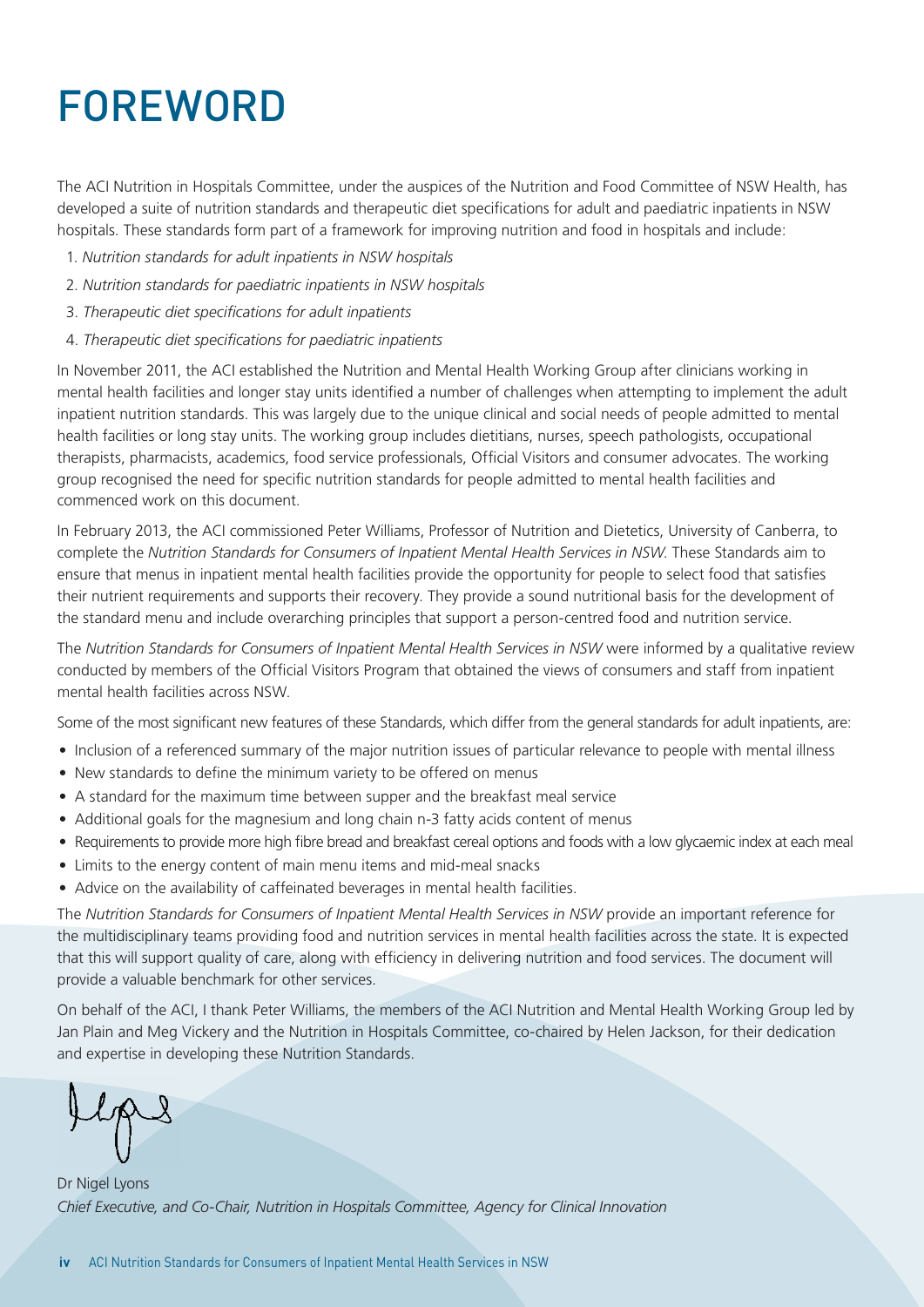# FOREWORD

The ACI Nutrition in Hospitals Committee, under the auspices of the Nutrition and Food Committee of NSW Health, has developed a suite of nutrition standards and therapeutic diet specifications for adult and paediatric inpatients in NSW hospitals. These standards form part of a framework for improving nutrition and food in hospitals and include:

1. *Nutrition standards for adult inpatients in NSW hospitals*
2. *Nutrition standards for paediatric inpatients in NSW hospitals*
3. *Therapeutic diet specifications for adult inpatients*
4. *Therapeutic diet specifications for paediatric inpatients*

In November 2011, the ACI established the Nutrition and Mental Health Working Group after clinicians working in mental health facilities and longer stay units identified a number of challenges when attempting to implement the adult inpatient nutrition standards. This was largely due to the unique clinical and social needs of people admitted to mental health facilities or long stay units. The working group includes dietitians, nurses, speech pathologists, occupational therapists, pharmacists, academics, food service professionals, Official Visitors and consumer advocates. The working group recognised the need for specific nutrition standards for people admitted to mental health facilities and commenced work on this document.

In February 2013, the ACI commissioned Peter Williams, Professor of Nutrition and Dietetics, University of Canberra, to complete the *Nutrition Standards for Consumers of Inpatient Mental Health Services in NSW*. These Standards aim to ensure that menus in inpatient mental health facilities provide the opportunity for people to select food that satisfies their nutrient requirements and supports their recovery. They provide a sound nutritional basis for the development of the standard menu and include overarching principles that support a person-centred food and nutrition service.

The *Nutrition Standards for Consumers of Inpatient Mental Health Services in NSW* were informed by a qualitative review conducted by members of the Official Visitors Program that obtained the views of consumers and staff from inpatient mental health facilities across NSW.

Some of the most significant new features of these Standards, which differ from the general standards for adult inpatients, are:

- Inclusion of a referenced summary of the major nutrition issues of particular relevance to people with mental illness
- New standards to define the minimum variety to be offered on menus
- A standard for the maximum time between supper and the breakfast meal service
- Additional goals for the magnesium and long chain n-3 fatty acids content of menus
- Requirements to provide more high fibre bread and breakfast cereal options and foods with a low glycaemic index at each meal
- Limits to the energy content of main menu items and mid-meal snacks
- Advice on the availability of caffeinated beverages in mental health facilities.

The *Nutrition Standards for Consumers of Inpatient Mental Health Services in NSW* provide an important reference for the multidisciplinary teams providing food and nutrition services in mental health facilities across the state. It is expected that this will support quality of care, along with efficiency in delivering nutrition and food services. The document will provide a valuable benchmark for other services.

On behalf of the ACI, I thank Peter Williams, the members of the ACI Nutrition and Mental Health Working Group led by Jan Plain and Meg Vickery and the Nutrition in Hospitals Committee, co-chaired by Helen Jackson, for their dedication and expertise in developing these Nutrition Standards.

Dr Nigel Lyons
*Chief Executive, and Co-Chair, Nutrition in Hospitals Committee, Agency for Clinical Innovation*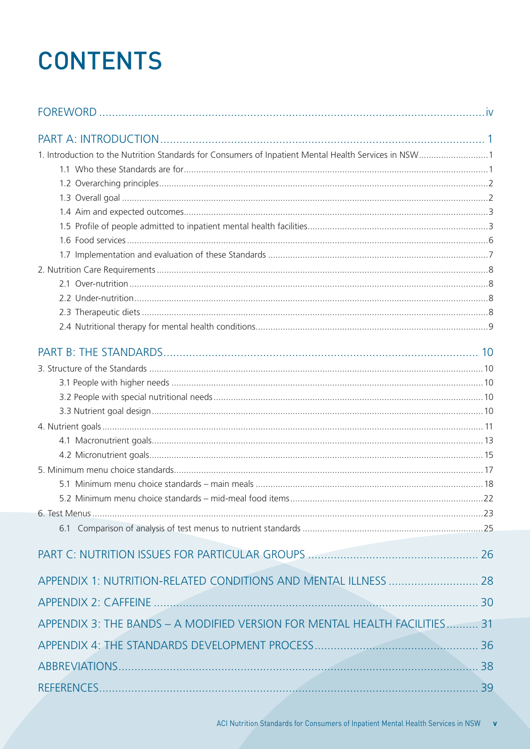# CONTENTS

FOREWORD .......... iv

PART A: INTRODUCTION .......... 1

1. Introduction to the Nutrition Standards for Consumers of Inpatient Mental Health Services in NSW .......... 1
    - 1.1 Who these Standards are for .......... 1
    - 1.2 Overarching principles .......... 2
    - 1.3 Overall goal .......... 2
    - 1.4 Aim and expected outcomes .......... 3
    - 1.5 Profile of people admitted to inpatient mental health facilities .......... 3
    - 1.6 Food services .......... 6
    - 1.7 Implementation and evaluation of these Standards .......... 7
2. Nutrition Care Requirements .......... 8
    - 2.1 Over-nutrition .......... 8
    - 2.2 Under-nutrition .......... 8
    - 2.3 Therapeutic diets .......... 8
    - 2.4 Nutritional therapy for mental health conditions .......... 9

PART B: THE STANDARDS .......... 10

3. Structure of the Standards .......... 10
    - 3.1 People with higher needs .......... 10
    - 3.2 People with special nutritional needs .......... 10
    - 3.3 Nutrient goal design .......... 10
4. Nutrient goals .......... 11
    - 4.1 Macronutrient goals .......... 13
    - 4.2 Micronutrient goals .......... 15
5. Minimum menu choice standards .......... 17
    - 5.1 Minimum menu choice standards – main meals .......... 18
    - 5.2 Minimum menu choice standards – mid-meal food items .......... 22
6. Test Menus .......... 23
    - 6.1 Comparison of analysis of test menus to nutrient standards .......... 25

PART C: NUTRITION ISSUES FOR PARTICULAR GROUPS .......... 26

APPENDIX 1: NUTRITION-RELATED CONDITIONS AND MENTAL ILLNESS .......... 28

APPENDIX 2: CAFFEINE .......... 30

APPENDIX 3: THE BANDS – A MODIFIED VERSION FOR MENTAL HEALTH FACILITIES .......... 31

APPENDIX 4: THE STANDARDS DEVELOPMENT PROCESS .......... 36

ABBREVIATIONS .......... 38

REFERENCES .......... 39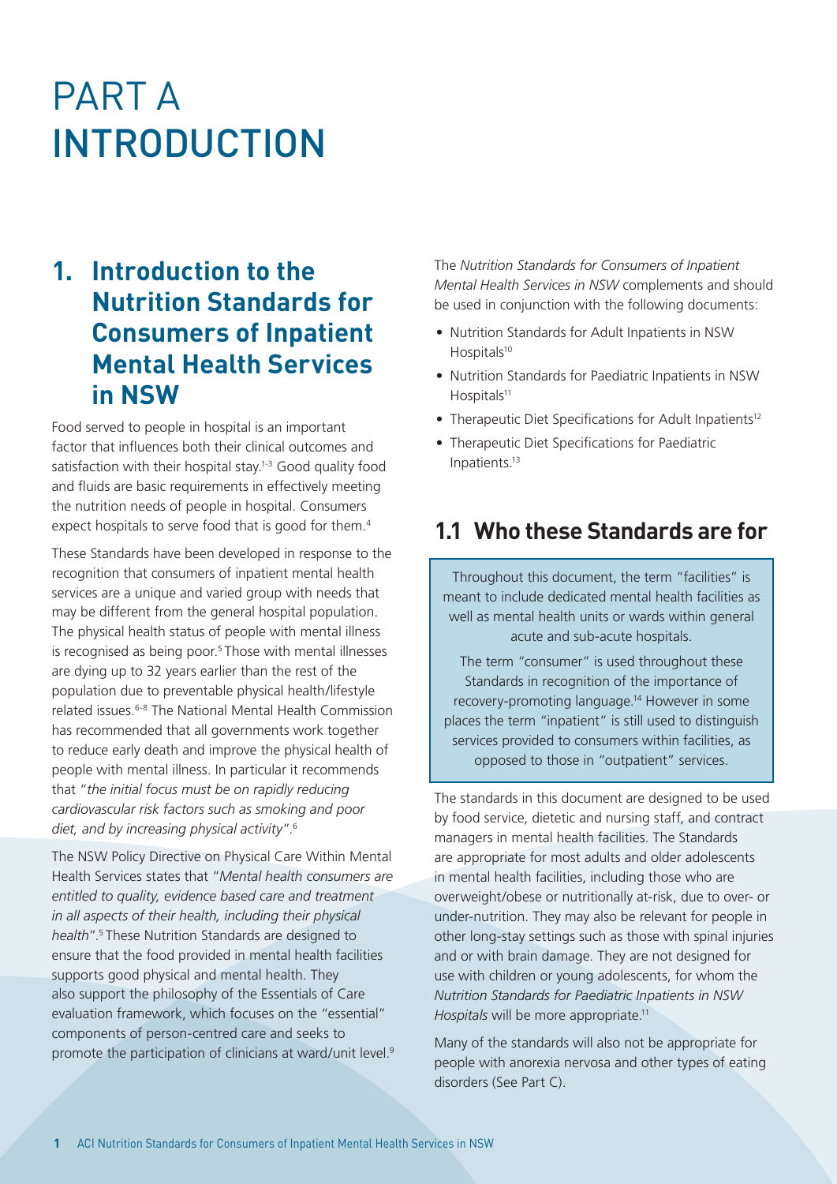# PART A INTRODUCTION

## 1. Introduction to the Nutrition Standards for Consumers of Inpatient Mental Health Services in NSW

Food served to people in hospital is an important factor that influences both their clinical outcomes and satisfaction with their hospital stay.[1-3] Good quality food and fluids are basic requirements in effectively meeting the nutrition needs of people in hospital. Consumers expect hospitals to serve food that is good for them.[4]

These Standards have been developed in response to the recognition that consumers of inpatient mental health services are a unique and varied group with needs that may be different from the general hospital population. The physical health status of people with mental illness is recognised as being poor.[5] Those with mental illnesses are dying up to 32 years earlier than the rest of the population due to preventable physical health/lifestyle related issues.[6-8] The National Mental Health Commission has recommended that all governments work together to reduce early death and improve the physical health of people with mental illness. In particular it recommends that "*the initial focus must be on rapidly reducing cardiovascular risk factors such as smoking and poor diet, and by increasing physical activity*".[6]

The NSW Policy Directive on Physical Care Within Mental Health Services states that "*Mental health consumers are entitled to quality, evidence based care and treatment in all aspects of their health, including their physical health*".[5] These Nutrition Standards are designed to ensure that the food provided in mental health facilities supports good physical and mental health. They also support the philosophy of the Essentials of Care evaluation framework, which focuses on the "essential" components of person-centred care and seeks to promote the participation of clinicians at ward/unit level.[9]

The *Nutrition Standards for Consumers of Inpatient Mental Health Services in NSW* complements and should be used in conjunction with the following documents:

- Nutrition Standards for Adult Inpatients in NSW Hospitals[10]
- Nutrition Standards for Paediatric Inpatients in NSW Hospitals[11]
- Therapeutic Diet Specifications for Adult Inpatients[12]
- Therapeutic Diet Specifications for Paediatric Inpatients.[13]

### 1.1 Who these Standards are for

Throughout this document, the term "facilities" is meant to include dedicated mental health facilities as well as mental health units or wards within general acute and sub-acute hospitals.

The term "consumer" is used throughout these Standards in recognition of the importance of recovery-promoting language.[14] However in some places the term "inpatient" is still used to distinguish services provided to consumers within facilities, as opposed to those in "outpatient" services.

The standards in this document are designed to be used by food service, dietetic and nursing staff, and contract managers in mental health facilities. The Standards are appropriate for most adults and older adolescents in mental health facilities, including those who are overweight/obese or nutritionally at-risk, due to over- or under-nutrition. They may also be relevant for people in other long-stay settings such as those with spinal injuries and or with brain damage. They are not designed for use with children or young adolescents, for whom the *Nutrition Standards for Paediatric Inpatients in NSW Hospitals* will be more appropriate.[11]

Many of the standards will also not be appropriate for people with anorexia nervosa and other types of eating disorders (See Part C).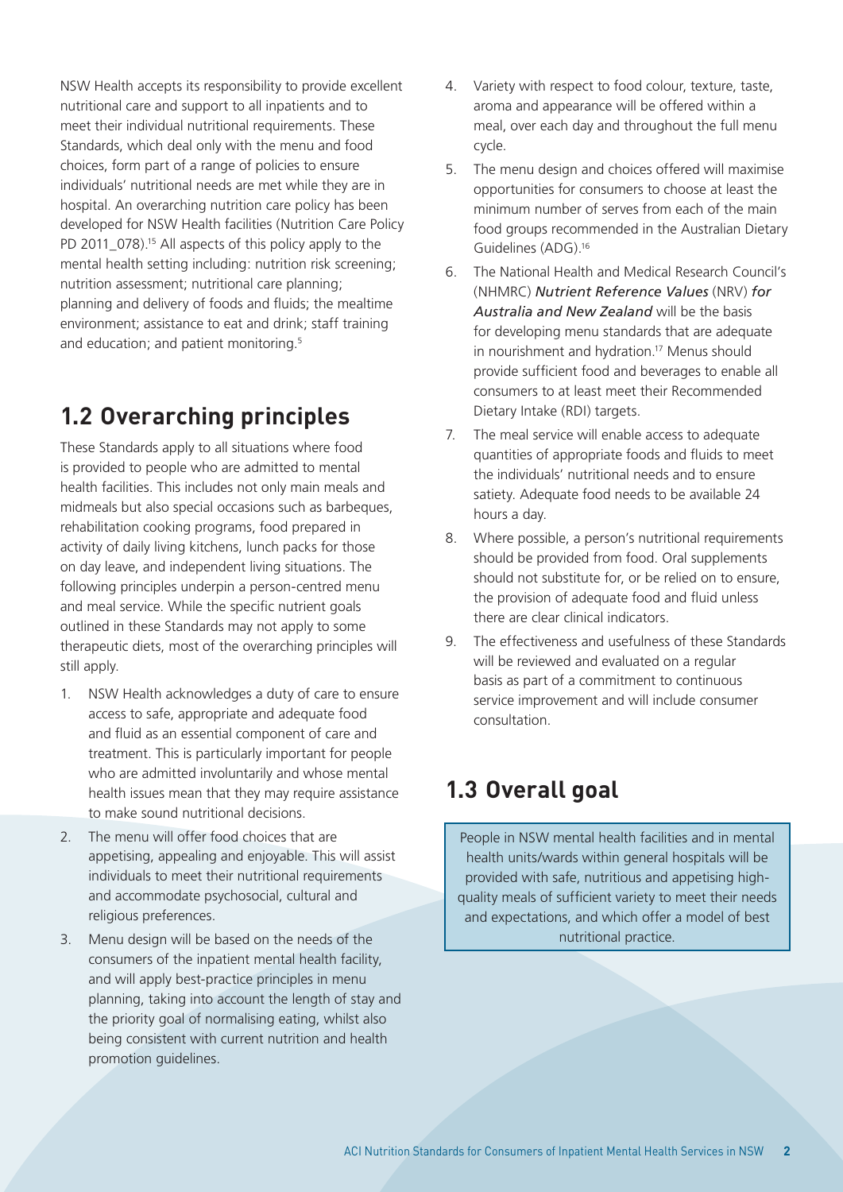NSW Health accepts its responsibility to provide excellent nutritional care and support to all inpatients and to meet their individual nutritional requirements. These Standards, which deal only with the menu and food choices, form part of a range of policies to ensure individuals' nutritional needs are met while they are in hospital. An overarching nutrition care policy has been developed for NSW Health facilities (Nutrition Care Policy PD 2011_078).[15] All aspects of this policy apply to the mental health setting including: nutrition risk screening; nutrition assessment; nutritional care planning; planning and delivery of foods and fluids; the mealtime environment; assistance to eat and drink; staff training and education; and patient monitoring.[5]

## 1.2 Overarching principles

These Standards apply to all situations where food is provided to people who are admitted to mental health facilities. This includes not only main meals and midmeals but also special occasions such as barbeques, rehabilitation cooking programs, food prepared in activity of daily living kitchens, lunch packs for those on day leave, and independent living situations. The following principles underpin a person-centred menu and meal service. While the specific nutrient goals outlined in these Standards may not apply to some therapeutic diets, most of the overarching principles will still apply.

1. NSW Health acknowledges a duty of care to ensure access to safe, appropriate and adequate food and fluid as an essential component of care and treatment. This is particularly important for people who are admitted involuntarily and whose mental health issues mean that they may require assistance to make sound nutritional decisions.
2. The menu will offer food choices that are appetising, appealing and enjoyable. This will assist individuals to meet their nutritional requirements and accommodate psychosocial, cultural and religious preferences.
3. Menu design will be based on the needs of the consumers of the inpatient mental health facility, and will apply best-practice principles in menu planning, taking into account the length of stay and the priority goal of normalising eating, whilst also being consistent with current nutrition and health promotion guidelines.
4. Variety with respect to food colour, texture, taste, aroma and appearance will be offered within a meal, over each day and throughout the full menu cycle.
5. The menu design and choices offered will maximise opportunities for consumers to choose at least the minimum number of serves from each of the main food groups recommended in the Australian Dietary Guidelines (ADG).[16]
6. The National Health and Medical Research Council's (NHMRC) ***Nutrient Reference Values*** (NRV) ***for Australia and New Zealand*** will be the basis for developing menu standards that are adequate in nourishment and hydration.[17] Menus should provide sufficient food and beverages to enable all consumers to at least meet their Recommended Dietary Intake (RDI) targets.
7. The meal service will enable access to adequate quantities of appropriate foods and fluids to meet the individuals' nutritional needs and to ensure satiety. Adequate food needs to be available 24 hours a day.
8. Where possible, a person's nutritional requirements should be provided from food. Oral supplements should not substitute for, or be relied on to ensure, the provision of adequate food and fluid unless there are clear clinical indicators.
9. The effectiveness and usefulness of these Standards will be reviewed and evaluated on a regular basis as part of a commitment to continuous service improvement and will include consumer consultation.

## 1.3 Overall goal

People in NSW mental health facilities and in mental health units/wards within general hospitals will be provided with safe, nutritious and appetising high-quality meals of sufficient variety to meet their needs and expectations, and which offer a model of best nutritional practice.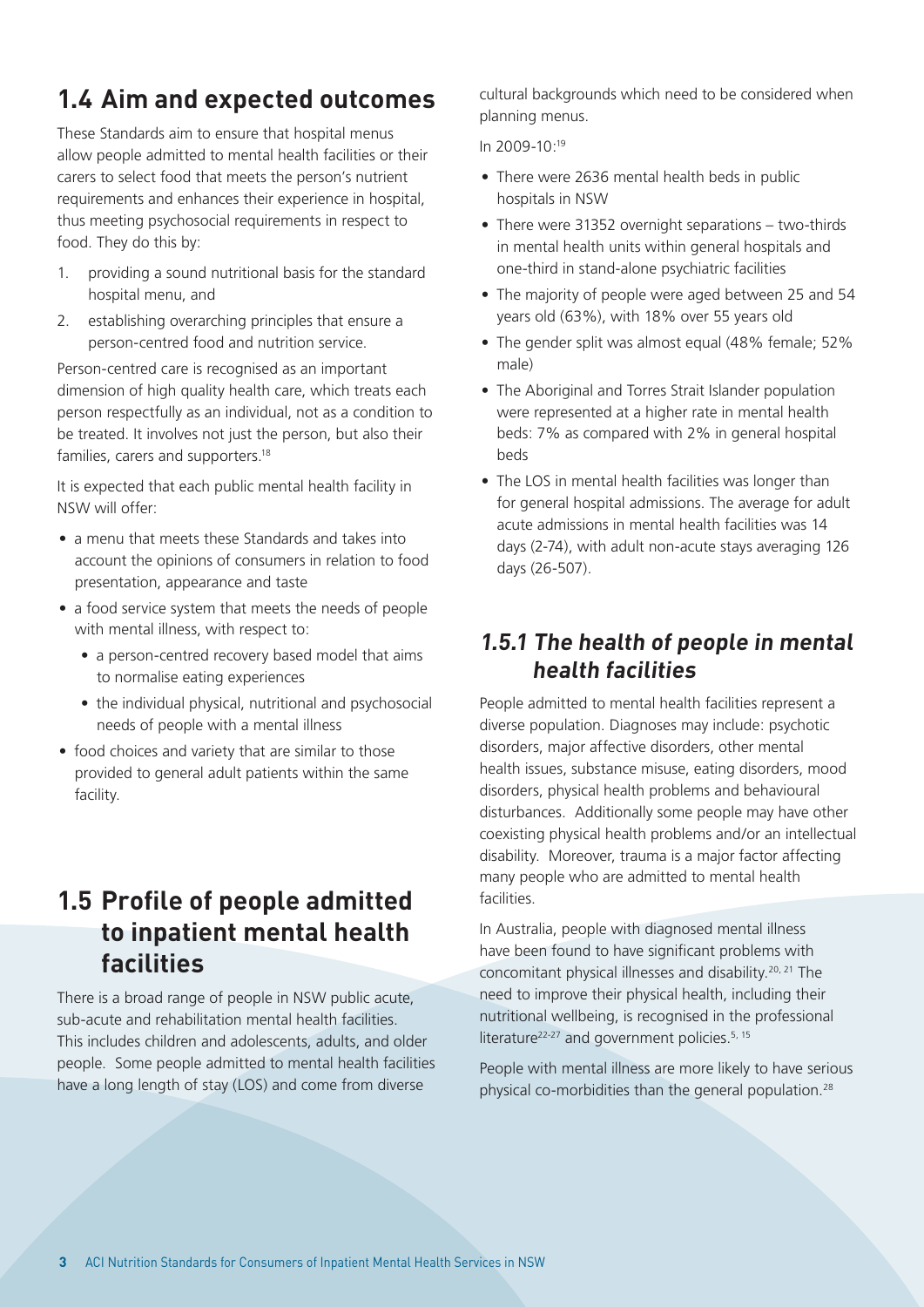## 1.4 Aim and expected outcomes

These Standards aim to ensure that hospital menus allow people admitted to mental health facilities or their carers to select food that meets the person's nutrient requirements and enhances their experience in hospital, thus meeting psychosocial requirements in respect to food. They do this by:

1. providing a sound nutritional basis for the standard hospital menu, and
2. establishing overarching principles that ensure a person-centred food and nutrition service.

Person-centred care is recognised as an important dimension of high quality health care, which treats each person respectfully as an individual, not as a condition to be treated. It involves not just the person, but also their families, carers and supporters.[18]

It is expected that each public mental health facility in NSW will offer:

- a menu that meets these Standards and takes into account the opinions of consumers in relation to food presentation, appearance and taste
- a food service system that meets the needs of people with mental illness, with respect to:
  - a person-centred recovery based model that aims to normalise eating experiences
  - the individual physical, nutritional and psychosocial needs of people with a mental illness
- food choices and variety that are similar to those provided to general adult patients within the same facility.

## 1.5 Profile of people admitted to inpatient mental health facilities

There is a broad range of people in NSW public acute, sub-acute and rehabilitation mental health facilities. This includes children and adolescents, adults, and older people. Some people admitted to mental health facilities have a long length of stay (LOS) and come from diverse cultural backgrounds which need to be considered when planning menus.

In 2009-10:[19]

- There were 2636 mental health beds in public hospitals in NSW
- There were 31352 overnight separations – two-thirds in mental health units within general hospitals and one-third in stand-alone psychiatric facilities
- The majority of people were aged between 25 and 54 years old (63%), with 18% over 55 years old
- The gender split was almost equal (48% female; 52% male)
- The Aboriginal and Torres Strait Islander population were represented at a higher rate in mental health beds: 7% as compared with 2% in general hospital beds
- The LOS in mental health facilities was longer than for general hospital admissions. The average for adult acute admissions in mental health facilities was 14 days (2-74), with adult non-acute stays averaging 126 days (26-507).

### *1.5.1 The health of people in mental health facilities*

People admitted to mental health facilities represent a diverse population. Diagnoses may include: psychotic disorders, major affective disorders, other mental health issues, substance misuse, eating disorders, mood disorders, physical health problems and behavioural disturbances. Additionally some people may have other coexisting physical health problems and/or an intellectual disability. Moreover, trauma is a major factor affecting many people who are admitted to mental health facilities.

In Australia, people with diagnosed mental illness have been found to have significant problems with concomitant physical illnesses and disability.[20, 21] The need to improve their physical health, including their nutritional wellbeing, is recognised in the professional literature[22-27] and government policies.[5, 15]

People with mental illness are more likely to have serious physical co-morbidities than the general population.[28]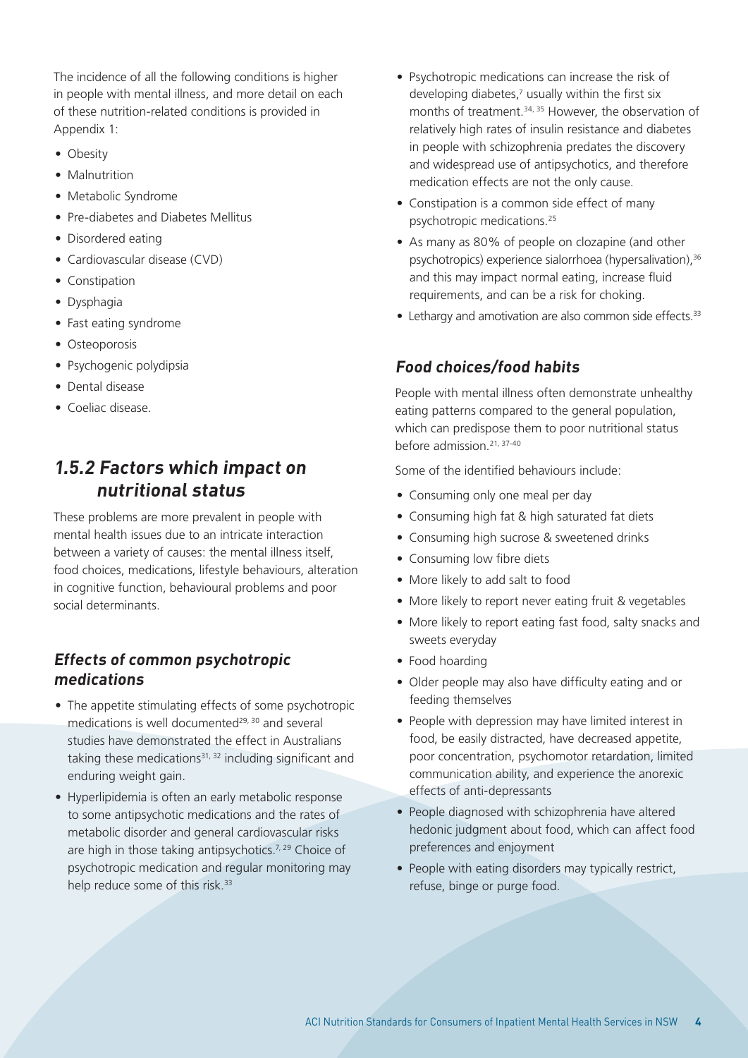The incidence of all the following conditions is higher in people with mental illness, and more detail on each of these nutrition-related conditions is provided in Appendix 1:

- Obesity
- Malnutrition
- Metabolic Syndrome
- Pre-diabetes and Diabetes Mellitus
- Disordered eating
- Cardiovascular disease (CVD)
- Constipation
- Dysphagia
- Fast eating syndrome
- Osteoporosis
- Psychogenic polydipsia
- Dental disease
- Coeliac disease.

## *1.5.2 Factors which impact on nutritional status*

These problems are more prevalent in people with mental health issues due to an intricate interaction between a variety of causes: the mental illness itself, food choices, medications, lifestyle behaviours, alteration in cognitive function, behavioural problems and poor social determinants.

### *Effects of common psychotropic medications*

- The appetite stimulating effects of some psychotropic medications is well documented[29, 30] and several studies have demonstrated the effect in Australians taking these medications[31, 32] including significant and enduring weight gain.
- Hyperlipidemia is often an early metabolic response to some antipsychotic medications and the rates of metabolic disorder and general cardiovascular risks are high in those taking antipsychotics.[7, 29] Choice of psychotropic medication and regular monitoring may help reduce some of this risk.[33]
- Psychotropic medications can increase the risk of developing diabetes,[7] usually within the first six months of treatment.[34, 35] However, the observation of relatively high rates of insulin resistance and diabetes in people with schizophrenia predates the discovery and widespread use of antipsychotics, and therefore medication effects are not the only cause.
- Constipation is a common side effect of many psychotropic medications.[25]
- As many as 80% of people on clozapine (and other psychotropics) experience sialorrhoea (hypersalivation),[36] and this may impact normal eating, increase fluid requirements, and can be a risk for choking.
- Lethargy and amotivation are also common side effects.[33]

### *Food choices/food habits*

People with mental illness often demonstrate unhealthy eating patterns compared to the general population, which can predispose them to poor nutritional status before admission.[21, 37-40]

Some of the identified behaviours include:

- Consuming only one meal per day
- Consuming high fat & high saturated fat diets
- Consuming high sucrose & sweetened drinks
- Consuming low fibre diets
- More likely to add salt to food
- More likely to report never eating fruit & vegetables
- More likely to report eating fast food, salty snacks and sweets everyday
- Food hoarding
- Older people may also have difficulty eating and or feeding themselves
- People with depression may have limited interest in food, be easily distracted, have decreased appetite, poor concentration, psychomotor retardation, limited communication ability, and experience the anorexic effects of anti-depressants
- People diagnosed with schizophrenia have altered hedonic judgment about food, which can affect food preferences and enjoyment
- People with eating disorders may typically restrict, refuse, binge or purge food.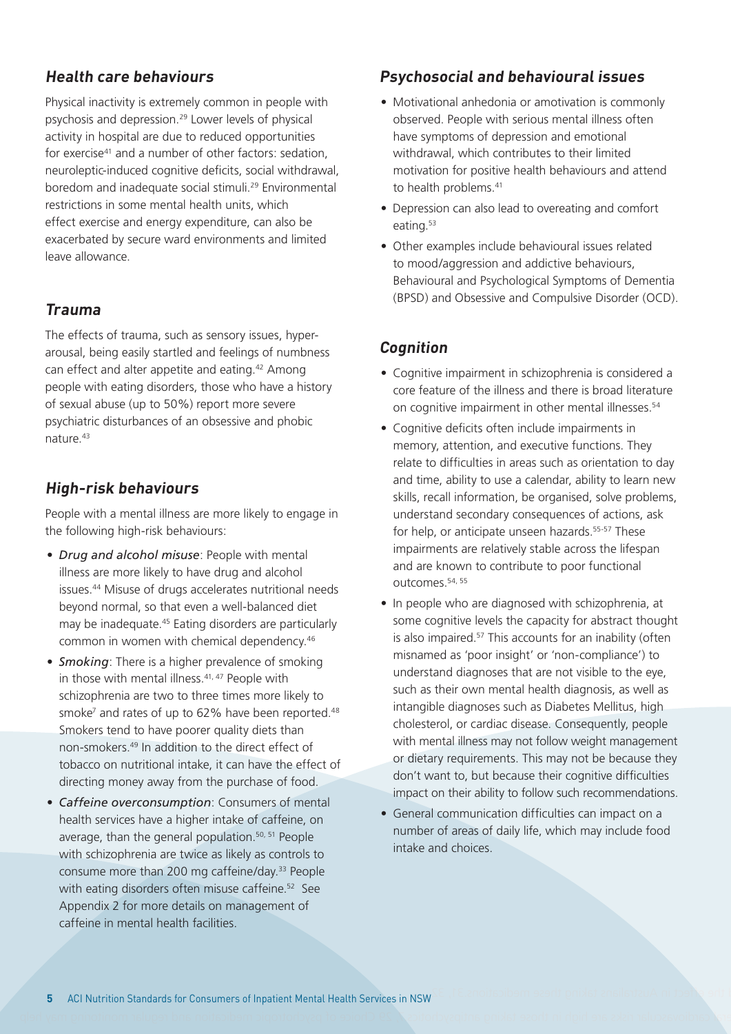### *Health care behaviours*

Physical inactivity is extremely common in people with psychosis and depression.[29] Lower levels of physical activity in hospital are due to reduced opportunities for exercise[41] and a number of other factors: sedation, neuroleptic-induced cognitive deficits, social withdrawal, boredom and inadequate social stimuli.[29] Environmental restrictions in some mental health units, which effect exercise and energy expenditure, can also be exacerbated by secure ward environments and limited leave allowance.

### *Trauma*

The effects of trauma, such as sensory issues, hyper-arousal, being easily startled and feelings of numbness can effect and alter appetite and eating.[42] Among people with eating disorders, those who have a history of sexual abuse (up to 50%) report more severe psychiatric disturbances of an obsessive and phobic nature.[43]

### *High-risk behaviours*

People with a mental illness are more likely to engage in the following high-risk behaviours:

- *Drug and alcohol misuse*: People with mental illness are more likely to have drug and alcohol issues.[44] Misuse of drugs accelerates nutritional needs beyond normal, so that even a well-balanced diet may be inadequate.[45] Eating disorders are particularly common in women with chemical dependency.[46]
- *Smoking*: There is a higher prevalence of smoking in those with mental illness.[41, 47] People with schizophrenia are two to three times more likely to smoke[7] and rates of up to 62% have been reported.[48] Smokers tend to have poorer quality diets than non-smokers.[49] In addition to the direct effect of tobacco on nutritional intake, it can have the effect of directing money away from the purchase of food.
- *Caffeine overconsumption*: Consumers of mental health services have a higher intake of caffeine, on average, than the general population.[50, 51] People with schizophrenia are twice as likely as controls to consume more than 200 mg caffeine/day.[33] People with eating disorders often misuse caffeine.[52] See Appendix 2 for more details on management of caffeine in mental health facilities.

### *Psychosocial and behavioural issues*

- Motivational anhedonia or amotivation is commonly observed. People with serious mental illness often have symptoms of depression and emotional withdrawal, which contributes to their limited motivation for positive health behaviours and attend to health problems.[41]
- Depression can also lead to overeating and comfort eating.[53]
- Other examples include behavioural issues related to mood/aggression and addictive behaviours, Behavioural and Psychological Symptoms of Dementia (BPSD) and Obsessive and Compulsive Disorder (OCD).

### *Cognition*

- Cognitive impairment in schizophrenia is considered a core feature of the illness and there is broad literature on cognitive impairment in other mental illnesses.[54]
- Cognitive deficits often include impairments in memory, attention, and executive functions. They relate to difficulties in areas such as orientation to day and time, ability to use a calendar, ability to learn new skills, recall information, be organised, solve problems, understand secondary consequences of actions, ask for help, or anticipate unseen hazards.[55-57] These impairments are relatively stable across the lifespan and are known to contribute to poor functional outcomes.[54, 55]
- In people who are diagnosed with schizophrenia, at some cognitive levels the capacity for abstract thought is also impaired.[57] This accounts for an inability (often misnamed as 'poor insight' or 'non-compliance') to understand diagnoses that are not visible to the eye, such as their own mental health diagnosis, as well as intangible diagnoses such as Diabetes Mellitus, high cholesterol, or cardiac disease. Consequently, people with mental illness may not follow weight management or dietary requirements. This may not be because they don't want to, but because their cognitive difficulties impact on their ability to follow such recommendations.
- General communication difficulties can impact on a number of areas of daily life, which may include food intake and choices.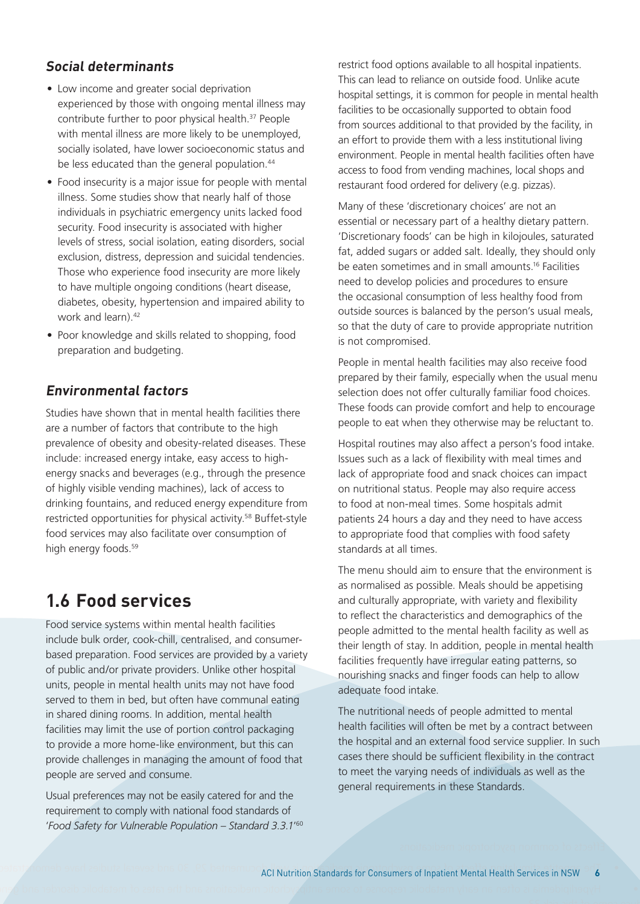### *Social determinants*

- Low income and greater social deprivation experienced by those with ongoing mental illness may contribute further to poor physical health.[37] People with mental illness are more likely to be unemployed, socially isolated, have lower socioeconomic status and be less educated than the general population.[44]
- Food insecurity is a major issue for people with mental illness. Some studies show that nearly half of those individuals in psychiatric emergency units lacked food security. Food insecurity is associated with higher levels of stress, social isolation, eating disorders, social exclusion, distress, depression and suicidal tendencies. Those who experience food insecurity are more likely to have multiple ongoing conditions (heart disease, diabetes, obesity, hypertension and impaired ability to work and learn).[42]
- Poor knowledge and skills related to shopping, food preparation and budgeting.

### *Environmental factors*

Studies have shown that in mental health facilities there are a number of factors that contribute to the high prevalence of obesity and obesity-related diseases. These include: increased energy intake, easy access to high-energy snacks and beverages (e.g., through the presence of highly visible vending machines), lack of access to drinking fountains, and reduced energy expenditure from restricted opportunities for physical activity.[58] Buffet-style food services may also facilitate over consumption of high energy foods.[59]

## 1.6 Food services

Food service systems within mental health facilities include bulk order, cook-chill, centralised, and consumer-based preparation. Food services are provided by a variety of public and/or private providers. Unlike other hospital units, people in mental health units may not have food served to them in bed, but often have communal eating in shared dining rooms. In addition, mental health facilities may limit the use of portion control packaging to provide a more home-like environment, but this can provide challenges in managing the amount of food that people are served and consume.

Usual preferences may not be easily catered for and the requirement to comply with national food standards of '*Food Safety for Vulnerable Population – Standard 3.3.1*'[60] restrict food options available to all hospital inpatients. This can lead to reliance on outside food. Unlike acute hospital settings, it is common for people in mental health facilities to be occasionally supported to obtain food from sources additional to that provided by the facility, in an effort to provide them with a less institutional living environment. People in mental health facilities often have access to food from vending machines, local shops and restaurant food ordered for delivery (e.g. pizzas).

Many of these 'discretionary choices' are not an essential or necessary part of a healthy dietary pattern. 'Discretionary foods' can be high in kilojoules, saturated fat, added sugars or added salt. Ideally, they should only be eaten sometimes and in small amounts.[16] Facilities need to develop policies and procedures to ensure the occasional consumption of less healthy food from outside sources is balanced by the person's usual meals, so that the duty of care to provide appropriate nutrition is not compromised.

People in mental health facilities may also receive food prepared by their family, especially when the usual menu selection does not offer culturally familiar food choices. These foods can provide comfort and help to encourage people to eat when they otherwise may be reluctant to.

Hospital routines may also affect a person's food intake. Issues such as a lack of flexibility with meal times and lack of appropriate food and snack choices can impact on nutritional status. People may also require access to food at non-meal times. Some hospitals admit patients 24 hours a day and they need to have access to appropriate food that complies with food safety standards at all times.

The menu should aim to ensure that the environment is as normalised as possible. Meals should be appetising and culturally appropriate, with variety and flexibility to reflect the characteristics and demographics of the people admitted to the mental health facility as well as their length of stay. In addition, people in mental health facilities frequently have irregular eating patterns, so nourishing snacks and finger foods can help to allow adequate food intake.

The nutritional needs of people admitted to mental health facilities will often be met by a contract between the hospital and an external food service supplier. In such cases there should be sufficient flexibility in the contract to meet the varying needs of individuals as well as the general requirements in these Standards.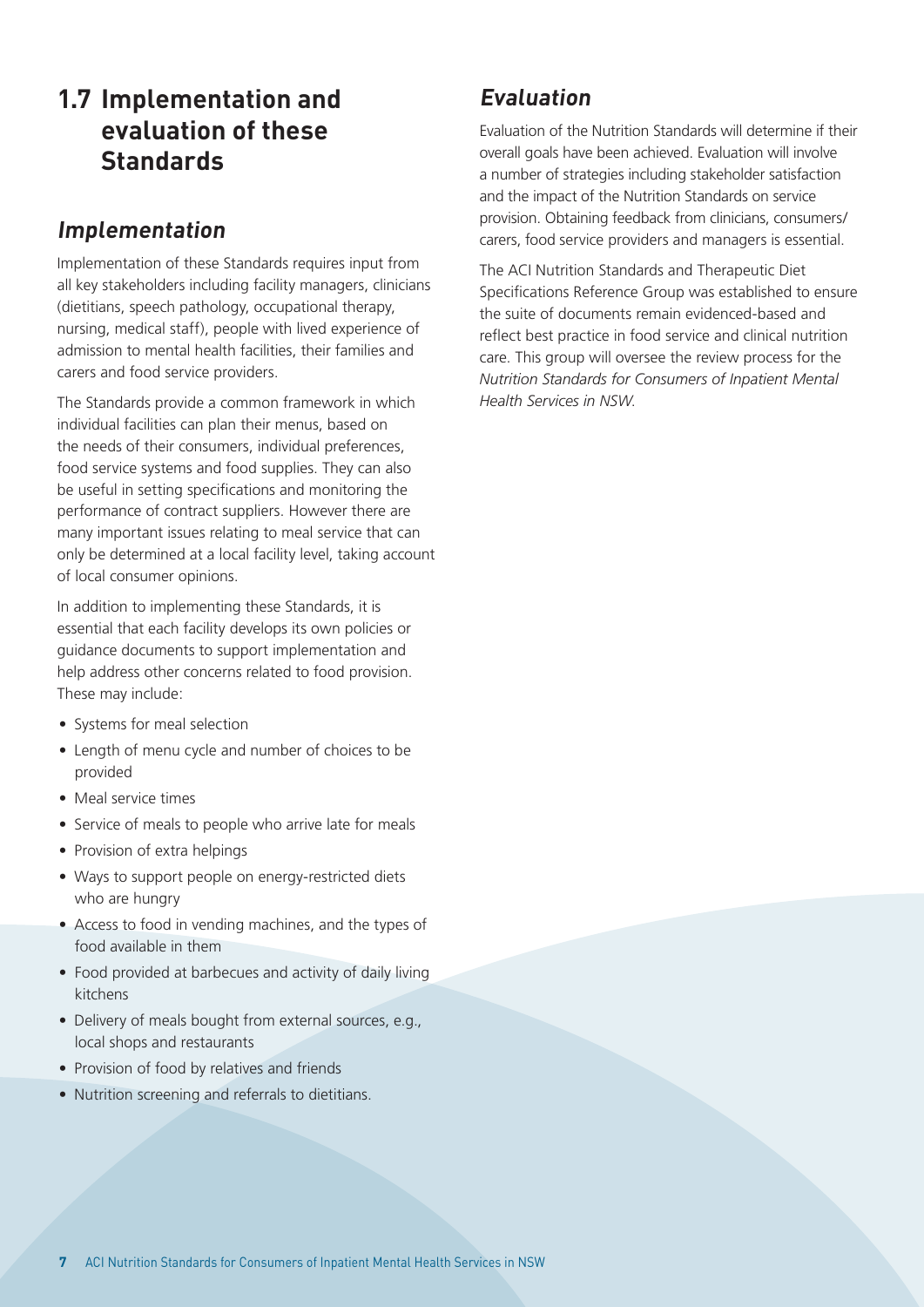## 1.7 Implementation and evaluation of these Standards

### *Implementation*

Implementation of these Standards requires input from all key stakeholders including facility managers, clinicians (dietitians, speech pathology, occupational therapy, nursing, medical staff), people with lived experience of admission to mental health facilities, their families and carers and food service providers.

The Standards provide a common framework in which individual facilities can plan their menus, based on the needs of their consumers, individual preferences, food service systems and food supplies. They can also be useful in setting specifications and monitoring the performance of contract suppliers. However there are many important issues relating to meal service that can only be determined at a local facility level, taking account of local consumer opinions.

In addition to implementing these Standards, it is essential that each facility develops its own policies or guidance documents to support implementation and help address other concerns related to food provision. These may include:

- Systems for meal selection
- Length of menu cycle and number of choices to be provided
- Meal service times
- Service of meals to people who arrive late for meals
- Provision of extra helpings
- Ways to support people on energy-restricted diets who are hungry
- Access to food in vending machines, and the types of food available in them
- Food provided at barbecues and activity of daily living kitchens
- Delivery of meals bought from external sources, e.g., local shops and restaurants
- Provision of food by relatives and friends
- Nutrition screening and referrals to dietitians.

### *Evaluation*

Evaluation of the Nutrition Standards will determine if their overall goals have been achieved. Evaluation will involve a number of strategies including stakeholder satisfaction and the impact of the Nutrition Standards on service provision. Obtaining feedback from clinicians, consumers/carers, food service providers and managers is essential.

The ACI Nutrition Standards and Therapeutic Diet Specifications Reference Group was established to ensure the suite of documents remain evidenced-based and reflect best practice in food service and clinical nutrition care. This group will oversee the review process for the *Nutrition Standards for Consumers of Inpatient Mental Health Services in NSW.*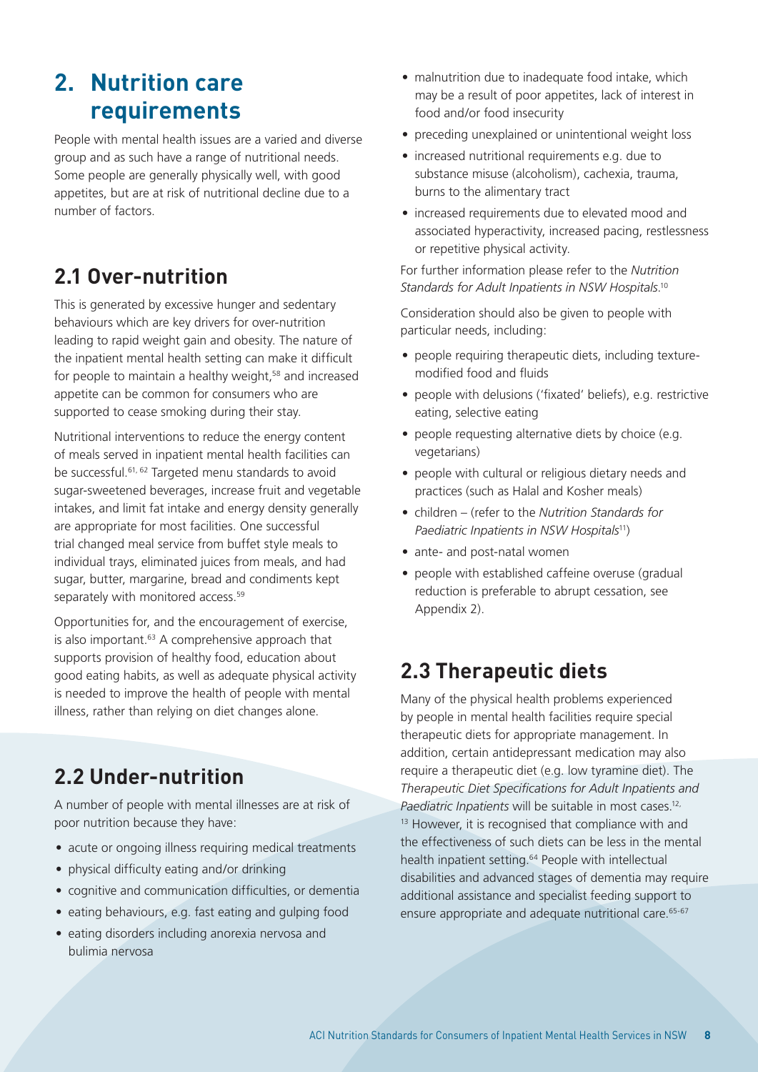# 2. Nutrition care requirements

People with mental health issues are a varied and diverse group and as such have a range of nutritional needs. Some people are generally physically well, with good appetites, but are at risk of nutritional decline due to a number of factors.

## 2.1 Over-nutrition

This is generated by excessive hunger and sedentary behaviours which are key drivers for over-nutrition leading to rapid weight gain and obesity. The nature of the inpatient mental health setting can make it difficult for people to maintain a healthy weight,[58] and increased appetite can be common for consumers who are supported to cease smoking during their stay.

Nutritional interventions to reduce the energy content of meals served in inpatient mental health facilities can be successful.[61, 62] Targeted menu standards to avoid sugar-sweetened beverages, increase fruit and vegetable intakes, and limit fat intake and energy density generally are appropriate for most facilities. One successful trial changed meal service from buffet style meals to individual trays, eliminated juices from meals, and had sugar, butter, margarine, bread and condiments kept separately with monitored access.[59]

Opportunities for, and the encouragement of exercise, is also important.[63] A comprehensive approach that supports provision of healthy food, education about good eating habits, as well as adequate physical activity is needed to improve the health of people with mental illness, rather than relying on diet changes alone.

## 2.2 Under-nutrition

A number of people with mental illnesses are at risk of poor nutrition because they have:

- acute or ongoing illness requiring medical treatments
- physical difficulty eating and/or drinking
- cognitive and communication difficulties, or dementia
- eating behaviours, e.g. fast eating and gulping food
- eating disorders including anorexia nervosa and bulimia nervosa
- malnutrition due to inadequate food intake, which may be a result of poor appetites, lack of interest in food and/or food insecurity
- preceding unexplained or unintentional weight loss
- increased nutritional requirements e.g. due to substance misuse (alcoholism), cachexia, trauma, burns to the alimentary tract
- increased requirements due to elevated mood and associated hyperactivity, increased pacing, restlessness or repetitive physical activity.

For further information please refer to the *Nutrition Standards for Adult Inpatients in NSW Hospitals*.[10]

Consideration should also be given to people with particular needs, including:

- people requiring therapeutic diets, including texture-modified food and fluids
- people with delusions ('fixated' beliefs), e.g. restrictive eating, selective eating
- people requesting alternative diets by choice (e.g. vegetarians)
- people with cultural or religious dietary needs and practices (such as Halal and Kosher meals)
- children – (refer to the *Nutrition Standards for Paediatric Inpatients in NSW Hospitals*[11])
- ante- and post-natal women
- people with established caffeine overuse (gradual reduction is preferable to abrupt cessation, see Appendix 2).

## 2.3 Therapeutic diets

Many of the physical health problems experienced by people in mental health facilities require special therapeutic diets for appropriate management. In addition, certain antidepressant medication may also require a therapeutic diet (e.g. low tyramine diet). The *Therapeutic Diet Specifications for Adult Inpatients and Paediatric Inpatients* will be suitable in most cases.[12, 13] However, it is recognised that compliance with and the effectiveness of such diets can be less in the mental health inpatient setting.[64] People with intellectual disabilities and advanced stages of dementia may require additional assistance and specialist feeding support to ensure appropriate and adequate nutritional care.[65-67]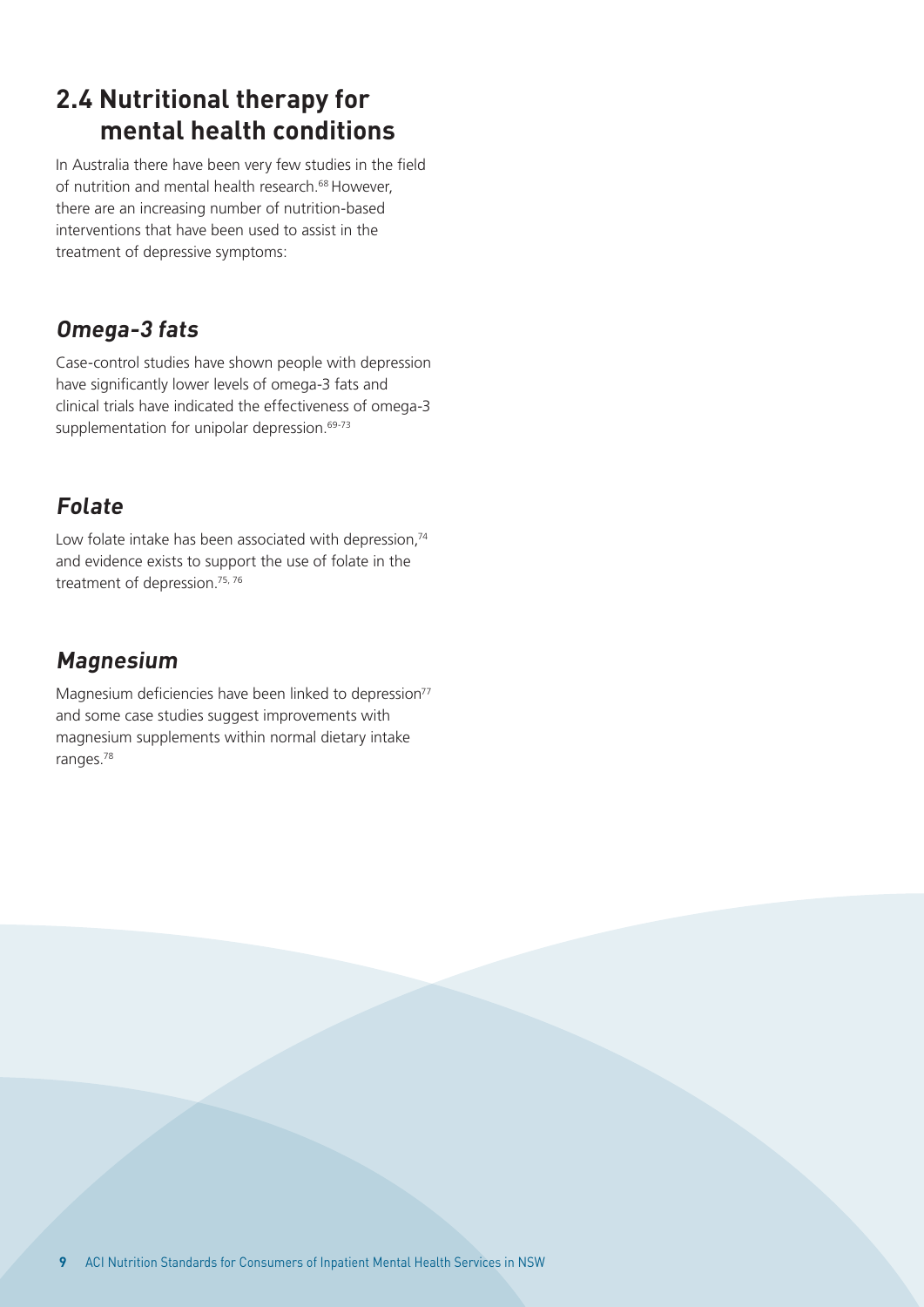## 2.4 Nutritional therapy for mental health conditions

In Australia there have been very few studies in the field of nutrition and mental health research.[68] However, there are an increasing number of nutrition-based interventions that have been used to assist in the treatment of depressive symptoms:

### *Omega-3 fats*

Case-control studies have shown people with depression have significantly lower levels of omega-3 fats and clinical trials have indicated the effectiveness of omega-3 supplementation for unipolar depression.[69-73]

### *Folate*

Low folate intake has been associated with depression,[74] and evidence exists to support the use of folate in the treatment of depression.[75, 76]

### *Magnesium*

Magnesium deficiencies have been linked to depression[77] and some case studies suggest improvements with magnesium supplements within normal dietary intake ranges.[78]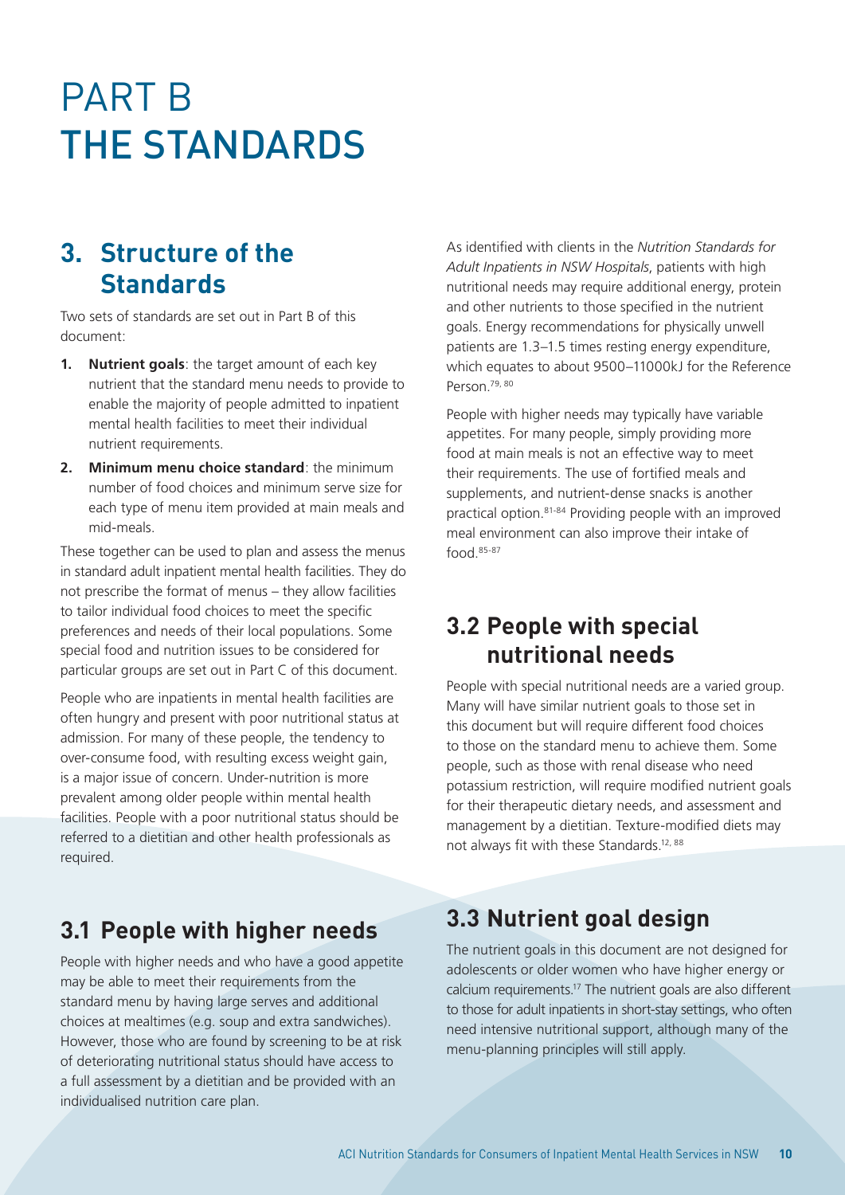# PART B THE STANDARDS

## 3. Structure of the Standards

Two sets of standards are set out in Part B of this document:

1. **Nutrient goals**: the target amount of each key nutrient that the standard menu needs to provide to enable the majority of people admitted to inpatient mental health facilities to meet their individual nutrient requirements.
2. **Minimum menu choice standard**: the minimum number of food choices and minimum serve size for each type of menu item provided at main meals and mid-meals.

These together can be used to plan and assess the menus in standard adult inpatient mental health facilities. They do not prescribe the format of menus – they allow facilities to tailor individual food choices to meet the specific preferences and needs of their local populations. Some special food and nutrition issues to be considered for particular groups are set out in Part C of this document.

People who are inpatients in mental health facilities are often hungry and present with poor nutritional status at admission. For many of these people, the tendency to over-consume food, with resulting excess weight gain, is a major issue of concern. Under-nutrition is more prevalent among older people within mental health facilities. People with a poor nutritional status should be referred to a dietitian and other health professionals as required.

## 3.1 People with higher needs

People with higher needs and who have a good appetite may be able to meet their requirements from the standard menu by having large serves and additional choices at mealtimes (e.g. soup and extra sandwiches). However, those who are found by screening to be at risk of deteriorating nutritional status should have access to a full assessment by a dietitian and be provided with an individualised nutrition care plan.

As identified with clients in the *Nutrition Standards for Adult Inpatients in NSW Hospitals*, patients with high nutritional needs may require additional energy, protein and other nutrients to those specified in the nutrient goals. Energy recommendations for physically unwell patients are 1.3–1.5 times resting energy expenditure, which equates to about 9500–11000kJ for the Reference Person.[79, 80]

People with higher needs may typically have variable appetites. For many people, simply providing more food at main meals is not an effective way to meet their requirements. The use of fortified meals and supplements, and nutrient-dense snacks is another practical option.[81-84] Providing people with an improved meal environment can also improve their intake of food.[85-87]

## 3.2 People with special nutritional needs

People with special nutritional needs are a varied group. Many will have similar nutrient goals to those set in this document but will require different food choices to those on the standard menu to achieve them. Some people, such as those with renal disease who need potassium restriction, will require modified nutrient goals for their therapeutic dietary needs, and assessment and management by a dietitian. Texture-modified diets may not always fit with these Standards.[12, 88]

## 3.3 Nutrient goal design

The nutrient goals in this document are not designed for adolescents or older women who have higher energy or calcium requirements.[17] The nutrient goals are also different to those for adult inpatients in short-stay settings, who often need intensive nutritional support, although many of the menu-planning principles will still apply.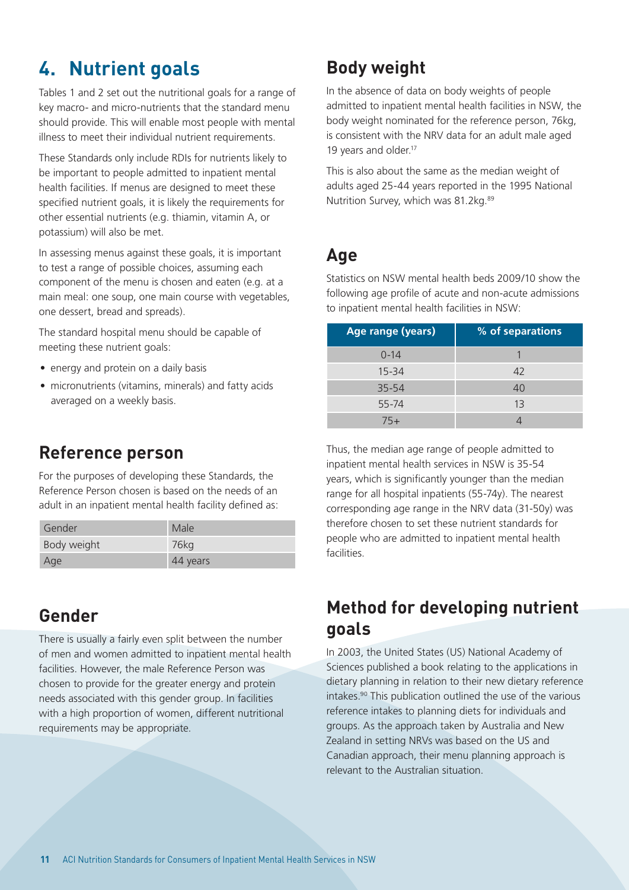# 4. Nutrient goals

Tables 1 and 2 set out the nutritional goals for a range of key macro- and micro-nutrients that the standard menu should provide. This will enable most people with mental illness to meet their individual nutrient requirements.

These Standards only include RDIs for nutrients likely to be important to people admitted to inpatient mental health facilities. If menus are designed to meet these specified nutrient goals, it is likely the requirements for other essential nutrients (e.g. thiamin, vitamin A, or potassium) will also be met.

In assessing menus against these goals, it is important to test a range of possible choices, assuming each component of the menu is chosen and eaten (e.g. at a main meal: one soup, one main course with vegetables, one dessert, bread and spreads).

The standard hospital menu should be capable of meeting these nutrient goals:

- energy and protein on a daily basis
- micronutrients (vitamins, minerals) and fatty acids averaged on a weekly basis.

## Reference person

For the purposes of developing these Standards, the Reference Person chosen is based on the needs of an adult in an inpatient mental health facility defined as:

| | |
|---|---|
| Gender | Male |
| Body weight | 76kg |
| Age | 44 years |

## Gender

There is usually a fairly even split between the number of men and women admitted to inpatient mental health facilities. However, the male Reference Person was chosen to provide for the greater energy and protein needs associated with this gender group. In facilities with a high proportion of women, different nutritional requirements may be appropriate.

## Body weight

In the absence of data on body weights of people admitted to inpatient mental health facilities in NSW, the body weight nominated for the reference person, 76kg, is consistent with the NRV data for an adult male aged 19 years and older.[17]

This is also about the same as the median weight of adults aged 25-44 years reported in the 1995 National Nutrition Survey, which was 81.2kg.[89]

## Age

Statistics on NSW mental health beds 2009/10 show the following age profile of acute and non-acute admissions to inpatient mental health facilities in NSW:

| Age range (years) | % of separations |
|---|---|
| 0-14 | 1 |
| 15-34 | 42 |
| 35-54 | 40 |
| 55-74 | 13 |
| 75+ | 4 |

Thus, the median age range of people admitted to inpatient mental health services in NSW is 35-54 years, which is significantly younger than the median range for all hospital inpatients (55-74y). The nearest corresponding age range in the NRV data (31-50y) was therefore chosen to set these nutrient standards for people who are admitted to inpatient mental health facilities.

## Method for developing nutrient goals

In 2003, the United States (US) National Academy of Sciences published a book relating to the applications in dietary planning in relation to their new dietary reference intakes.[90] This publication outlined the use of the various reference intakes to planning diets for individuals and groups. As the approach taken by Australia and New Zealand in setting NRVs was based on the US and Canadian approach, their menu planning approach is relevant to the Australian situation.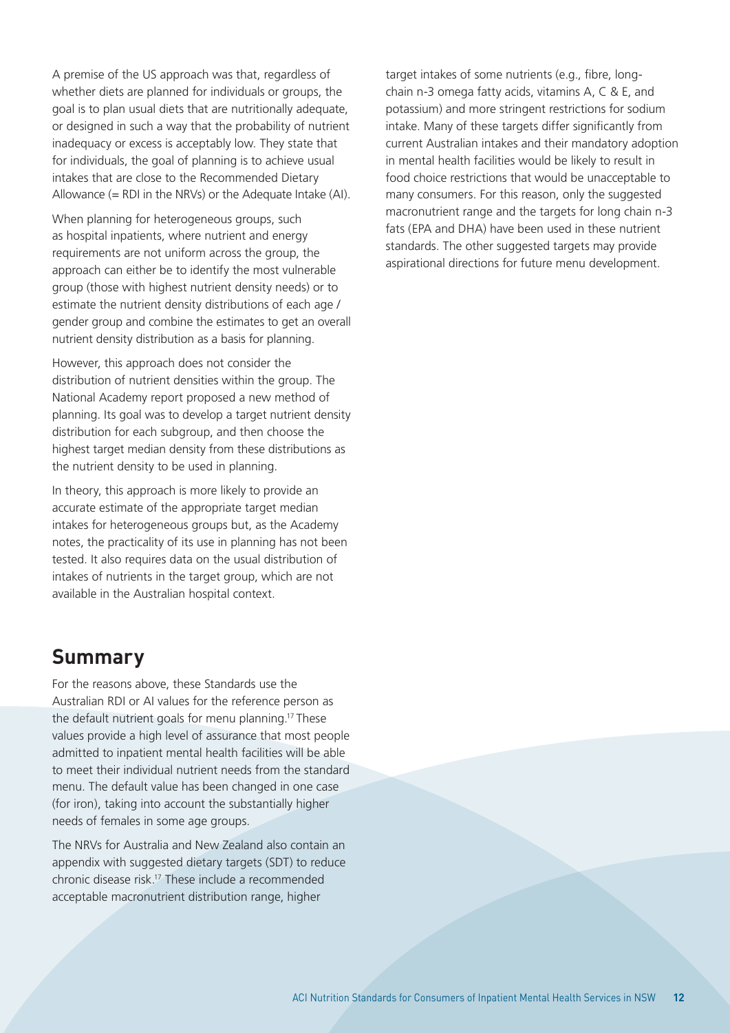A premise of the US approach was that, regardless of whether diets are planned for individuals or groups, the goal is to plan usual diets that are nutritionally adequate, or designed in such a way that the probability of nutrient inadequacy or excess is acceptably low. They state that for individuals, the goal of planning is to achieve usual intakes that are close to the Recommended Dietary Allowance (= RDI in the NRVs) or the Adequate Intake (AI).

When planning for heterogeneous groups, such as hospital inpatients, where nutrient and energy requirements are not uniform across the group, the approach can either be to identify the most vulnerable group (those with highest nutrient density needs) or to estimate the nutrient density distributions of each age / gender group and combine the estimates to get an overall nutrient density distribution as a basis for planning.

However, this approach does not consider the distribution of nutrient densities within the group. The National Academy report proposed a new method of planning. Its goal was to develop a target nutrient density distribution for each subgroup, and then choose the highest target median density from these distributions as the nutrient density to be used in planning.

In theory, this approach is more likely to provide an accurate estimate of the appropriate target median intakes for heterogeneous groups but, as the Academy notes, the practicality of its use in planning has not been tested. It also requires data on the usual distribution of intakes of nutrients in the target group, which are not available in the Australian hospital context.

## Summary

For the reasons above, these Standards use the Australian RDI or AI values for the reference person as the default nutrient goals for menu planning.[17] These values provide a high level of assurance that most people admitted to inpatient mental health facilities will be able to meet their individual nutrient needs from the standard menu. The default value has been changed in one case (for iron), taking into account the substantially higher needs of females in some age groups.

The NRVs for Australia and New Zealand also contain an appendix with suggested dietary targets (SDT) to reduce chronic disease risk.[17] These include a recommended acceptable macronutrient distribution range, higher target intakes of some nutrients (e.g., fibre, long-chain n-3 omega fatty acids, vitamins A, C & E, and potassium) and more stringent restrictions for sodium intake. Many of these targets differ significantly from current Australian intakes and their mandatory adoption in mental health facilities would be likely to result in food choice restrictions that would be unacceptable to many consumers. For this reason, only the suggested macronutrient range and the targets for long chain n-3 fats (EPA and DHA) have been used in these nutrient standards. The other suggested targets may provide aspirational directions for future menu development.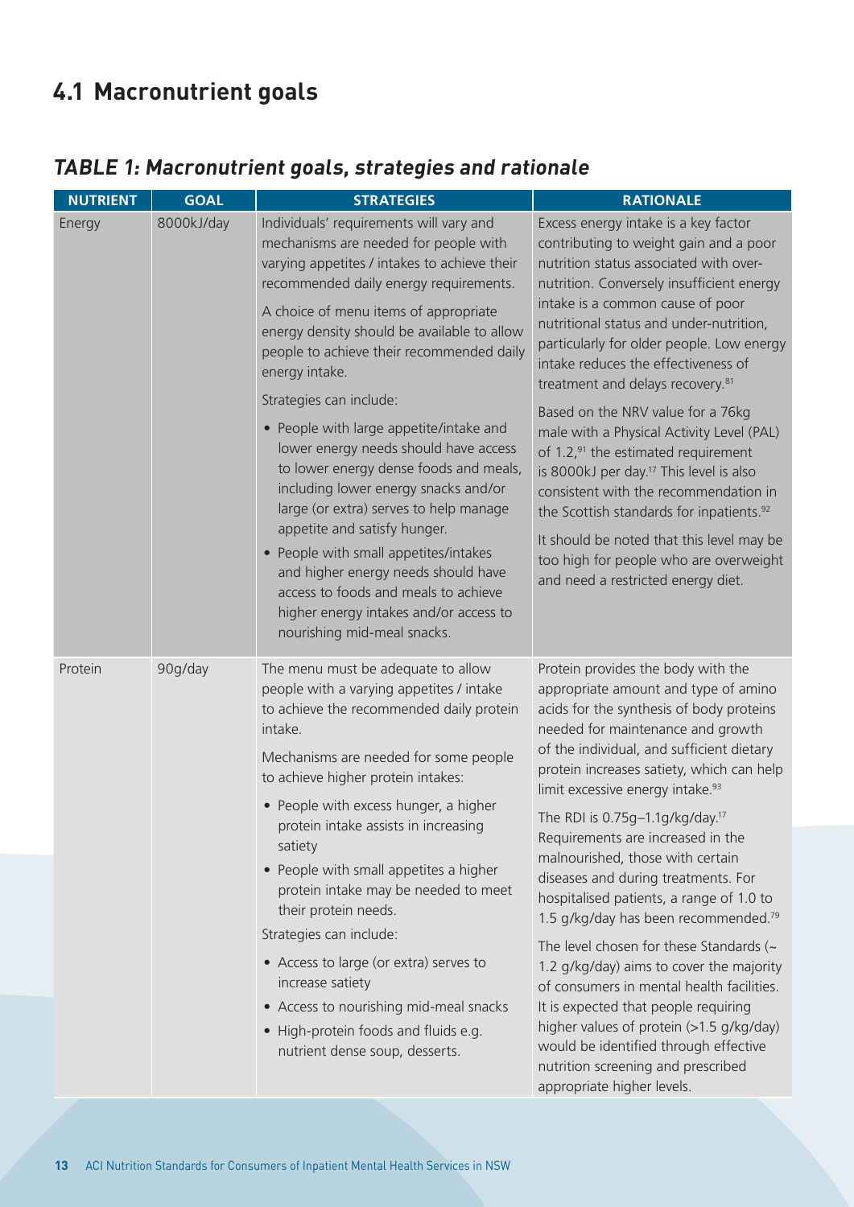## 4.1 Macronutrient goals

### *TABLE 1: Macronutrient goals, strategies and rationale*

| NUTRIENT | GOAL | STRATEGIES | RATIONALE |
|---|---|---|---|
| Energy | 8000kJ/day | Individuals' requirements will vary and mechanisms are needed for people with varying appetites / intakes to achieve their recommended daily energy requirements.<br><br>A choice of menu items of appropriate energy density should be available to allow people to achieve their recommended daily energy intake.<br><br>Strategies can include:<br>• People with large appetite/intake and lower energy needs should have access to lower energy dense foods and meals, including lower energy snacks and/or large (or extra) serves to help manage appetite and satisfy hunger.<br>• People with small appetites/intakes and higher energy needs should have access to foods and meals to achieve higher energy intakes and/or access to nourishing mid-meal snacks. | Excess energy intake is a key factor contributing to weight gain and a poor nutrition status associated with over-nutrition. Conversely insufficient energy intake is a common cause of poor nutritional status and under-nutrition, particularly for older people. Low energy intake reduces the effectiveness of treatment and delays recovery.[81]<br><br>Based on the NRV value for a 76kg male with a Physical Activity Level (PAL) of 1.2,[91] the estimated requirement is 8000kJ per day.[17] This level is also consistent with the recommendation in the Scottish standards for inpatients.[92]<br><br>It should be noted that this level may be too high for people who are overweight and need a restricted energy diet. |
| Protein | 90g/day | The menu must be adequate to allow people with a varying appetites / intake to achieve the recommended daily protein intake.<br><br>Mechanisms are needed for some people to achieve higher protein intakes:<br>• People with excess hunger, a higher protein intake assists in increasing satiety<br>• People with small appetites a higher protein intake may be needed to meet their protein needs.<br><br>Strategies can include:<br>• Access to large (or extra) serves to increase satiety<br>• Access to nourishing mid-meal snacks<br>• High-protein foods and fluids e.g. nutrient dense soup, desserts. | Protein provides the body with the appropriate amount and type of amino acids for the synthesis of body proteins needed for maintenance and growth of the individual, and sufficient dietary protein increases satiety, which can help limit excessive energy intake.[93]<br><br>The RDI is 0.75g–1.1g/kg/day.[17] Requirements are increased in the malnourished, those with certain diseases and during treatments. For hospitalised patients, a range of 1.0 to 1.5 g/kg/day has been recommended.[79]<br><br>The level chosen for these Standards (~ 1.2 g/kg/day) aims to cover the majority of consumers in mental health facilities. It is expected that people requiring higher values of protein (>1.5 g/kg/day) would be identified through effective nutrition screening and prescribed appropriate higher levels. |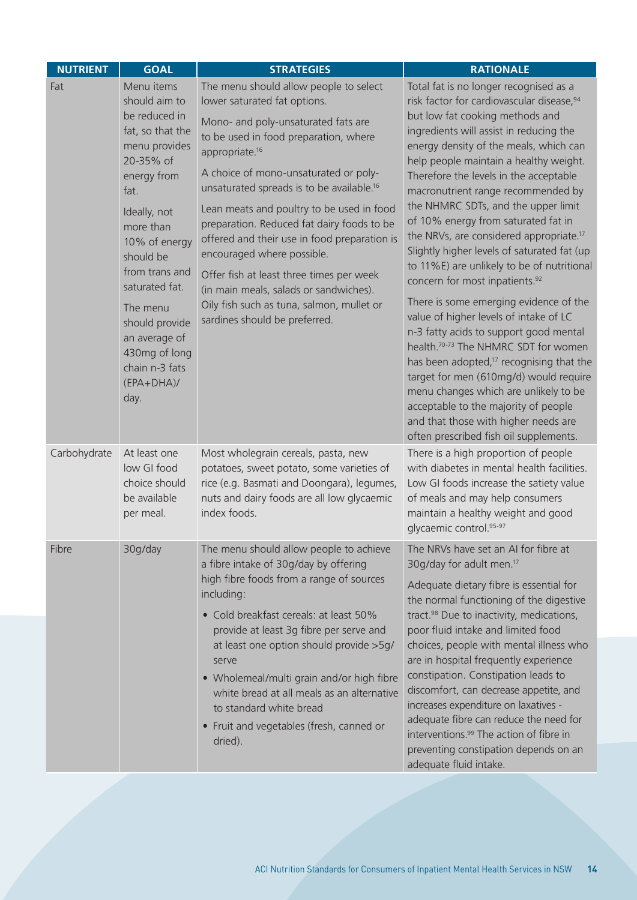| NUTRIENT | GOAL | STRATEGIES | RATIONALE |
|---|---|---|---|
| Fat | Menu items should aim to be reduced in fat, so that the menu provides 20-35% of energy from fat.<br><br>Ideally, not more than 10% of energy should be from trans and saturated fat.<br><br>The menu should provide an average of 430mg of long chain n-3 fats (EPA+DHA)/ day. | The menu should allow people to select lower saturated fat options.<br><br>Mono- and poly-unsaturated fats are to be used in food preparation, where appropriate.[16]<br><br>A choice of mono-unsaturated or poly-unsaturated spreads is to be available.[16]<br><br>Lean meats and poultry to be used in food preparation. Reduced fat dairy foods to be offered and their use in food preparation is encouraged where possible.<br><br>Offer fish at least three times per week (in main meals, salads or sandwiches). Oily fish such as tuna, salmon, mullet or sardines should be preferred. | Total fat is no longer recognised as a risk factor for cardiovascular disease,[94] but low fat cooking methods and ingredients will assist in reducing the energy density of the meals, which can help people maintain a healthy weight. Therefore the levels in the acceptable macronutrient range recommended by the NHMRC SDTs, and the upper limit of 10% energy from saturated fat in the NRVs, are considered appropriate.[17] Slightly higher levels of saturated fat (up to 11%E) are unlikely to be of nutritional concern for most inpatients.[92]<br><br>There is some emerging evidence of the value of higher levels of intake of LC n-3 fatty acids to support good mental health.[70-73] The NHMRC SDT for women has been adopted,[17] recognising that the target for men (610mg/d) would require menu changes which are unlikely to be acceptable to the majority of people and that those with higher needs are often prescribed fish oil supplements. |
| Carbohydrate | At least one low GI food choice should be available per meal. | Most wholegrain cereals, pasta, new potatoes, sweet potato, some varieties of rice (e.g. Basmati and Doongara), legumes, nuts and dairy foods are all low glycaemic index foods. | There is a high proportion of people with diabetes in mental health facilities. Low GI foods increase the satiety value of meals and may help consumers maintain a healthy weight and good glycaemic control.[95-97] |
| Fibre | 30g/day | The menu should allow people to achieve a fibre intake of 30g/day by offering high fibre foods from a range of sources including:<br>• Cold breakfast cereals: at least 50% provide at least 3g fibre per serve and at least one option should provide >5g/ serve<br>• Wholemeal/multi grain and/or high fibre white bread at all meals as an alternative to standard white bread<br>• Fruit and vegetables (fresh, canned or dried). | The NRVs have set an AI for fibre at 30g/day for adult men.[17]<br><br>Adequate dietary fibre is essential for the normal functioning of the digestive tract.[98] Due to inactivity, medications, poor fluid intake and limited food choices, people with mental illness who are in hospital frequently experience constipation. Constipation leads to discomfort, can decrease appetite, and increases expenditure on laxatives - adequate fibre can reduce the need for interventions.[99] The action of fibre in preventing constipation depends on an adequate fluid intake. |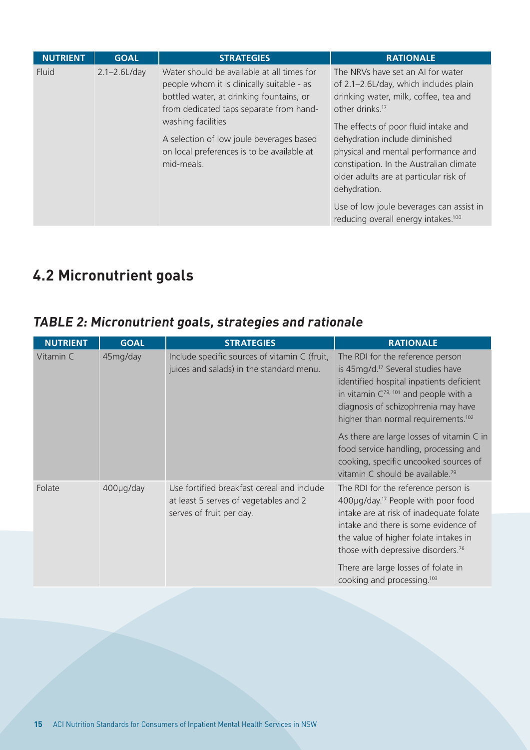| NUTRIENT | GOAL | STRATEGIES | RATIONALE |
| --- | --- | --- | --- |
| Fluid | 2.1–2.6L/day | Water should be available at all times for people whom it is clinically suitable - as bottled water, at drinking fountains, or from dedicated taps separate from hand-washing facilities<br><br>A selection of low joule beverages based on local preferences is to be available at mid-meals. | The NRVs have set an AI for water of 2.1–2.6L/day, which includes plain drinking water, milk, coffee, tea and other drinks.[17]<br><br>The effects of poor fluid intake and dehydration include diminished physical and mental performance and constipation. In the Australian climate older adults are at particular risk of dehydration.<br><br>Use of low joule beverages can assist in reducing overall energy intakes.[100] |

## 4.2 Micronutrient goals

### *TABLE 2: Micronutrient goals, strategies and rationale*

| NUTRIENT | GOAL | STRATEGIES | RATIONALE |
| --- | --- | --- | --- |
| Vitamin C | 45mg/day | Include specific sources of vitamin C (fruit, juices and salads) in the standard menu. | The RDI for the reference person is 45mg/d.[17] Several studies have identified hospital inpatients deficient in vitamin C[79, 101] and people with a diagnosis of schizophrenia may have higher than normal requirements.[102]<br><br>As there are large losses of vitamin C in food service handling, processing and cooking, specific uncooked sources of vitamin C should be available.[79] |
| Folate | 400μg/day | Use fortified breakfast cereal and include at least 5 serves of vegetables and 2 serves of fruit per day. | The RDI for the reference person is 400μg/day.[17] People with poor food intake are at risk of inadequate folate intake and there is some evidence of the value of higher folate intakes in those with depressive disorders.[76]<br><br>There are large losses of folate in cooking and processing.[103] |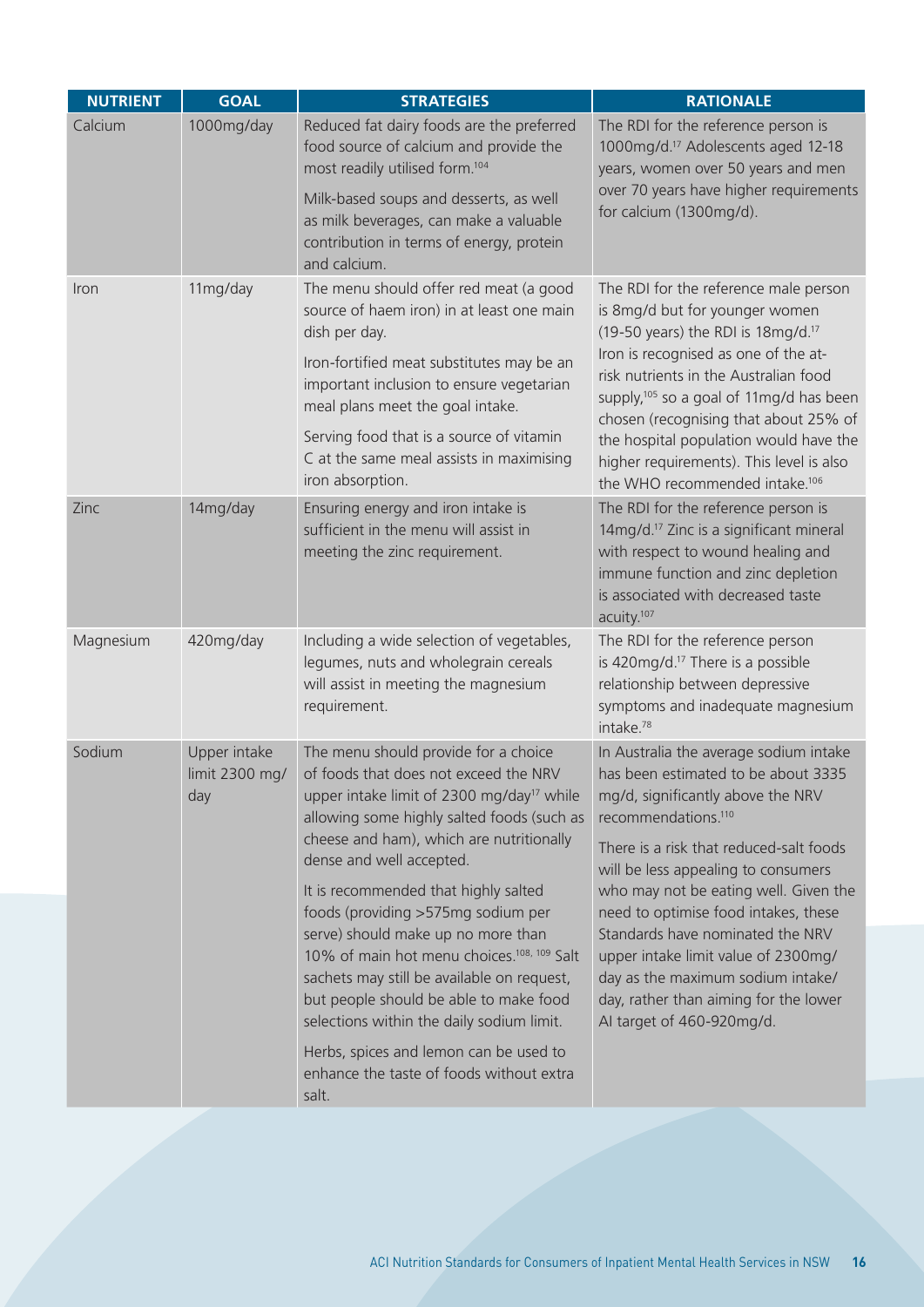| NUTRIENT | GOAL | STRATEGIES | RATIONALE |
|---|---|---|---|
| Calcium | 1000mg/day | Reduced fat dairy foods are the preferred food source of calcium and provide the most readily utilised form.[104]<br><br>Milk-based soups and desserts, as well as milk beverages, can make a valuable contribution in terms of energy, protein and calcium. | The RDI for the reference person is 1000mg/d.[17] Adolescents aged 12-18 years, women over 50 years and men over 70 years have higher requirements for calcium (1300mg/d). |
| Iron | 11mg/day | The menu should offer red meat (a good source of haem iron) in at least one main dish per day.<br><br>Iron-fortified meat substitutes may be an important inclusion to ensure vegetarian meal plans meet the goal intake.<br><br>Serving food that is a source of vitamin C at the same meal assists in maximising iron absorption. | The RDI for the reference male person is 8mg/d but for younger women (19-50 years) the RDI is 18mg/d.[17] Iron is recognised as one of the at-risk nutrients in the Australian food supply,[105] so a goal of 11mg/d has been chosen (recognising that about 25% of the hospital population would have the higher requirements). This level is also the WHO recommended intake.[106] |
| Zinc | 14mg/day | Ensuring energy and iron intake is sufficient in the menu will assist in meeting the zinc requirement. | The RDI for the reference person is 14mg/d.[17] Zinc is a significant mineral with respect to wound healing and immune function and zinc depletion is associated with decreased taste acuity.[107] |
| Magnesium | 420mg/day | Including a wide selection of vegetables, legumes, nuts and wholegrain cereals will assist in meeting the magnesium requirement. | The RDI for the reference person is 420mg/d.[17] There is a possible relationship between depressive symptoms and inadequate magnesium intake.[78] |
| Sodium | Upper intake limit 2300 mg/day | The menu should provide for a choice of foods that does not exceed the NRV upper intake limit of 2300 mg/day[17] while allowing some highly salted foods (such as cheese and ham), which are nutritionally dense and well accepted.<br><br>It is recommended that highly salted foods (providing >575mg sodium per serve) should make up no more than 10% of main hot menu choices.[108, 109] Salt sachets may still be available on request, but people should be able to make food selections within the daily sodium limit.<br><br>Herbs, spices and lemon can be used to enhance the taste of foods without extra salt. | In Australia the average sodium intake has been estimated to be about 3335 mg/d, significantly above the NRV recommendations.[110]<br><br>There is a risk that reduced-salt foods will be less appealing to consumers who may not be eating well. Given the need to optimise food intakes, these Standards have nominated the NRV upper intake limit value of 2300mg/day as the maximum sodium intake/day, rather than aiming for the lower AI target of 460-920mg/d. |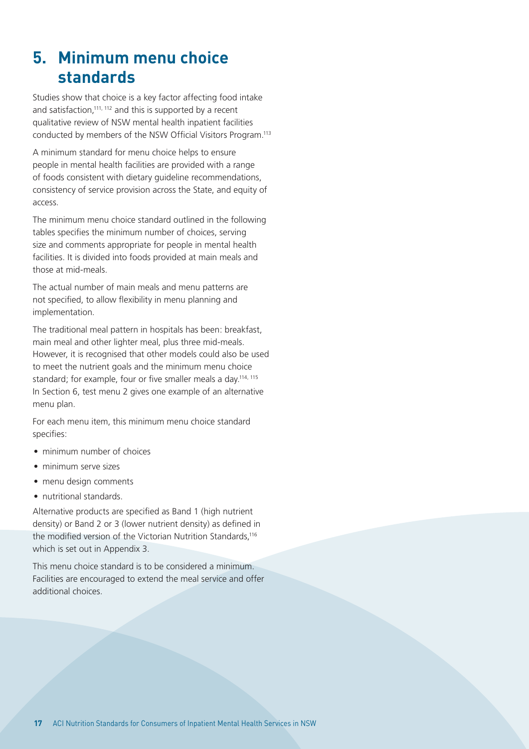# 5. Minimum menu choice standards

Studies show that choice is a key factor affecting food intake and satisfaction,[111, 112] and this is supported by a recent qualitative review of NSW mental health inpatient facilities conducted by members of the NSW Official Visitors Program.[113]

A minimum standard for menu choice helps to ensure people in mental health facilities are provided with a range of foods consistent with dietary guideline recommendations, consistency of service provision across the State, and equity of access.

The minimum menu choice standard outlined in the following tables specifies the minimum number of choices, serving size and comments appropriate for people in mental health facilities. It is divided into foods provided at main meals and those at mid-meals.

The actual number of main meals and menu patterns are not specified, to allow flexibility in menu planning and implementation.

The traditional meal pattern in hospitals has been: breakfast, main meal and other lighter meal, plus three mid-meals. However, it is recognised that other models could also be used to meet the nutrient goals and the minimum menu choice standard; for example, four or five smaller meals a day.[114, 115] In Section 6, test menu 2 gives one example of an alternative menu plan.

For each menu item, this minimum menu choice standard specifies:

- minimum number of choices
- minimum serve sizes
- menu design comments
- nutritional standards.

Alternative products are specified as Band 1 (high nutrient density) or Band 2 or 3 (lower nutrient density) as defined in the modified version of the Victorian Nutrition Standards,[116] which is set out in Appendix 3.

This menu choice standard is to be considered a minimum. Facilities are encouraged to extend the meal service and offer additional choices.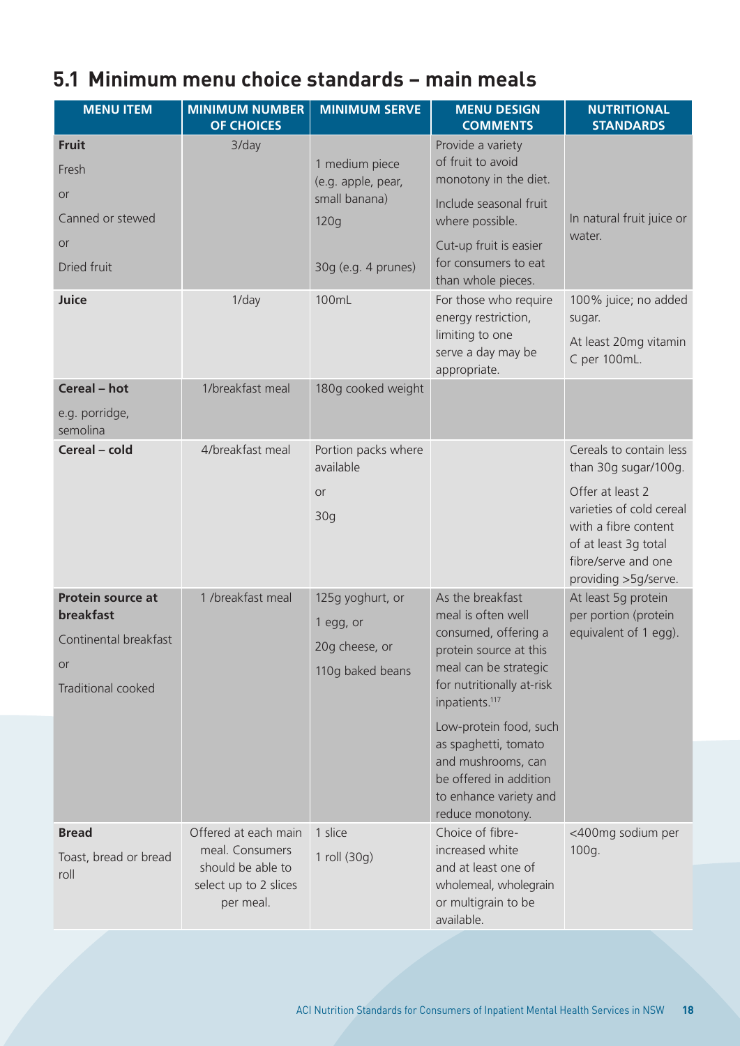## 5.1 Minimum menu choice standards – main meals

| MENU ITEM | MINIMUM NUMBER OF CHOICES | MINIMUM SERVE | MENU DESIGN COMMENTS | NUTRITIONAL STANDARDS |
|---|---|---|---|---|
| **Fruit**<br>Fresh<br>or<br>Canned or stewed<br>or<br>Dried fruit | 3/day | 1 medium piece (e.g. apple, pear, small banana)<br>120g<br>30g (e.g. 4 prunes) | Provide a variety of fruit to avoid monotony in the diet.<br>Include seasonal fruit where possible.<br>Cut-up fruit is easier for consumers to eat than whole pieces. | In natural fruit juice or water. |
| **Juice** | 1/day | 100mL | For those who require energy restriction, limiting to one serve a day may be appropriate. | 100% juice; no added sugar.<br>At least 20mg vitamin C per 100mL. |
| **Cereal – hot**<br>e.g. porridge, semolina | 1/breakfast meal | 180g cooked weight | | |
| **Cereal – cold** | 4/breakfast meal | Portion packs where available<br>or<br>30g | | Cereals to contain less than 30g sugar/100g.<br>Offer at least 2 varieties of cold cereal with a fibre content of at least 3g total fibre/serve and one providing >5g/serve. |
| **Protein source at breakfast**<br>Continental breakfast<br>or<br>Traditional cooked | 1 /breakfast meal | 125g yoghurt, or<br>1 egg, or<br>20g cheese, or<br>110g baked beans | As the breakfast meal is often well consumed, offering a protein source at this meal can be strategic for nutritionally at-risk inpatients.[117]<br>Low-protein food, such as spaghetti, tomato and mushrooms, can be offered in addition to enhance variety and reduce monotony. | At least 5g protein per portion (protein equivalent of 1 egg). |
| **Bread**<br>Toast, bread or bread roll | Offered at each main meal. Consumers should be able to select up to 2 slices per meal. | 1 slice<br>1 roll (30g) | Choice of fibre-increased white and at least one of wholemeal, wholegrain or multigrain to be available. | <400mg sodium per 100g. |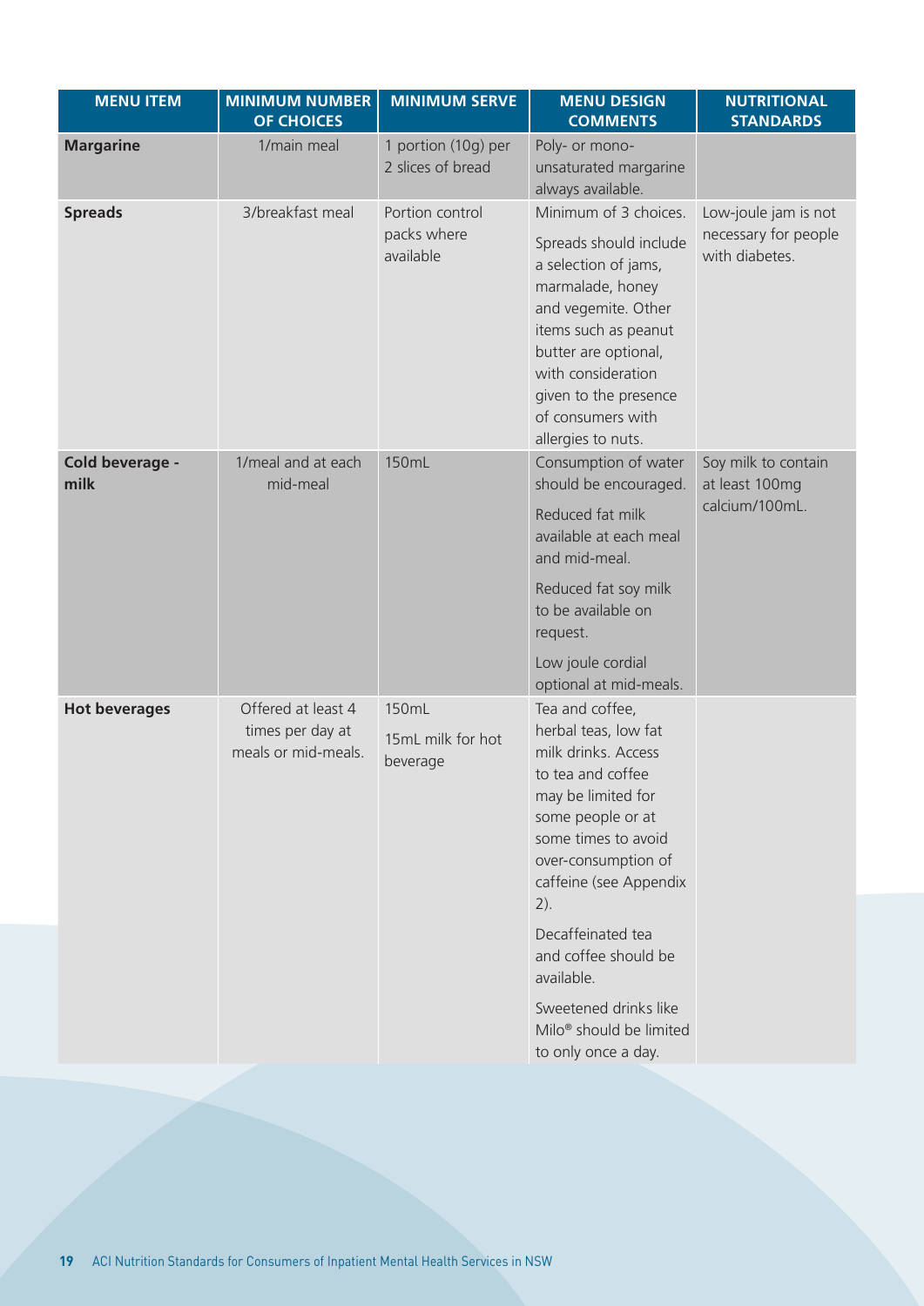| MENU ITEM | MINIMUM NUMBER OF CHOICES | MINIMUM SERVE | MENU DESIGN COMMENTS | NUTRITIONAL STANDARDS |
|---|---|---|---|---|
| **Margarine** | 1/main meal | 1 portion (10g) per 2 slices of bread | Poly- or mono-unsaturated margarine always available. | |
| **Spreads** | 3/breakfast meal | Portion control packs where available | Minimum of 3 choices.<br><br>Spreads should include a selection of jams, marmalade, honey and vegemite. Other items such as peanut butter are optional, with consideration given to the presence of consumers with allergies to nuts. | Low-joule jam is not necessary for people with diabetes. |
| **Cold beverage - milk** | 1/meal and at each mid-meal | 150mL | Consumption of water should be encouraged.<br><br>Reduced fat milk available at each meal and mid-meal.<br><br>Reduced fat soy milk to be available on request.<br><br>Low joule cordial optional at mid-meals. | Soy milk to contain at least 100mg calcium/100mL. |
| **Hot beverages** | Offered at least 4 times per day at meals or mid-meals. | 150mL<br><br>15mL milk for hot beverage | Tea and coffee, herbal teas, low fat milk drinks. Access to tea and coffee may be limited for some people or at some times to avoid over-consumption of caffeine (see Appendix 2).<br><br>Decaffeinated tea and coffee should be available.<br><br>Sweetened drinks like Milo® should be limited to only once a day. | |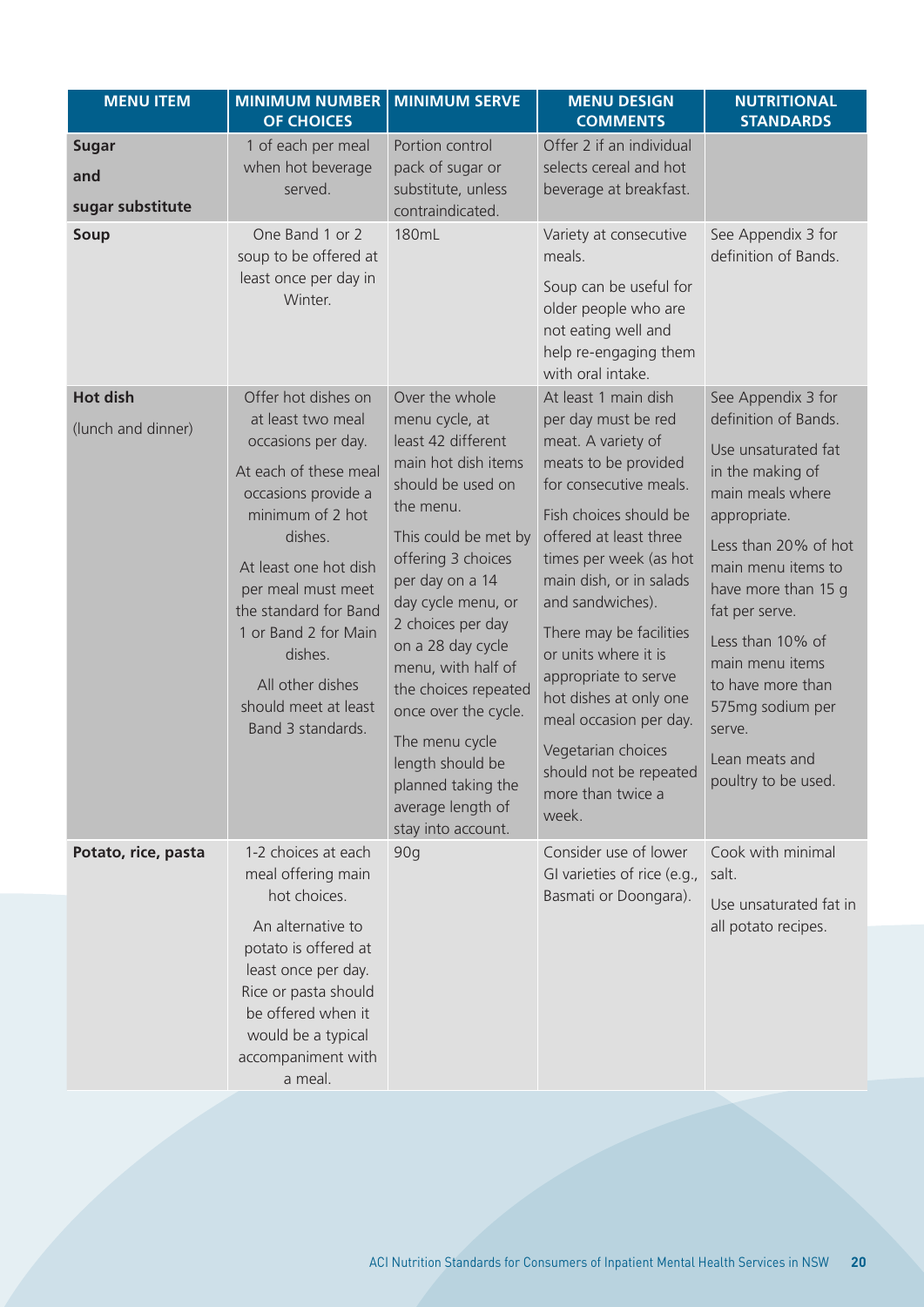| MENU ITEM | MINIMUM NUMBER OF CHOICES | MINIMUM SERVE | MENU DESIGN COMMENTS | NUTRITIONAL STANDARDS |
|---|---|---|---|---|
| **Sugar and sugar substitute** | 1 of each per meal when hot beverage served. | Portion control pack of sugar or substitute, unless contraindicated. | Offer 2 if an individual selects cereal and hot beverage at breakfast. | |
| **Soup** | One Band 1 or 2 soup to be offered at least once per day in Winter. | 180mL | Variety at consecutive meals.<br><br>Soup can be useful for older people who are not eating well and help re-engaging them with oral intake. | See Appendix 3 for definition of Bands. |
| **Hot dish** (lunch and dinner) | Offer hot dishes on at least two meal occasions per day.<br><br>At each of these meal occasions provide a minimum of 2 hot dishes.<br><br>At least one hot dish per meal must meet the standard for Band 1 or Band 2 for Main dishes.<br><br>All other dishes should meet at least Band 3 standards. | Over the whole menu cycle, at least 42 different main hot dish items should be used on the menu.<br><br>This could be met by offering 3 choices per day on a 14 day cycle menu, or 2 choices per day on a 28 day cycle menu, with half of the choices repeated once over the cycle.<br><br>The menu cycle length should be planned taking the average length of stay into account. | At least 1 main dish per day must be red meat. A variety of meats to be provided for consecutive meals.<br><br>Fish choices should be offered at least three times per week (as hot main dish, or in salads and sandwiches).<br><br>There may be facilities or units where it is appropriate to serve hot dishes at only one meal occasion per day.<br><br>Vegetarian choices should not be repeated more than twice a week. | See Appendix 3 for definition of Bands.<br><br>Use unsaturated fat in the making of main meals where appropriate.<br><br>Less than 20% of hot main menu items to have more than 15 g fat per serve.<br><br>Less than 10% of main menu items to have more than 575mg sodium per serve.<br><br>Lean meats and poultry to be used. |
| **Potato, rice, pasta** | 1-2 choices at each meal offering main hot choices.<br><br>An alternative to potato is offered at least once per day. Rice or pasta should be offered when it would be a typical accompaniment with a meal. | 90g | Consider use of lower GI varieties of rice (e.g., Basmati or Doongara). | Cook with minimal salt.<br><br>Use unsaturated fat in all potato recipes. |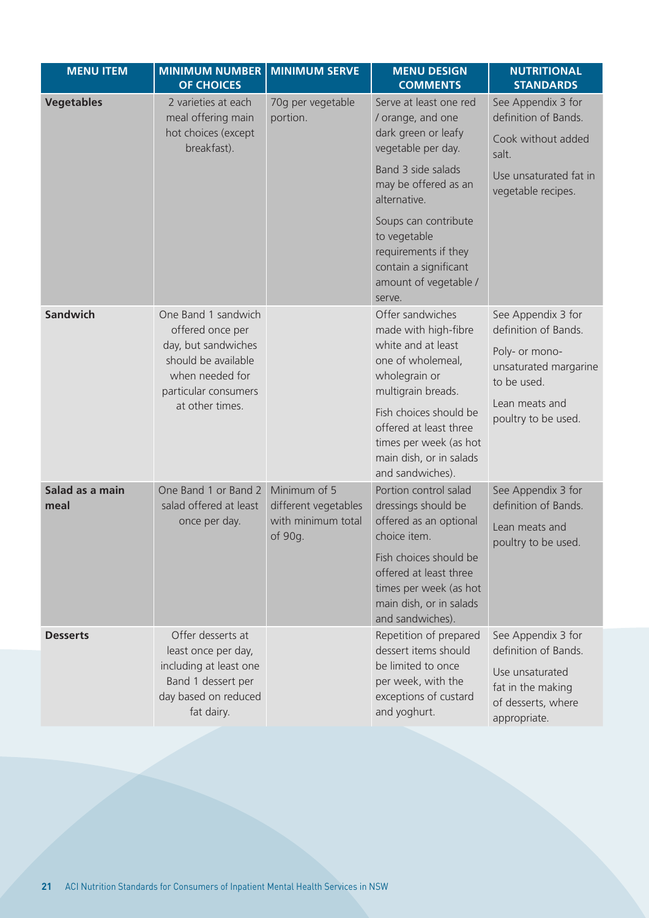| MENU ITEM | MINIMUM NUMBER OF CHOICES | MINIMUM SERVE | MENU DESIGN COMMENTS | NUTRITIONAL STANDARDS |
|---|---|---|---|---|
| **Vegetables** | 2 varieties at each meal offering main hot choices (except breakfast). | 70g per vegetable portion. | Serve at least one red / orange, and one dark green or leafy vegetable per day.<br><br>Band 3 side salads may be offered as an alternative.<br><br>Soups can contribute to vegetable requirements if they contain a significant amount of vegetable / serve. | See Appendix 3 for definition of Bands.<br><br>Cook without added salt.<br><br>Use unsaturated fat in vegetable recipes. |
| **Sandwich** | One Band 1 sandwich offered once per day, but sandwiches should be available when needed for particular consumers at other times. | | Offer sandwiches made with high-fibre white and at least one of wholemeal, wholegrain or multigrain breads.<br><br>Fish choices should be offered at least three times per week (as hot main dish, or in salads and sandwiches). | See Appendix 3 for definition of Bands.<br><br>Poly- or mono-unsaturated margarine to be used.<br><br>Lean meats and poultry to be used. |
| **Salad as a main meal** | One Band 1 or Band 2 salad offered at least once per day. | Minimum of 5 different vegetables with minimum total of 90g. | Portion control salad dressings should be offered as an optional choice item.<br><br>Fish choices should be offered at least three times per week (as hot main dish, or in salads and sandwiches). | See Appendix 3 for definition of Bands.<br><br>Lean meats and poultry to be used. |
| **Desserts** | Offer desserts at least once per day, including at least one Band 1 dessert per day based on reduced fat dairy. | | Repetition of prepared dessert items should be limited to once per week, with the exceptions of custard and yoghurt. | See Appendix 3 for definition of Bands.<br><br>Use unsaturated fat in the making of desserts, where appropriate. |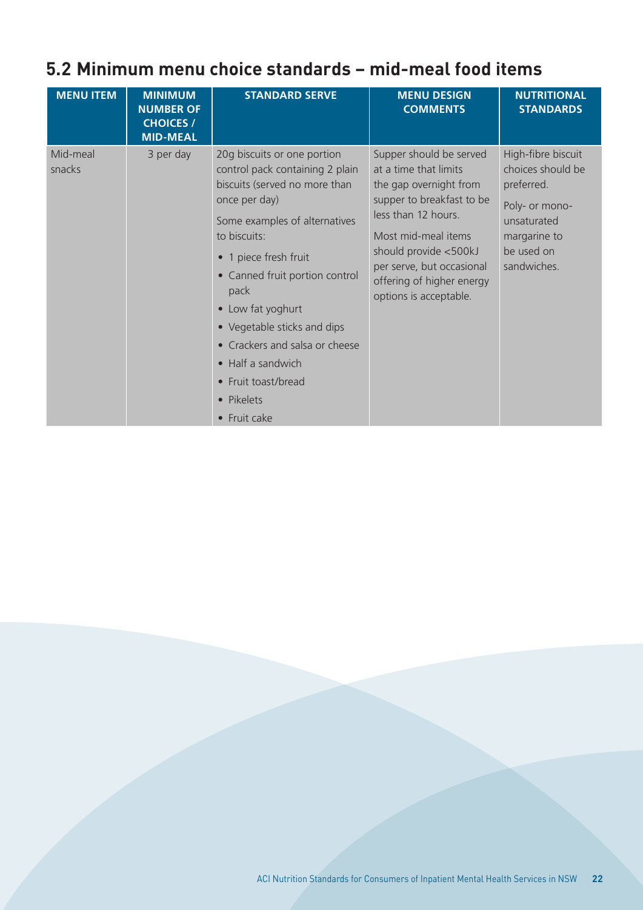## 5.2 Minimum menu choice standards – mid-meal food items

| MENU ITEM | MINIMUM NUMBER OF CHOICES / MID-MEAL | STANDARD SERVE | MENU DESIGN COMMENTS | NUTRITIONAL STANDARDS |
|---|---|---|---|---|
| Mid-meal snacks | 3 per day | 20g biscuits or one portion control pack containing 2 plain biscuits (served no more than once per day)<br><br>Some examples of alternatives to biscuits:<br>• 1 piece fresh fruit<br>• Canned fruit portion control pack<br>• Low fat yoghurt<br>• Vegetable sticks and dips<br>• Crackers and salsa or cheese<br>• Half a sandwich<br>• Fruit toast/bread<br>• Pikelets<br>• Fruit cake | Supper should be served at a time that limits the gap overnight from supper to breakfast to be less than 12 hours.<br><br>Most mid-meal items should provide <500kJ per serve, but occasional offering of higher energy options is acceptable. | High-fibre biscuit choices should be preferred.<br><br>Poly- or mono-unsaturated margarine to be used on sandwiches. |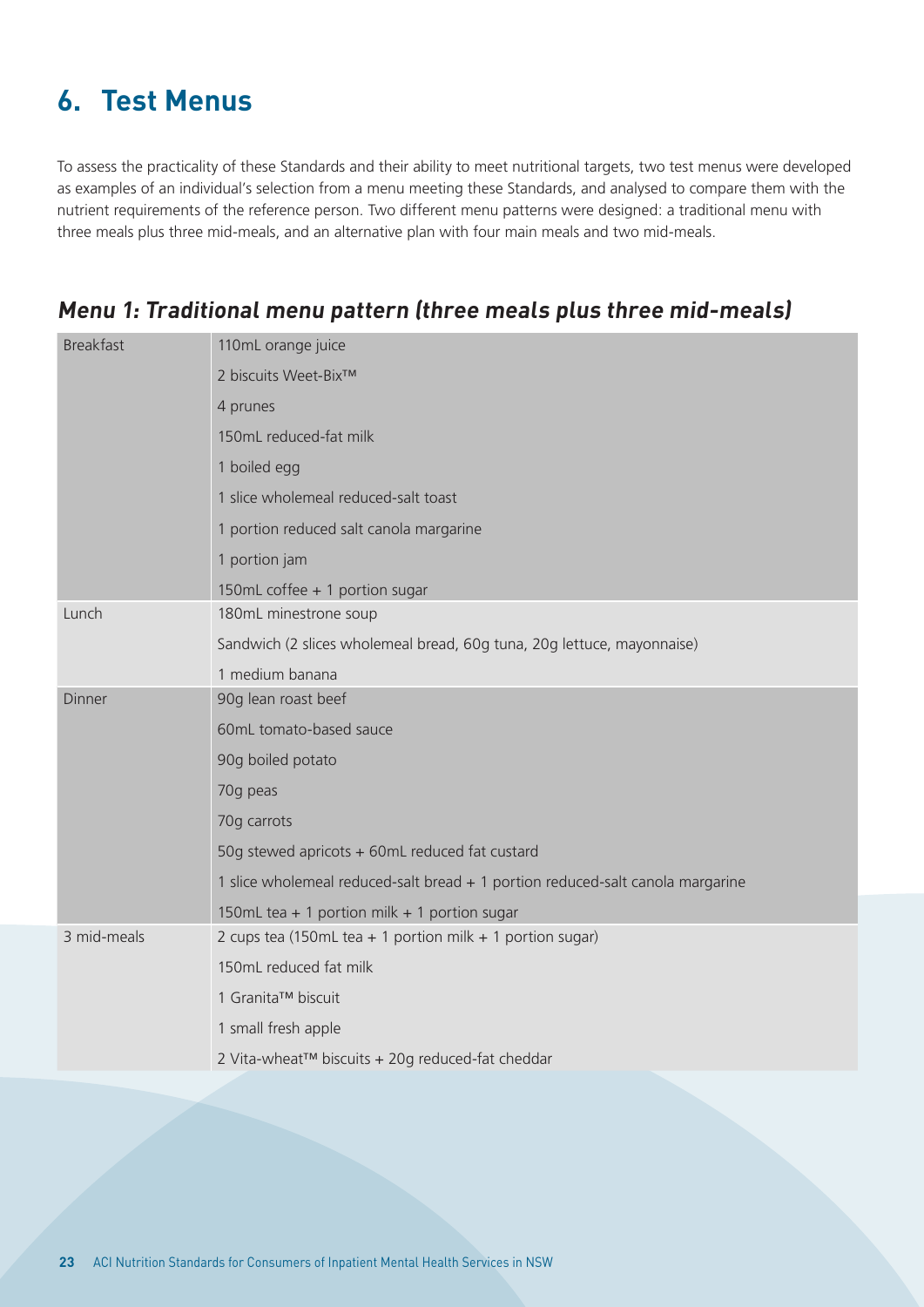## 6. Test Menus

To assess the practicality of these Standards and their ability to meet nutritional targets, two test menus were developed as examples of an individual's selection from a menu meeting these Standards, and analysed to compare them with the nutrient requirements of the reference person. Two different menu patterns were designed: a traditional menu with three meals plus three mid-meals, and an alternative plan with four main meals and two mid-meals.

### *Menu 1: Traditional menu pattern (three meals plus three mid-meals)*

| | |
|---|---|
| Breakfast | 110mL orange juice |
| | 2 biscuits Weet-Bix™ |
| | 4 prunes |
| | 150mL reduced-fat milk |
| | 1 boiled egg |
| | 1 slice wholemeal reduced-salt toast |
| | 1 portion reduced salt canola margarine |
| | 1 portion jam |
| | 150mL coffee + 1 portion sugar |
| Lunch | 180mL minestrone soup |
| | Sandwich (2 slices wholemeal bread, 60g tuna, 20g lettuce, mayonnaise) |
| | 1 medium banana |
| Dinner | 90g lean roast beef |
| | 60mL tomato-based sauce |
| | 90g boiled potato |
| | 70g peas |
| | 70g carrots |
| | 50g stewed apricots + 60mL reduced fat custard |
| | 1 slice wholemeal reduced-salt bread + 1 portion reduced-salt canola margarine |
| | 150mL tea + 1 portion milk + 1 portion sugar |
| 3 mid-meals | 2 cups tea (150mL tea + 1 portion milk + 1 portion sugar) |
| | 150mL reduced fat milk |
| | 1 Granita™ biscuit |
| | 1 small fresh apple |
| | 2 Vita-wheat™ biscuits + 20g reduced-fat cheddar |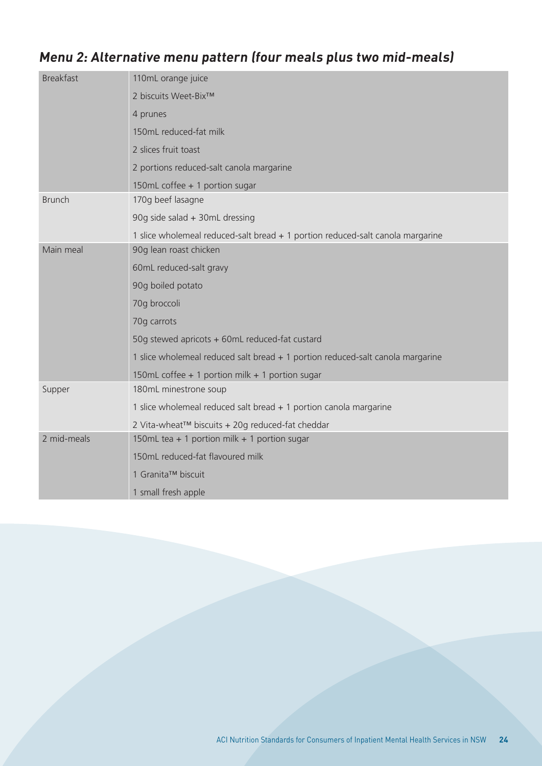## *Menu 2: Alternative menu pattern (four meals plus two mid-meals)*

| | |
|---|---|
| Breakfast | 110mL orange juice |
| | 2 biscuits Weet-Bix™ |
| | 4 prunes |
| | 150mL reduced-fat milk |
| | 2 slices fruit toast |
| | 2 portions reduced-salt canola margarine |
| | 150mL coffee + 1 portion sugar |
| Brunch | 170g beef lasagne |
| | 90g side salad + 30mL dressing |
| | 1 slice wholemeal reduced-salt bread + 1 portion reduced-salt canola margarine |
| Main meal | 90g lean roast chicken |
| | 60mL reduced-salt gravy |
| | 90g boiled potato |
| | 70g broccoli |
| | 70g carrots |
| | 50g stewed apricots + 60mL reduced-fat custard |
| | 1 slice wholemeal reduced salt bread + 1 portion reduced-salt canola margarine |
| | 150mL coffee + 1 portion milk + 1 portion sugar |
| Supper | 180mL minestrone soup |
| | 1 slice wholemeal reduced salt bread + 1 portion canola margarine |
| | 2 Vita-wheat™ biscuits + 20g reduced-fat cheddar |
| 2 mid-meals | 150mL tea + 1 portion milk + 1 portion sugar |
| | 150mL reduced-fat flavoured milk |
| | 1 Granita™ biscuit |
| | 1 small fresh apple |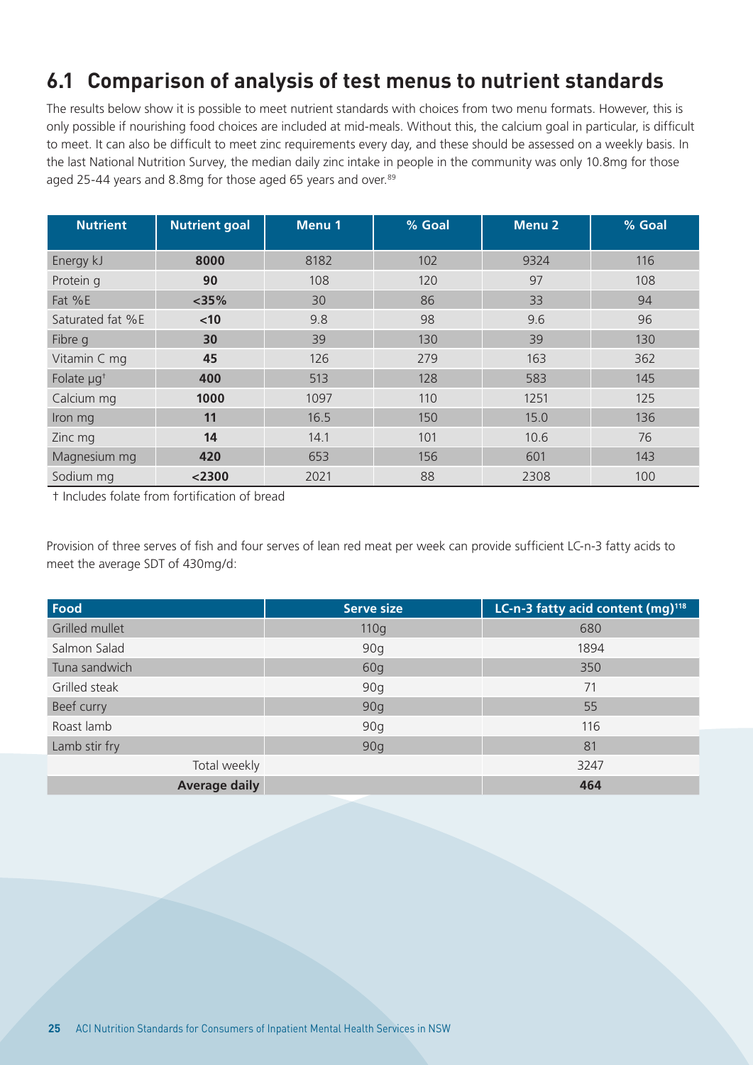## 6.1 Comparison of analysis of test menus to nutrient standards

The results below show it is possible to meet nutrient standards with choices from two menu formats. However, this is only possible if nourishing food choices are included at mid-meals. Without this, the calcium goal in particular, is difficult to meet. It can also be difficult to meet zinc requirements every day, and these should be assessed on a weekly basis. In the last National Nutrition Survey, the median daily zinc intake in people in the community was only 10.8mg for those aged 25-44 years and 8.8mg for those aged 65 years and over.[89]

| Nutrient | Nutrient goal | Menu 1 | % Goal | Menu 2 | % Goal |
|---|---|---|---|---|---|
| Energy kJ | **8000** | 8182 | 102 | 9324 | 116 |
| Protein g | **90** | 108 | 120 | 97 | 108 |
| Fat %E | **<35%** | 30 | 86 | 33 | 94 |
| Saturated fat %E | **<10** | 9.8 | 98 | 9.6 | 96 |
| Fibre g | **30** | 39 | 130 | 39 | 130 |
| Vitamin C mg | **45** | 126 | 279 | 163 | 362 |
| Folate µg† | **400** | 513 | 128 | 583 | 145 |
| Calcium mg | **1000** | 1097 | 110 | 1251 | 125 |
| Iron mg | **11** | 16.5 | 150 | 15.0 | 136 |
| Zinc mg | **14** | 14.1 | 101 | 10.6 | 76 |
| Magnesium mg | **420** | 653 | 156 | 601 | 143 |
| Sodium mg | **<2300** | 2021 | 88 | 2308 | 100 |

† Includes folate from fortification of bread

Provision of three serves of fish and four serves of lean red meat per week can provide sufficient LC-n-3 fatty acids to meet the average SDT of 430mg/d:

| Food | Serve size | LC-n-3 fatty acid content (mg)[118] |
|---|---|---|
| Grilled mullet | 110g | 680 |
| Salmon Salad | 90g | 1894 |
| Tuna sandwich | 60g | 350 |
| Grilled steak | 90g | 71 |
| Beef curry | 90g | 55 |
| Roast lamb | 90g | 116 |
| Lamb stir fry | 90g | 81 |
| Total weekly | | 3247 |
| **Average daily** | | **464** |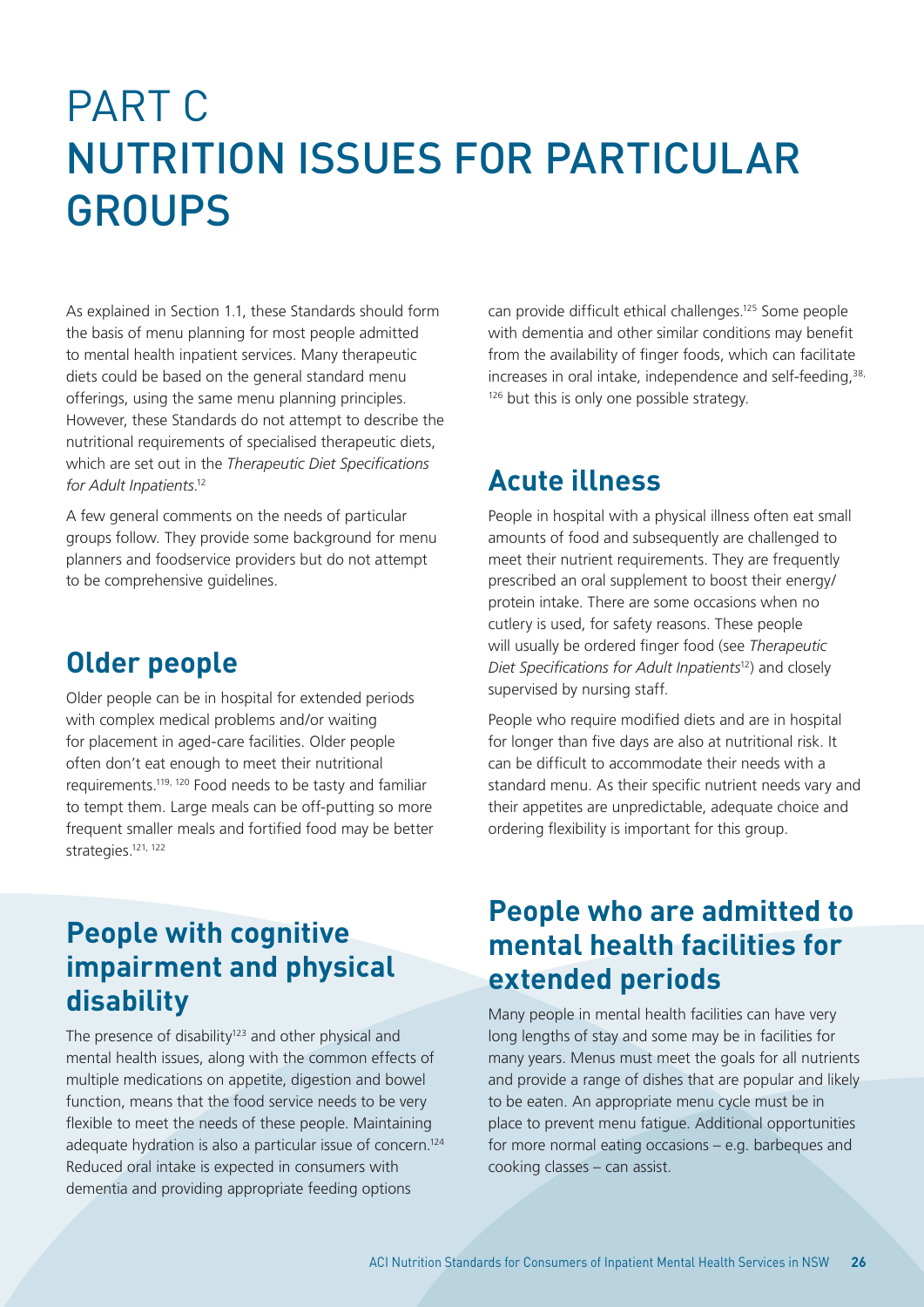# PART C NUTRITION ISSUES FOR PARTICULAR GROUPS

As explained in Section 1.1, these Standards should form the basis of menu planning for most people admitted to mental health inpatient services. Many therapeutic diets could be based on the general standard menu offerings, using the same menu planning principles. However, these Standards do not attempt to describe the nutritional requirements of specialised therapeutic diets, which are set out in the *Therapeutic Diet Specifications for Adult Inpatients*.[12]

A few general comments on the needs of particular groups follow. They provide some background for menu planners and foodservice providers but do not attempt to be comprehensive guidelines.

## Older people

Older people can be in hospital for extended periods with complex medical problems and/or waiting for placement in aged-care facilities. Older people often don't eat enough to meet their nutritional requirements.[119, 120] Food needs to be tasty and familiar to tempt them. Large meals can be off-putting so more frequent smaller meals and fortified food may be better strategies.[121, 122]

## People with cognitive impairment and physical disability

The presence of disability[123] and other physical and mental health issues, along with the common effects of multiple medications on appetite, digestion and bowel function, means that the food service needs to be very flexible to meet the needs of these people. Maintaining adequate hydration is also a particular issue of concern.[124] Reduced oral intake is expected in consumers with dementia and providing appropriate feeding options can provide difficult ethical challenges.[125] Some people with dementia and other similar conditions may benefit from the availability of finger foods, which can facilitate increases in oral intake, independence and self-feeding,[38, 126] but this is only one possible strategy.

## Acute illness

People in hospital with a physical illness often eat small amounts of food and subsequently are challenged to meet their nutrient requirements. They are frequently prescribed an oral supplement to boost their energy/protein intake. There are some occasions when no cutlery is used, for safety reasons. These people will usually be ordered finger food (see *Therapeutic Diet Specifications for Adult Inpatients*[12]) and closely supervised by nursing staff.

People who require modified diets and are in hospital for longer than five days are also at nutritional risk. It can be difficult to accommodate their needs with a standard menu. As their specific nutrient needs vary and their appetites are unpredictable, adequate choice and ordering flexibility is important for this group.

## People who are admitted to mental health facilities for extended periods

Many people in mental health facilities can have very long lengths of stay and some may be in facilities for many years. Menus must meet the goals for all nutrients and provide a range of dishes that are popular and likely to be eaten. An appropriate menu cycle must be in place to prevent menu fatigue. Additional opportunities for more normal eating occasions – e.g. barbeques and cooking classes – can assist.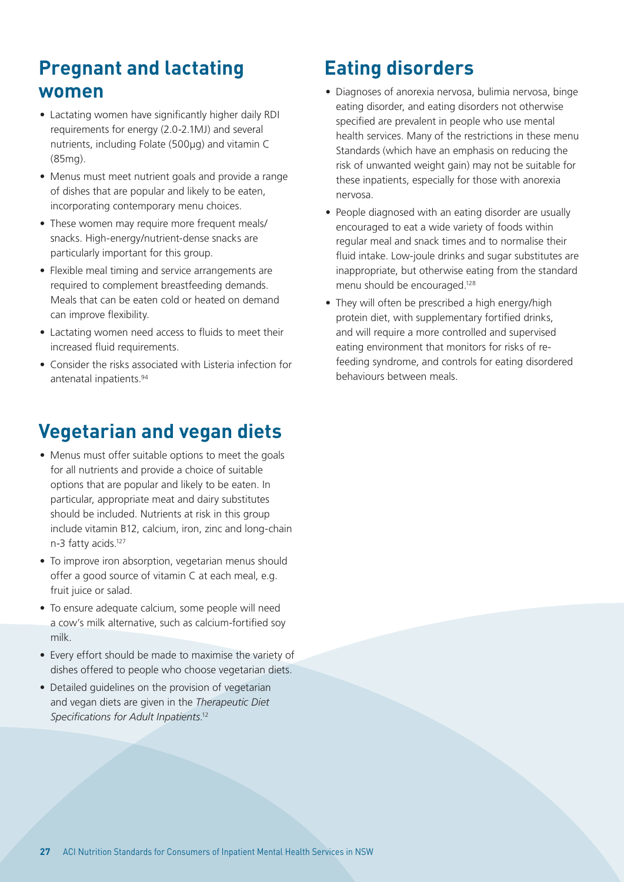## Pregnant and lactating women

- Lactating women have significantly higher daily RDI requirements for energy (2.0-2.1MJ) and several nutrients, including Folate (500μg) and vitamin C (85mg).
- Menus must meet nutrient goals and provide a range of dishes that are popular and likely to be eaten, incorporating contemporary menu choices.
- These women may require more frequent meals/snacks. High-energy/nutrient-dense snacks are particularly important for this group.
- Flexible meal timing and service arrangements are required to complement breastfeeding demands. Meals that can be eaten cold or heated on demand can improve flexibility.
- Lactating women need access to fluids to meet their increased fluid requirements.
- Consider the risks associated with Listeria infection for antenatal inpatients.[94]

## Vegetarian and vegan diets

- Menus must offer suitable options to meet the goals for all nutrients and provide a choice of suitable options that are popular and likely to be eaten. In particular, appropriate meat and dairy substitutes should be included. Nutrients at risk in this group include vitamin B12, calcium, iron, zinc and long-chain n-3 fatty acids.[127]
- To improve iron absorption, vegetarian menus should offer a good source of vitamin C at each meal, e.g. fruit juice or salad.
- To ensure adequate calcium, some people will need a cow's milk alternative, such as calcium-fortified soy milk.
- Every effort should be made to maximise the variety of dishes offered to people who choose vegetarian diets.
- Detailed guidelines on the provision of vegetarian and vegan diets are given in the *Therapeutic Diet Specifications for Adult Inpatients*.[12]

## Eating disorders

- Diagnoses of anorexia nervosa, bulimia nervosa, binge eating disorder, and eating disorders not otherwise specified are prevalent in people who use mental health services. Many of the restrictions in these menu Standards (which have an emphasis on reducing the risk of unwanted weight gain) may not be suitable for these inpatients, especially for those with anorexia nervosa.
- People diagnosed with an eating disorder are usually encouraged to eat a wide variety of foods within regular meal and snack times and to normalise their fluid intake. Low-joule drinks and sugar substitutes are inappropriate, but otherwise eating from the standard menu should be encouraged.[128]
- They will often be prescribed a high energy/high protein diet, with supplementary fortified drinks, and will require a more controlled and supervised eating environment that monitors for risks of re-feeding syndrome, and controls for eating disordered behaviours between meals.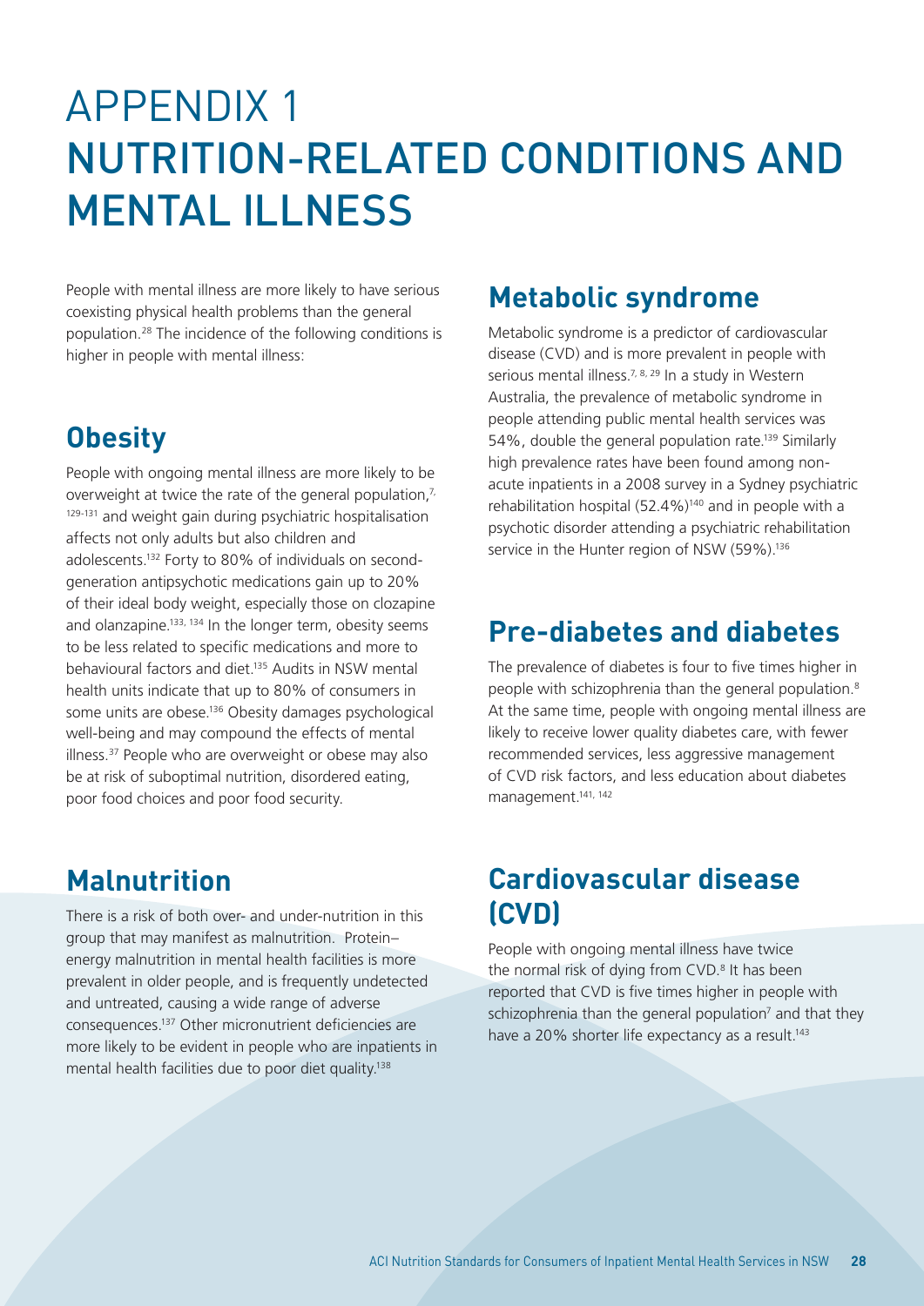# APPENDIX 1 NUTRITION-RELATED CONDITIONS AND MENTAL ILLNESS

People with mental illness are more likely to have serious coexisting physical health problems than the general population.[28] The incidence of the following conditions is higher in people with mental illness:

## Obesity

People with ongoing mental illness are more likely to be overweight at twice the rate of the general population,[7, 129-131] and weight gain during psychiatric hospitalisation affects not only adults but also children and adolescents.[132] Forty to 80% of individuals on second-generation antipsychotic medications gain up to 20% of their ideal body weight, especially those on clozapine and olanzapine.[133, 134] In the longer term, obesity seems to be less related to specific medications and more to behavioural factors and diet.[135] Audits in NSW mental health units indicate that up to 80% of consumers in some units are obese.[136] Obesity damages psychological well-being and may compound the effects of mental illness.[37] People who are overweight or obese may also be at risk of suboptimal nutrition, disordered eating, poor food choices and poor food security.

## Malnutrition

There is a risk of both over- and under-nutrition in this group that may manifest as malnutrition. Protein–energy malnutrition in mental health facilities is more prevalent in older people, and is frequently undetected and untreated, causing a wide range of adverse consequences.[137] Other micronutrient deficiencies are more likely to be evident in people who are inpatients in mental health facilities due to poor diet quality.[138]

## Metabolic syndrome

Metabolic syndrome is a predictor of cardiovascular disease (CVD) and is more prevalent in people with serious mental illness.[7, 8, 29] In a study in Western Australia, the prevalence of metabolic syndrome in people attending public mental health services was 54%, double the general population rate.[139] Similarly high prevalence rates have been found among non-acute inpatients in a 2008 survey in a Sydney psychiatric rehabilitation hospital (52.4%)[140] and in people with a psychotic disorder attending a psychiatric rehabilitation service in the Hunter region of NSW (59%).[136]

## Pre-diabetes and diabetes

The prevalence of diabetes is four to five times higher in people with schizophrenia than the general population.[8] At the same time, people with ongoing mental illness are likely to receive lower quality diabetes care, with fewer recommended services, less aggressive management of CVD risk factors, and less education about diabetes management.[141, 142]

## Cardiovascular disease (CVD)

People with ongoing mental illness have twice the normal risk of dying from CVD.[8] It has been reported that CVD is five times higher in people with schizophrenia than the general population[7] and that they have a 20% shorter life expectancy as a result.[143]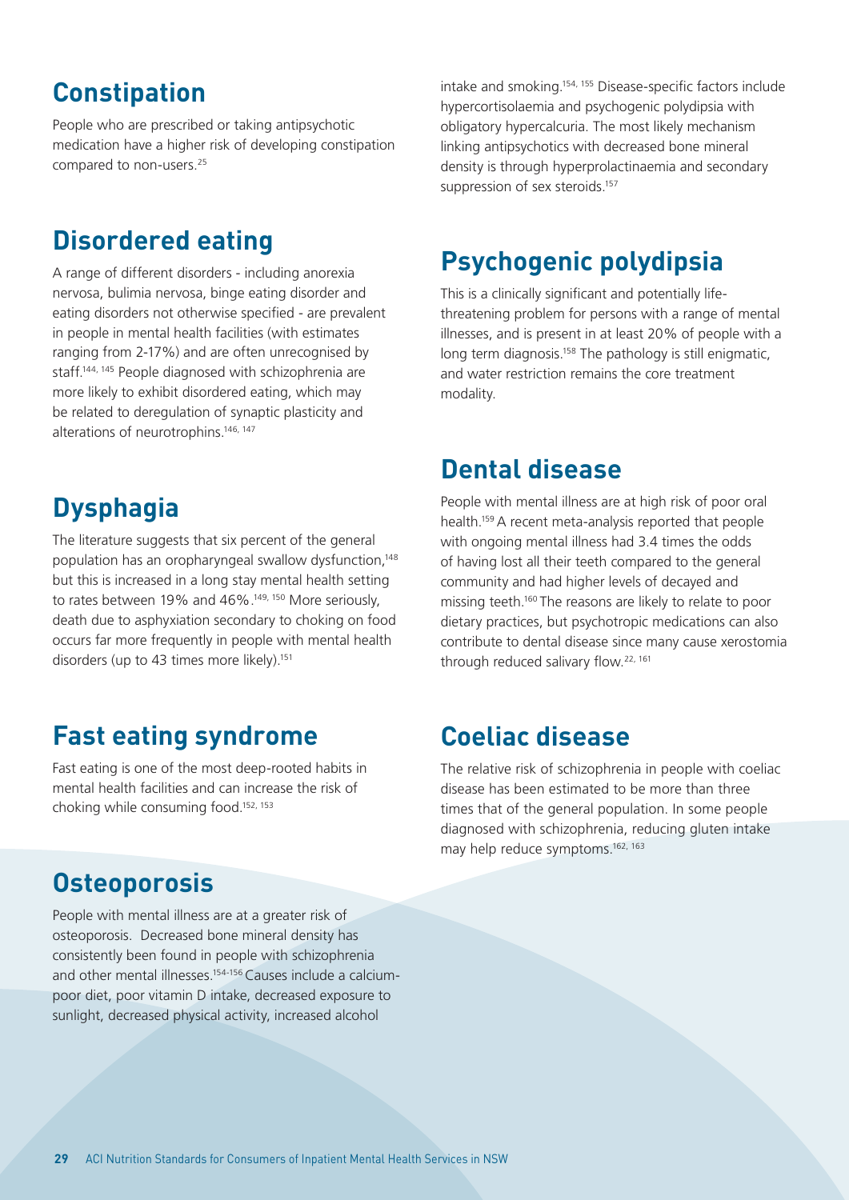## Constipation

People who are prescribed or taking antipsychotic medication have a higher risk of developing constipation compared to non-users.[25]

## Disordered eating

A range of different disorders - including anorexia nervosa, bulimia nervosa, binge eating disorder and eating disorders not otherwise specified - are prevalent in people in mental health facilities (with estimates ranging from 2-17%) and are often unrecognised by staff.[144, 145] People diagnosed with schizophrenia are more likely to exhibit disordered eating, which may be related to deregulation of synaptic plasticity and alterations of neurotrophins.[146, 147]

## Dysphagia

The literature suggests that six percent of the general population has an oropharyngeal swallow dysfunction,[148] but this is increased in a long stay mental health setting to rates between 19% and 46%.[149, 150] More seriously, death due to asphyxiation secondary to choking on food occurs far more frequently in people with mental health disorders (up to 43 times more likely).[151]

## Fast eating syndrome

Fast eating is one of the most deep-rooted habits in mental health facilities and can increase the risk of choking while consuming food.[152, 153]

## Osteoporosis

People with mental illness are at a greater risk of osteoporosis. Decreased bone mineral density has consistently been found in people with schizophrenia and other mental illnesses.[154-156] Causes include a calcium-poor diet, poor vitamin D intake, decreased exposure to sunlight, decreased physical activity, increased alcohol intake and smoking.[154, 155] Disease-specific factors include hypercortisolaemia and psychogenic polydipsia with obligatory hypercalcuria. The most likely mechanism linking antipsychotics with decreased bone mineral density is through hyperprolactinaemia and secondary suppression of sex steroids.[157]

## Psychogenic polydipsia

This is a clinically significant and potentially life-threatening problem for persons with a range of mental illnesses, and is present in at least 20% of people with a long term diagnosis.[158] The pathology is still enigmatic, and water restriction remains the core treatment modality.

## Dental disease

People with mental illness are at high risk of poor oral health.[159] A recent meta-analysis reported that people with ongoing mental illness had 3.4 times the odds of having lost all their teeth compared to the general community and had higher levels of decayed and missing teeth.[160] The reasons are likely to relate to poor dietary practices, but psychotropic medications can also contribute to dental disease since many cause xerostomia through reduced salivary flow.[22, 161]

## Coeliac disease

The relative risk of schizophrenia in people with coeliac disease has been estimated to be more than three times that of the general population. In some people diagnosed with schizophrenia, reducing gluten intake may help reduce symptoms.[162, 163]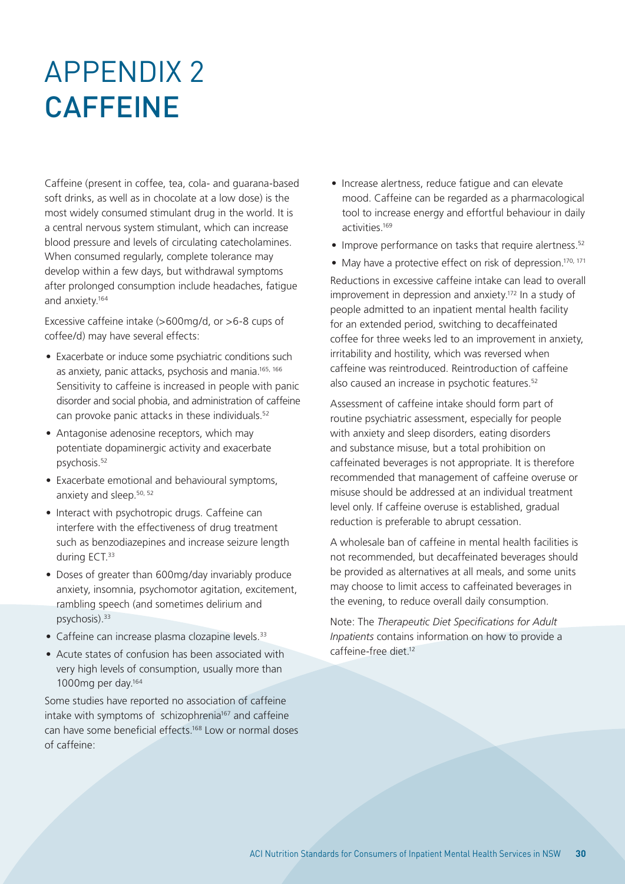# APPENDIX 2 CAFFEINE

Caffeine (present in coffee, tea, cola- and guarana-based soft drinks, as well as in chocolate at a low dose) is the most widely consumed stimulant drug in the world. It is a central nervous system stimulant, which can increase blood pressure and levels of circulating catecholamines. When consumed regularly, complete tolerance may develop within a few days, but withdrawal symptoms after prolonged consumption include headaches, fatigue and anxiety.[164]

Excessive caffeine intake (>600mg/d, or >6-8 cups of coffee/d) may have several effects:

- Exacerbate or induce some psychiatric conditions such as anxiety, panic attacks, psychosis and mania.[165, 166] Sensitivity to caffeine is increased in people with panic disorder and social phobia, and administration of caffeine can provoke panic attacks in these individuals.[52]
- Antagonise adenosine receptors, which may potentiate dopaminergic activity and exacerbate psychosis.[52]
- Exacerbate emotional and behavioural symptoms, anxiety and sleep.[50, 52]
- Interact with psychotropic drugs. Caffeine can interfere with the effectiveness of drug treatment such as benzodiazepines and increase seizure length during ECT.[33]
- Doses of greater than 600mg/day invariably produce anxiety, insomnia, psychomotor agitation, excitement, rambling speech (and sometimes delirium and psychosis).[33]
- Caffeine can increase plasma clozapine levels.[33]
- Acute states of confusion has been associated with very high levels of consumption, usually more than 1000mg per day.[164]

Some studies have reported no association of caffeine intake with symptoms of schizophrenia[167] and caffeine can have some beneficial effects.[168] Low or normal doses of caffeine:

- Increase alertness, reduce fatigue and can elevate mood. Caffeine can be regarded as a pharmacological tool to increase energy and effortful behaviour in daily activities.[169]
- Improve performance on tasks that require alertness.[52]
- May have a protective effect on risk of depression.[170, 171]

Reductions in excessive caffeine intake can lead to overall improvement in depression and anxiety.[172] In a study of people admitted to an inpatient mental health facility for an extended period, switching to decaffeinated coffee for three weeks led to an improvement in anxiety, irritability and hostility, which was reversed when caffeine was reintroduced. Reintroduction of caffeine also caused an increase in psychotic features.[52]

Assessment of caffeine intake should form part of routine psychiatric assessment, especially for people with anxiety and sleep disorders, eating disorders and substance misuse, but a total prohibition on caffeinated beverages is not appropriate. It is therefore recommended that management of caffeine overuse or misuse should be addressed at an individual treatment level only. If caffeine overuse is established, gradual reduction is preferable to abrupt cessation.

A wholesale ban of caffeine in mental health facilities is not recommended, but decaffeinated beverages should be provided as alternatives at all meals, and some units may choose to limit access to caffeinated beverages in the evening, to reduce overall daily consumption.

Note: The *Therapeutic Diet Specifications for Adult Inpatients* contains information on how to provide a caffeine-free diet.[12]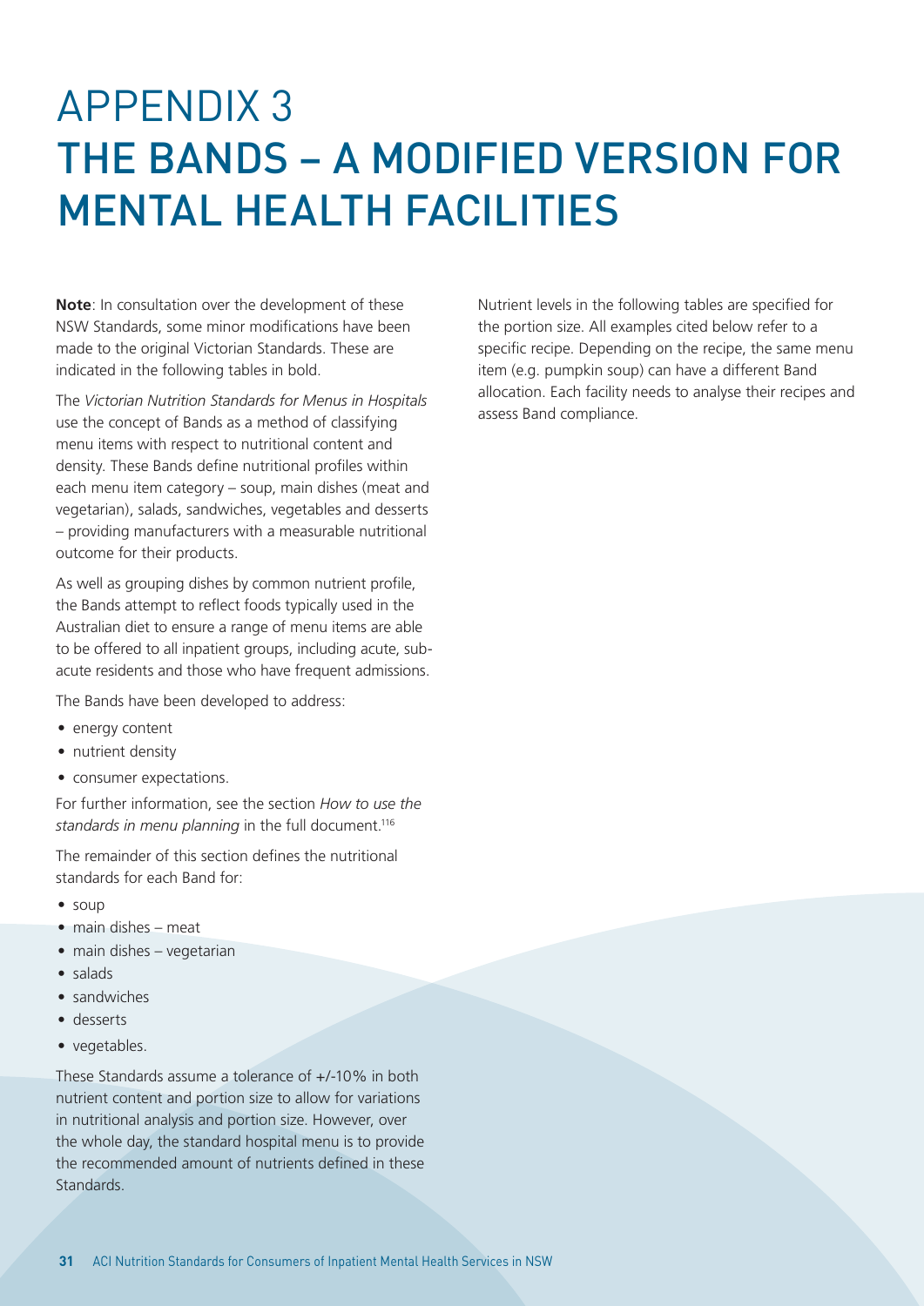# APPENDIX 3
# THE BANDS – A MODIFIED VERSION FOR MENTAL HEALTH FACILITIES

**Note**: In consultation over the development of these NSW Standards, some minor modifications have been made to the original Victorian Standards. These are indicated in the following tables in bold.

The *Victorian Nutrition Standards for Menus in Hospitals* use the concept of Bands as a method of classifying menu items with respect to nutritional content and density. These Bands define nutritional profiles within each menu item category – soup, main dishes (meat and vegetarian), salads, sandwiches, vegetables and desserts – providing manufacturers with a measurable nutritional outcome for their products.

As well as grouping dishes by common nutrient profile, the Bands attempt to reflect foods typically used in the Australian diet to ensure a range of menu items are able to be offered to all inpatient groups, including acute, sub-acute residents and those who have frequent admissions.

The Bands have been developed to address:

- energy content
- nutrient density
- consumer expectations.

For further information, see the section *How to use the standards in menu planning* in the full document.[116]

The remainder of this section defines the nutritional standards for each Band for:

- soup
- main dishes – meat
- main dishes – vegetarian
- salads
- sandwiches
- desserts
- vegetables.

These Standards assume a tolerance of +/-10% in both nutrient content and portion size to allow for variations in nutritional analysis and portion size. However, over the whole day, the standard hospital menu is to provide the recommended amount of nutrients defined in these Standards.

Nutrient levels in the following tables are specified for the portion size. All examples cited below refer to a specific recipe. Depending on the recipe, the same menu item (e.g. pumpkin soup) can have a different Band allocation. Each facility needs to analyse their recipes and assess Band compliance.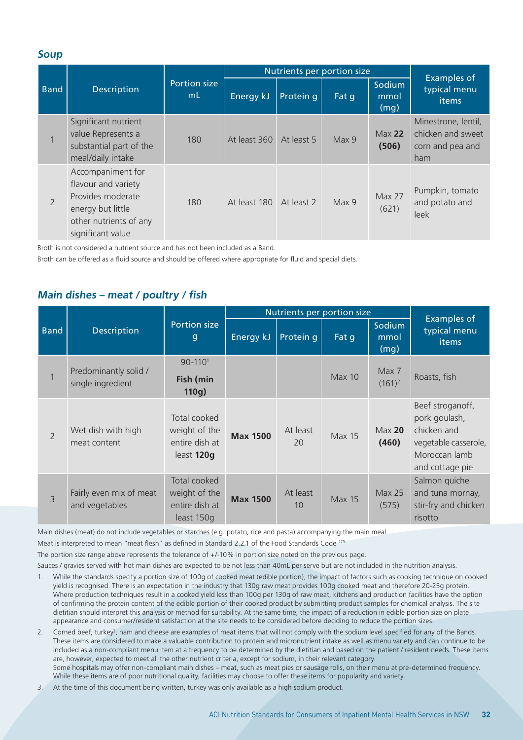### *Soup*

| Band | Description | Portion size mL | Nutrients per portion size | | | | Examples of typical menu items |
|---|---|---|---|---|---|---|---|
| | | | Energy kJ | Protein g | Fat g | Sodium mmol (mg) | |
| 1 | Significant nutrient value Represents a substantial part of the meal/daily intake | 180 | At least 360 | At least 5 | Max 9 | Max **22 (506)** | Minestrone, lentil, chicken and sweet corn and pea and ham |
| 2 | Accompaniment for flavour and variety Provides moderate energy but little other nutrients of any significant value | 180 | At least 180 | At least 2 | Max 9 | Max 27 (621) | Pumpkin, tomato and potato and leek |

Broth is not considered a nutrient source and has not been included as a Band.

Broth can be offered as a fluid source and should be offered where appropriate for fluid and special diets.

### *Main dishes – meat / poultry / fish*

| Band | Description | Portion size g | Nutrients per portion size | | | | Examples of typical menu items |
|---|---|---|---|---|---|---|---|
| | | | Energy kJ | Protein g | Fat g | Sodium mmol (mg) | |
| 1 | Predominantly solid / single ingredient | 90-110[1] **Fish (min 110g)** | | | Max 10 | Max 7 (161)[2] | Roasts, fish |
| 2 | Wet dish with high meat content | Total cooked weight of the entire dish at least **120g** | **Max 1500** | At least 20 | Max 15 | Max **20 (460)** | Beef stroganoff, pork goulash, chicken and vegetable casserole, Moroccan lamb and cottage pie |
| 3 | Fairly even mix of meat and vegetables | Total cooked weight of the entire dish at least 150g | **Max 1500** | At least 10 | Max 15 | Max 25 (575) | Salmon quiche and tuna mornay, stir-fry and chicken risotto |

Main dishes (meat) do not include vegetables or starches (e.g. potato, rice and pasta) accompanying the main meal.

Meat is interpreted to mean "meat flesh" as defined in Standard 2.2.1 of the Food Standards Code [173]

The portion size range above represents the tolerance of +/-10% in portion size noted on the previous page.

Sauces / gravies served with hot main dishes are expected to be not less than 40mL per serve but are not included in the nutrition analysis.

1. While the standards specify a portion size of 100g of cooked meat (edible portion), the impact of factors such as cooking technique on cooked yield is recognised. There is an expectation in the industry that 130g raw meat provides 100g cooked meat and therefore 20-25g protein. Where production techniques result in a cooked yield less than 100g per 130g of raw meat, kitchens and production facilities have the option of confirming the protein content of the edible portion of their cooked product by submitting product samples for chemical analysis. The site dietitian should interpret this analysis or method for suitability. At the same time, the impact of a reduction in edible portion size on plate appearance and consumer/resident satisfaction at the site needs to be considered before deciding to reduce the portion sizes.
2. Corned beef, turkey[3], ham and cheese are examples of meat items that will not comply with the sodium level specified for any of the Bands. These items are considered to make a valuable contribution to protein and micronutrient intake as well as menu variety and can continue to be included as a non-compliant menu item at a frequency to be determined by the dietitian and based on the patient / resident needs. These items are, however, expected to meet all the other nutrient criteria, except for sodium, in their relevant category. Some hospitals may offer non-compliant main dishes – meat, such as meat pies or sausage rolls, on their menu at pre-determined frequency. While these items are of poor nutritional quality, facilities may choose to offer these items for popularity and variety.
3. At the time of this document being written, turkey was only available as a high sodium product.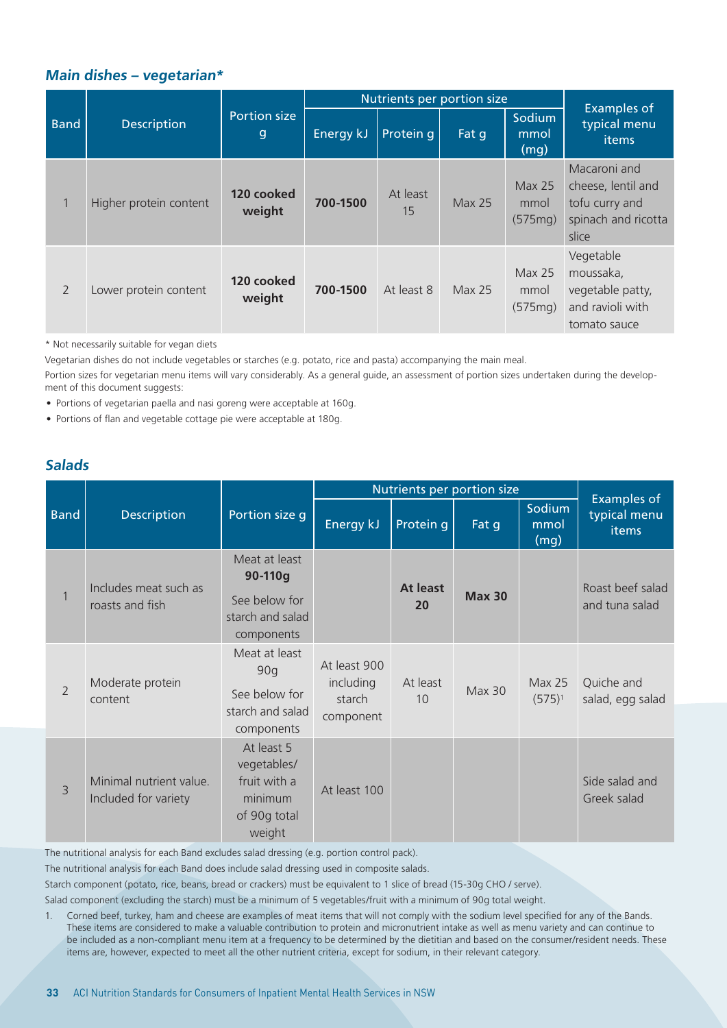### *Main dishes – vegetarian**

| Band | Description | Portion size g | Nutrients per portion size | | | | Examples of typical menu items |
|---|---|---|---|---|---|---|---|
| | | | Energy kJ | Protein g | Fat g | Sodium mmol (mg) | |
| 1 | Higher protein content | **120 cooked weight** | **700-1500** | At least 15 | Max 25 | Max 25 mmol (575mg) | Macaroni and cheese, lentil and tofu curry and spinach and ricotta slice |
| 2 | Lower protein content | **120 cooked weight** | **700-1500** | At least 8 | Max 25 | Max 25 mmol (575mg) | Vegetable moussaka, vegetable patty, and ravioli with tomato sauce |

* Not necessarily suitable for vegan diets

Vegetarian dishes do not include vegetables or starches (e.g. potato, rice and pasta) accompanying the main meal.

Portion sizes for vegetarian menu items will vary considerably. As a general guide, an assessment of portion sizes undertaken during the development of this document suggests:

- Portions of vegetarian paella and nasi goreng were acceptable at 160g.
- Portions of flan and vegetable cottage pie were acceptable at 180g.

### *Salads*

| Band | Description | Portion size g | Nutrients per portion size | | | | Examples of typical menu items |
|---|---|---|---|---|---|---|---|
| | | | Energy kJ | Protein g | Fat g | Sodium mmol (mg) | |
| 1 | Includes meat such as roasts and fish | Meat at least **90-110g** See below for starch and salad components | | **At least 20** | **Max 30** | | Roast beef salad and tuna salad |
| 2 | Moderate protein content | Meat at least 90g See below for starch and salad components | At least 900 including starch component | At least 10 | Max 30 | Max 25 (575)[1] | Quiche and salad, egg salad |
| 3 | Minimal nutrient value. Included for variety | At least 5 vegetables/ fruit with a minimum of 90g total weight | At least 100 | | | | Side salad and Greek salad |

The nutritional analysis for each Band excludes salad dressing (e.g. portion control pack).

The nutritional analysis for each Band does include salad dressing used in composite salads.

Starch component (potato, rice, beans, bread or crackers) must be equivalent to 1 slice of bread (15-30g CHO / serve).

Salad component (excluding the starch) must be a minimum of 5 vegetables/fruit with a minimum of 90g total weight.

1. Corned beef, turkey, ham and cheese are examples of meat items that will not comply with the sodium level specified for any of the Bands. These items are considered to make a valuable contribution to protein and micronutrient intake as well as menu variety and can continue to be included as a non-compliant menu item at a frequency to be determined by the dietitian and based on the consumer/resident needs. These items are, however, expected to meet all the other nutrient criteria, except for sodium, in their relevant category.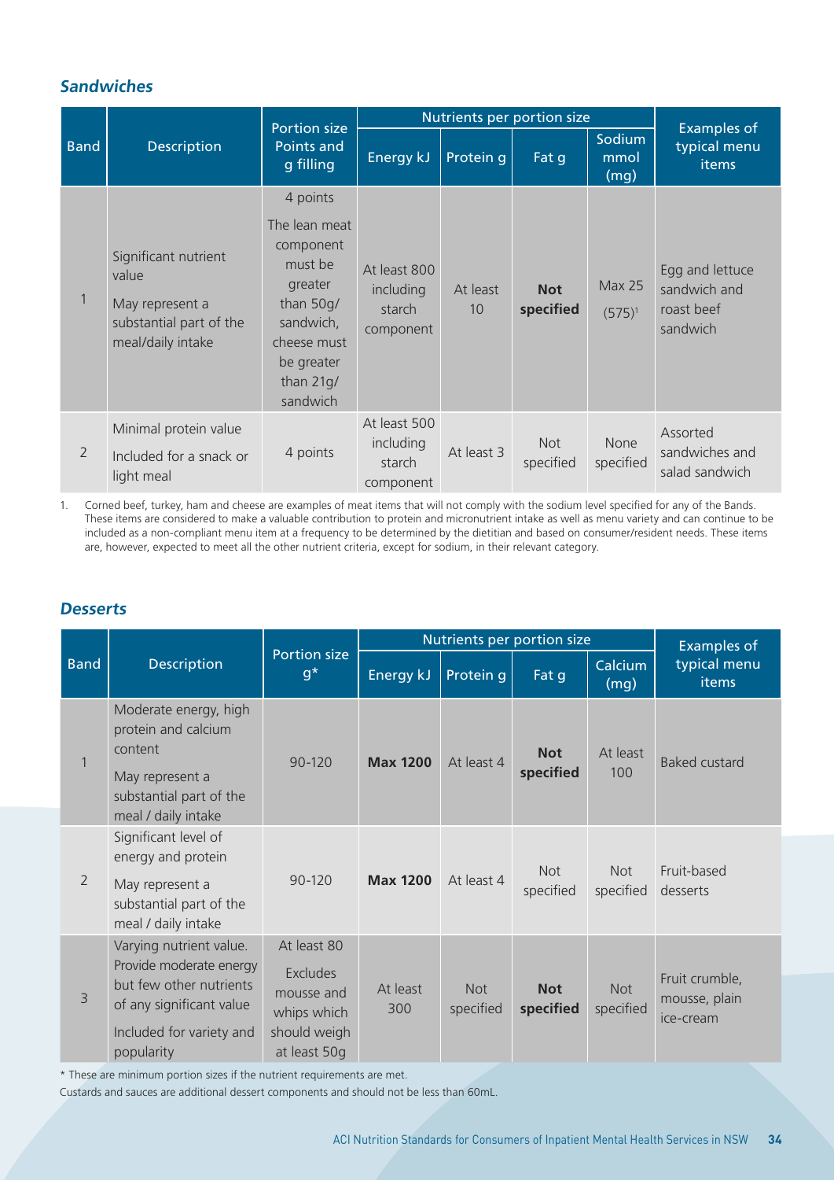### *Sandwiches*

| Band | Description | Portion size Points and g filling | Nutrients per portion size | | | | Examples of typical menu items |
|---|---|---|---|---|---|---|---|
| | | | Energy kJ | Protein g | Fat g | Sodium mmol (mg) | |
| 1 | Significant nutrient value<br>May represent a substantial part of the meal/daily intake | 4 points<br>The lean meat component must be greater than 50g/ sandwich, cheese must be greater than 21g/ sandwich | At least 800 including starch component | At least 10 | **Not specified** | Max 25 (575)[1] | Egg and lettuce sandwich and roast beef sandwich |
| 2 | Minimal protein value<br>Included for a snack or light meal | 4 points | At least 500 including starch component | At least 3 | Not specified | None specified | Assorted sandwiches and salad sandwich |

1. Corned beef, turkey, ham and cheese are examples of meat items that will not comply with the sodium level specified for any of the Bands. These items are considered to make a valuable contribution to protein and micronutrient intake as well as menu variety and can continue to be included as a non-compliant menu item at a frequency to be determined by the dietitian and based on consumer/resident needs. These items are, however, expected to meet all the other nutrient criteria, except for sodium, in their relevant category.

### *Desserts*

| Band | Description | Portion size g* | Nutrients per portion size | | | | Examples of typical menu items |
|---|---|---|---|---|---|---|---|
| | | | Energy kJ | Protein g | Fat g | Calcium (mg) | |
| 1 | Moderate energy, high protein and calcium content<br>May represent a substantial part of the meal / daily intake | 90-120 | **Max 1200** | At least 4 | **Not specified** | At least 100 | Baked custard |
| 2 | Significant level of energy and protein<br>May represent a substantial part of the meal / daily intake | 90-120 | **Max 1200** | At least 4 | Not specified | Not specified | Fruit-based desserts |
| 3 | Varying nutrient value. Provide moderate energy but few other nutrients of any significant value<br>Included for variety and popularity | At least 80<br>Excludes mousse and whips which should weigh at least 50g | At least 300 | Not specified | **Not specified** | Not specified | Fruit crumble, mousse, plain ice-cream |

* These are minimum portion sizes if the nutrient requirements are met.

Custards and sauces are additional dessert components and should not be less than 60mL.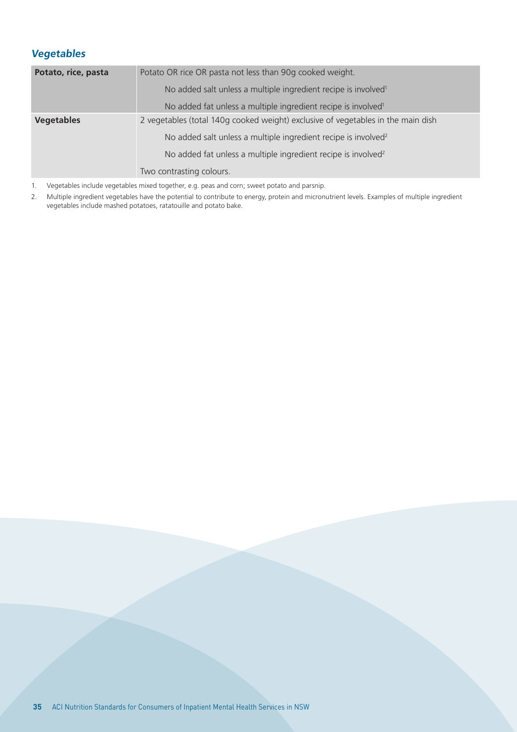### *Vegetables*

| | |
|---|---|
| **Potato, rice, pasta** | Potato OR rice OR pasta not less than 90g cooked weight. |
| | No added salt unless a multiple ingredient recipe is involved[1] |
| | No added fat unless a multiple ingredient recipe is involved[1] |
| **Vegetables** | 2 vegetables (total 140g cooked weight) exclusive of vegetables in the main dish |
| | No added salt unless a multiple ingredient recipe is involved[2] |
| | No added fat unless a multiple ingredient recipe is involved[2] |
| | Two contrasting colours. |

1. Vegetables include vegetables mixed together, e.g. peas and corn; sweet potato and parsnip.
2. Multiple ingredient vegetables have the potential to contribute to energy, protein and micronutrient levels. Examples of multiple ingredient vegetables include mashed potatoes, ratatouille and potato bake.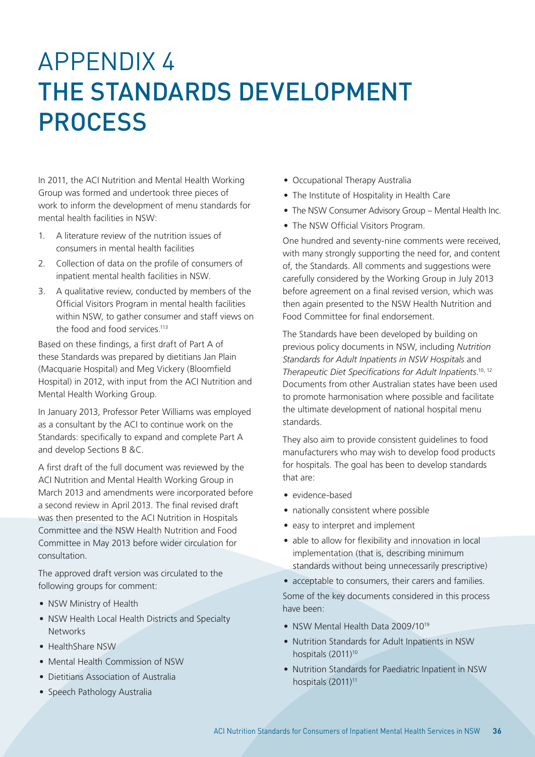# APPENDIX 4
# THE STANDARDS DEVELOPMENT PROCESS

In 2011, the ACI Nutrition and Mental Health Working Group was formed and undertook three pieces of work to inform the development of menu standards for mental health facilities in NSW:

1. A literature review of the nutrition issues of consumers in mental health facilities
2. Collection of data on the profile of consumers of inpatient mental health facilities in NSW.
3. A qualitative review, conducted by members of the Official Visitors Program in mental health facilities within NSW, to gather consumer and staff views on the food and food services.[113]

Based on these findings, a first draft of Part A of these Standards was prepared by dietitians Jan Plain (Macquarie Hospital) and Meg Vickery (Bloomfield Hospital) in 2012, with input from the ACI Nutrition and Mental Health Working Group.

In January 2013, Professor Peter Williams was employed as a consultant by the ACI to continue work on the Standards: specifically to expand and complete Part A and develop Sections B &C.

A first draft of the full document was reviewed by the ACI Nutrition and Mental Health Working Group in March 2013 and amendments were incorporated before a second review in April 2013. The final revised draft was then presented to the ACI Nutrition in Hospitals Committee and the NSW Health Nutrition and Food Committee in May 2013 before wider circulation for consultation.

The approved draft version was circulated to the following groups for comment:

- NSW Ministry of Health
- NSW Health Local Health Districts and Specialty Networks
- HealthShare NSW
- Mental Health Commission of NSW
- Dietitians Association of Australia
- Speech Pathology Australia
- Occupational Therapy Australia
- The Institute of Hospitality in Health Care
- The NSW Consumer Advisory Group – Mental Health Inc.
- The NSW Official Visitors Program.

One hundred and seventy-nine comments were received, with many strongly supporting the need for, and content of, the Standards. All comments and suggestions were carefully considered by the Working Group in July 2013 before agreement on a final revised version, which was then again presented to the NSW Health Nutrition and Food Committee for final endorsement.

The Standards have been developed by building on previous policy documents in NSW, including *Nutrition Standards for Adult Inpatients in NSW Hospitals* and *Therapeutic Diet Specifications for Adult Inpatients*.[10, 12] Documents from other Australian states have been used to promote harmonisation where possible and facilitate the ultimate development of national hospital menu standards.

They also aim to provide consistent guidelines to food manufacturers who may wish to develop food products for hospitals. The goal has been to develop standards that are:

- evidence-based
- nationally consistent where possible
- easy to interpret and implement
- able to allow for flexibility and innovation in local implementation (that is, describing minimum standards without being unnecessarily prescriptive)
- acceptable to consumers, their carers and families.

Some of the key documents considered in this process have been:

- NSW Mental Health Data 2009/10[19]
- Nutrition Standards for Adult Inpatients in NSW hospitals (2011)[10]
- Nutrition Standards for Paediatric Inpatient in NSW hospitals (2011)[11]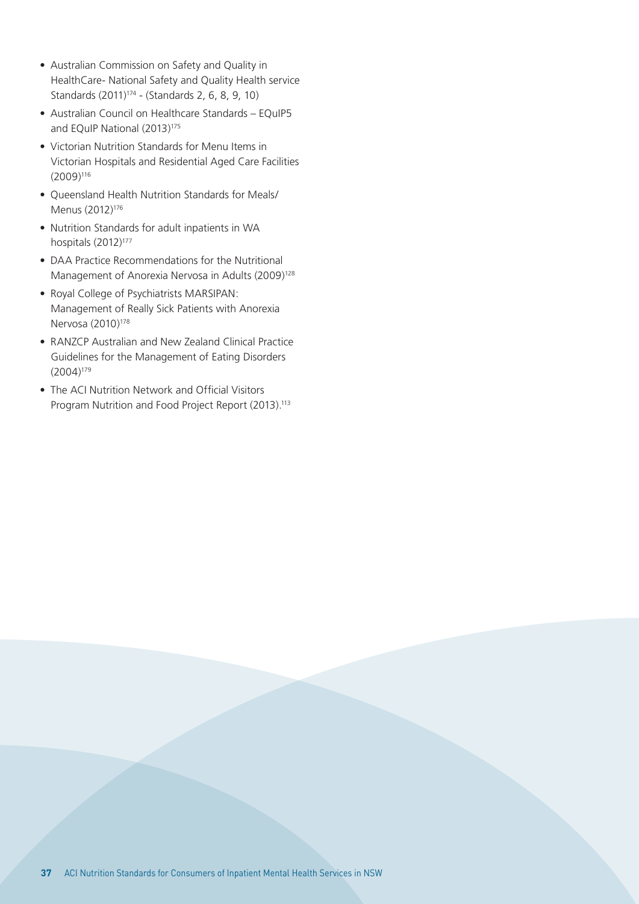- Australian Commission on Safety and Quality in HealthCare- National Safety and Quality Health service Standards (2011)[174] - (Standards 2, 6, 8, 9, 10)
- Australian Council on Healthcare Standards – EQuIP5 and EQuIP National (2013)[175]
- Victorian Nutrition Standards for Menu Items in Victorian Hospitals and Residential Aged Care Facilities (2009)[116]
- Queensland Health Nutrition Standards for Meals/ Menus (2012)[176]
- Nutrition Standards for adult inpatients in WA hospitals (2012)[177]
- DAA Practice Recommendations for the Nutritional Management of Anorexia Nervosa in Adults (2009)[128]
- Royal College of Psychiatrists MARSIPAN: Management of Really Sick Patients with Anorexia Nervosa (2010)[178]
- RANZCP Australian and New Zealand Clinical Practice Guidelines for the Management of Eating Disorders (2004)[179]
- The ACI Nutrition Network and Official Visitors Program Nutrition and Food Project Report (2013).[113]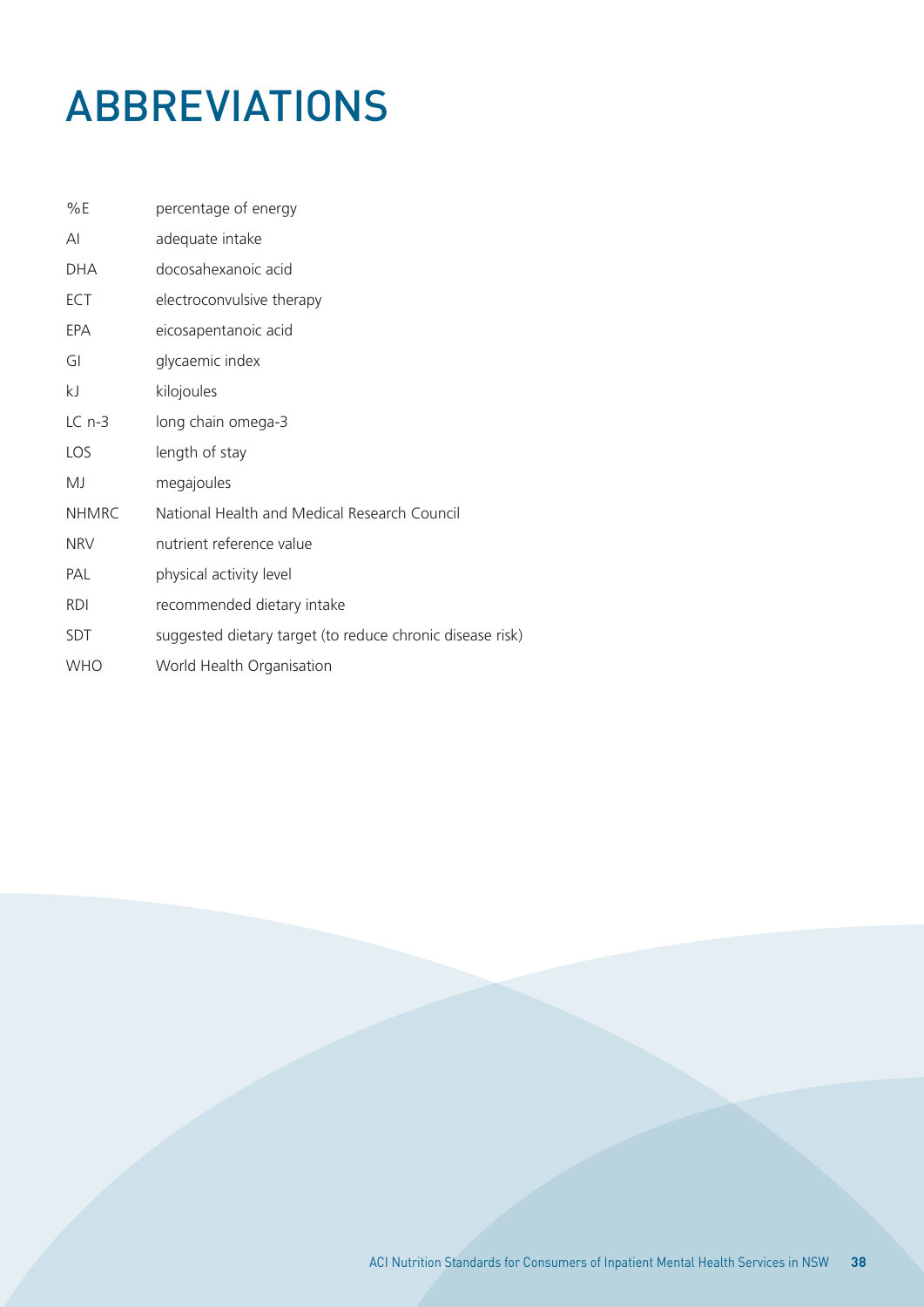# ABBREVIATIONS

| | |
|---|---|
| %E | percentage of energy |
| AI | adequate intake |
| DHA | docosahexanoic acid |
| ECT | electroconvulsive therapy |
| EPA | eicosapentanoic acid |
| GI | glycaemic index |
| kJ | kilojoules |
| LC n-3 | long chain omega-3 |
| LOS | length of stay |
| MJ | megajoules |
| NHMRC | National Health and Medical Research Council |
| NRV | nutrient reference value |
| PAL | physical activity level |
| RDI | recommended dietary intake |
| SDT | suggested dietary target (to reduce chronic disease risk) |
| WHO | World Health Organisation |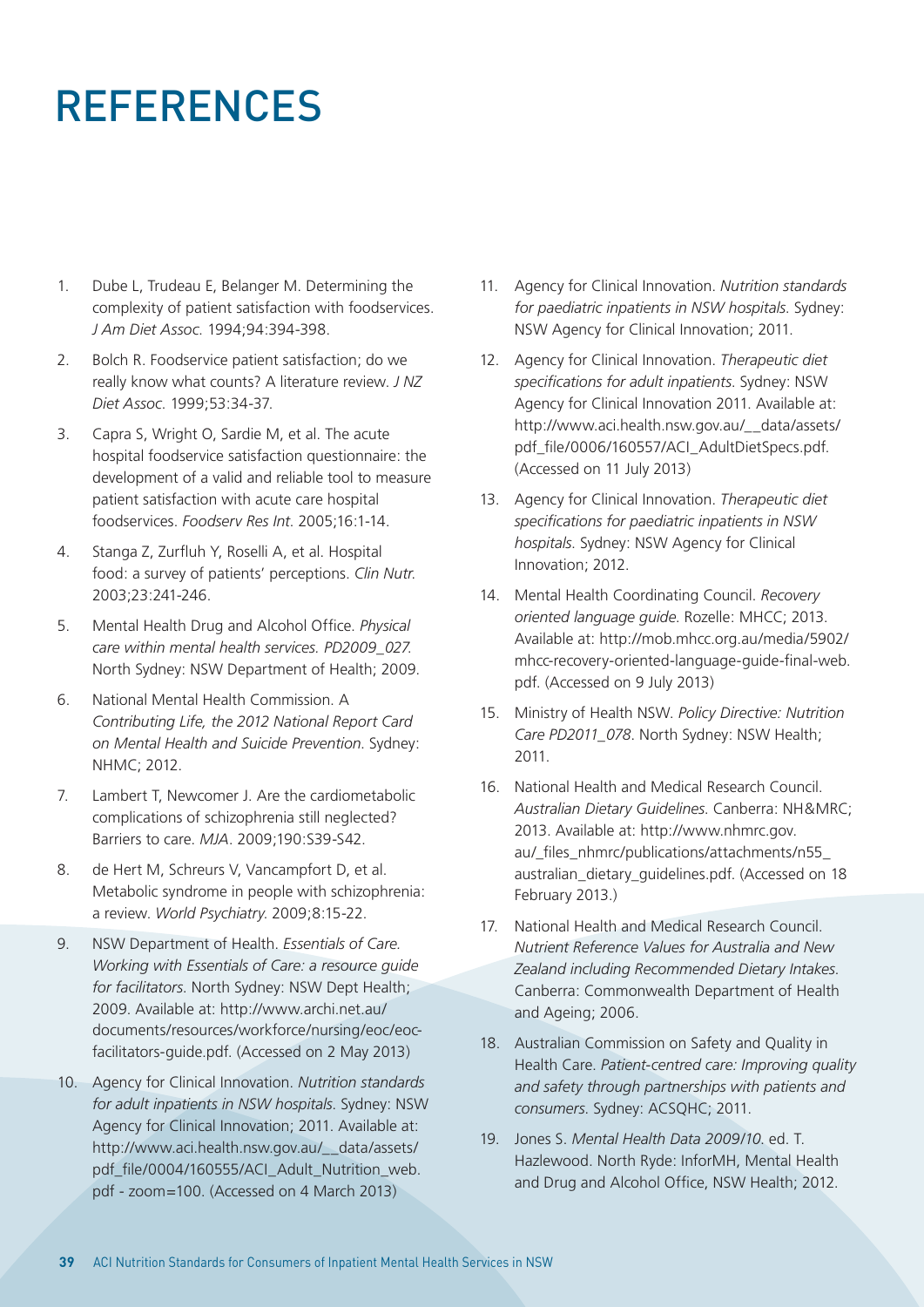# REFERENCES

1. Dube L, Trudeau E, Belanger M. Determining the complexity of patient satisfaction with foodservices. *J Am Diet Assoc.* 1994;94:394-398.
2. Bolch R. Foodservice patient satisfaction; do we really know what counts? A literature review. *J NZ Diet Assoc.* 1999;53:34-37.
3. Capra S, Wright O, Sardie M, et al. The acute hospital foodservice satisfaction questionnaire: the development of a valid and reliable tool to measure patient satisfaction with acute care hospital foodservices. *Foodserv Res Int.* 2005;16:1-14.
4. Stanga Z, Zurfluh Y, Roselli A, et al. Hospital food: a survey of patients' perceptions. *Clin Nutr.* 2003;23:241-246.
5. Mental Health Drug and Alcohol Office. *Physical care within mental health services. PD2009_027.* North Sydney: NSW Department of Health; 2009.
6. National Mental Health Commission. A *Contributing Life, the 2012 National Report Card on Mental Health and Suicide Prevention.* Sydney: NHMC; 2012.
7. Lambert T, Newcomer J. Are the cardiometabolic complications of schizophrenia still neglected? Barriers to care. *MJA*. 2009;190:S39-S42.
8. de Hert M, Schreurs V, Vancampfort D, et al. Metabolic syndrome in people with schizophrenia: a review. *World Psychiatry.* 2009;8:15-22.
9. NSW Department of Health. *Essentials of Care. Working with Essentials of Care: a resource guide for facilitators.* North Sydney: NSW Dept Health; 2009. Available at: http://www.archi.net.au/documents/resources/workforce/nursing/eoc/eoc-facilitators-guide.pdf. (Accessed on 2 May 2013)
10. Agency for Clinical Innovation. *Nutrition standards for adult inpatients in NSW hospitals.* Sydney: NSW Agency for Clinical Innovation; 2011. Available at: http://www.aci.health.nsw.gov.au/__data/assets/pdf_file/0004/160555/ACI_Adult_Nutrition_web.pdf - zoom=100. (Accessed on 4 March 2013)
11. Agency for Clinical Innovation. *Nutrition standards for paediatric inpatients in NSW hospitals.* Sydney: NSW Agency for Clinical Innovation; 2011.
12. Agency for Clinical Innovation. *Therapeutic diet specifications for adult inpatients.* Sydney: NSW Agency for Clinical Innovation 2011. Available at: http://www.aci.health.nsw.gov.au/__data/assets/pdf_file/0006/160557/ACI_AdultDietSpecs.pdf. (Accessed on 11 July 2013)
13. Agency for Clinical Innovation. *Therapeutic diet specifications for paediatric inpatients in NSW hospitals.* Sydney: NSW Agency for Clinical Innovation; 2012.
14. Mental Health Coordinating Council. *Recovery oriented language guide.* Rozelle: MHCC; 2013. Available at: http://mob.mhcc.org.au/media/5902/mhcc-recovery-oriented-language-guide-final-web.pdf. (Accessed on 9 July 2013)
15. Ministry of Health NSW. *Policy Directive: Nutrition Care PD2011_078*. North Sydney: NSW Health; 2011.
16. National Health and Medical Research Council. *Australian Dietary Guidelines.* Canberra: NH&MRC; 2013. Available at: http://www.nhmrc.gov.au/_files_nhmrc/publications/attachments/n55_australian_dietary_guidelines.pdf. (Accessed on 18 February 2013.)
17. National Health and Medical Research Council. *Nutrient Reference Values for Australia and New Zealand including Recommended Dietary Intakes.* Canberra: Commonwealth Department of Health and Ageing; 2006.
18. Australian Commission on Safety and Quality in Health Care. *Patient-centred care: Improving quality and safety through partnerships with patients and consumers.* Sydney: ACSQHC; 2011.
19. Jones S. *Mental Health Data 2009/10*. ed. T. Hazlewood. North Ryde: InforMH, Mental Health and Drug and Alcohol Office, NSW Health; 2012.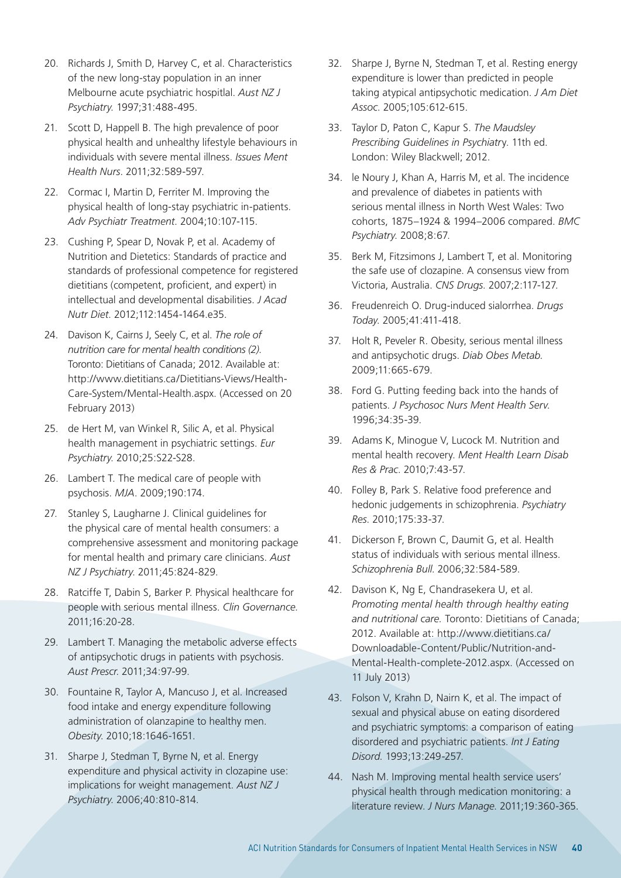20. Richards J, Smith D, Harvey C, et al. Characteristics of the new long-stay population in an inner Melbourne acute psychiatric hospitlal. *Aust NZ J Psychiatry.* 1997;31:488-495.

21. Scott D, Happell B. The high prevalence of poor physical health and unhealthy lifestyle behaviours in individuals with severe mental illness. *Issues Ment Health Nurs*. 2011;32:589-597.

22. Cormac I, Martin D, Ferriter M. Improving the physical health of long-stay psychiatric in-patients. *Adv Psychiatr Treatment*. 2004;10:107-115.

23. Cushing P, Spear D, Novak P, et al. Academy of Nutrition and Dietetics: Standards of practice and standards of professional competence for registered dietitians (competent, proficient, and expert) in intellectual and developmental disabilities. *J Acad Nutr Diet*. 2012;112:1454-1464.e35.

24. Davison K, Cairns J, Seely C, et al. *The role of nutrition care for mental health conditions (2).* Toronto: Dietitians of Canada; 2012. Available at: http://www.dietitians.ca/Dietitians-Views/Health-Care-System/Mental-Health.aspx. (Accessed on 20 February 2013)

25. de Hert M, van Winkel R, Silic A, et al. Physical health management in psychiatric settings. *Eur Psychiatry.* 2010;25:S22-S28.

26. Lambert T. The medical care of people with psychosis. *MJA*. 2009;190:174.

27. Stanley S, Laugharne J. Clinical guidelines for the physical care of mental health consumers: a comprehensive assessment and monitoring package for mental health and primary care clinicians. *Aust NZ J Psychiatry.* 2011;45:824-829.

28. Ratciffe T, Dabin S, Barker P. Physical healthcare for people with serious mental illness. *Clin Governance*. 2011;16:20-28.

29. Lambert T. Managing the metabolic adverse effects of antipsychotic drugs in patients with psychosis. *Aust Prescr.* 2011;34:97-99.

30. Fountaine R, Taylor A, Mancuso J, et al. Increased food intake and energy expenditure following administration of olanzapine to healthy men. *Obesity.* 2010;18:1646-1651.

31. Sharpe J, Stedman T, Byrne N, et al. Energy expenditure and physical activity in clozapine use: implications for weight management. *Aust NZ J Psychiatry.* 2006;40:810-814.

32. Sharpe J, Byrne N, Stedman T, et al. Resting energy expenditure is lower than predicted in people taking atypical antipsychotic medication. *J Am Diet Assoc*. 2005;105:612-615.

33. Taylor D, Paton C, Kapur S. *The Maudsley Prescribing Guidelines in Psychiatr*y. 11th ed. London: Wiley Blackwell; 2012.

34. le Noury J, Khan A, Harris M, et al. The incidence and prevalence of diabetes in patients with serious mental illness in North West Wales: Two cohorts, 1875–1924 & 1994–2006 compared. *BMC Psychiatry.* 2008;8:67.

35. Berk M, Fitzsimons J, Lambert T, et al. Monitoring the safe use of clozapine. A consensus view from Victoria, Australia. *CNS Drugs*. 2007;2:117-127.

36. Freudenreich O. Drug-induced sialorrhea. *Drugs Today.* 2005;41:411-418.

37. Holt R, Peveler R. Obesity, serious mental illness and antipsychotic drugs. *Diab Obes Metab.* 2009;11:665-679.

38. Ford G. Putting feeding back into the hands of patients. *J Psychosoc Nurs Ment Health Serv.* 1996;34:35-39.

39. Adams K, Minogue V, Lucock M. Nutrition and mental health recovery. *Ment Health Learn Disab Res & Prac*. 2010;7:43-57.

40. Folley B, Park S. Relative food preference and hedonic judgements in schizophrenia. *Psychiatry Res*. 2010;175:33-37.

41. Dickerson F, Brown C, Daumit G, et al. Health status of individuals with serious mental illness. *Schizophrenia Bull.* 2006;32:584-589.

42. Davison K, Ng E, Chandrasekera U, et al. *Promoting mental health through healthy eating and nutritional care.* Toronto: Dietitians of Canada; 2012. Available at: http://www.dietitians.ca/Downloadable-Content/Public/Nutrition-and-Mental-Health-complete-2012.aspx. (Accessed on 11 July 2013)

43. Folson V, Krahn D, Nairn K, et al. The impact of sexual and physical abuse on eating disordered and psychiatric symptoms: a comparison of eating disordered and psychiatric patients. *Int J Eating Disord.* 1993;13:249-257.

44. Nash M. Improving mental health service users' physical health through medication monitoring: a literature review. *J Nurs Manage.* 2011;19:360-365.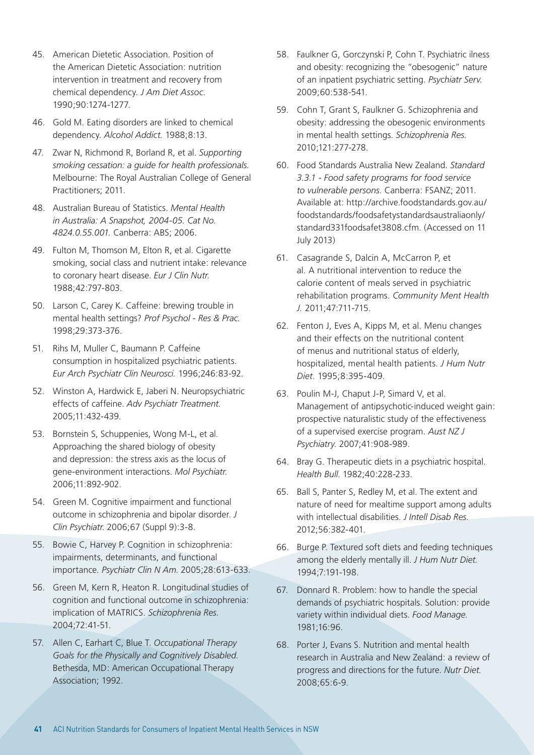45. American Dietetic Association. Position of the American Dietetic Association: nutrition intervention in treatment and recovery from chemical dependency. *J Am Diet Assoc.* 1990;90:1274-1277.

46. Gold M. Eating disorders are linked to chemical dependency. *Alcohol Addict.* 1988;8:13.

47. Zwar N, Richmond R, Borland R, et al. *Supporting smoking cessation: a guide for health professionals.* Melbourne: The Royal Australian College of General Practitioners; 2011.

48. Australian Bureau of Statistics. *Mental Health in Australia: A Snapshot, 2004-05. Cat No. 4824.0.55.001.* Canberra: ABS; 2006.

49. Fulton M, Thomson M, Elton R, et al. Cigarette smoking, social class and nutrient intake: relevance to coronary heart disease. *Eur J Clin Nutr.* 1988;42:797-803.

50. Larson C, Carey K. Caffeine: brewing trouble in mental health settings? *Prof Psychol - Res & Prac.* 1998;29:373-376.

51. Rihs M, Muller C, Baumann P. Caffeine consumption in hospitalized psychiatric patients. *Eur Arch Psychiatr Clin Neurosci.* 1996;246:83-92.

52. Winston A, Hardwick E, Jaberi N. Neuropsychiatric effects of caffeine. *Adv Psychiatr Treatment.* 2005;11:432-439.

53. Bornstein S, Schuppenies, Wong M-L, et al. Approaching the shared biology of obesity and depression: the stress axis as the locus of gene-environment interactions. *Mol Psychiatr.* 2006;11:892-902.

54. Green M. Cognitive impairment and functional outcome in schizophrenia and bipolar disorder. *J Clin Psychiatr.* 2006;67 (Suppl 9):3-8.

55. Bowie C, Harvey P. Cognition in schizophrenia: impairments, determinants, and functional importance. *Psychiatr Clin N Am.* 2005;28:613-633.

56. Green M, Kern R, Heaton R. Longitudinal studies of cognition and functional outcome in schizophrenia: implication of MATRICS. *Schizophrenia Res.* 2004;72:41-51.

57. Allen C, Earhart C, Blue T. *Occupational Therapy Goals for the Physically and Cognitively Disabled.* Bethesda, MD: American Occupational Therapy Association; 1992.

58. Faulkner G, Gorczynski P, Cohn T. Psychiatric ilness and obesity: recognizing the "obesogenic" nature of an inpatient psychiatric setting. *Psychiatr Serv.* 2009;60:538-541.

59. Cohn T, Grant S, Faulkner G. Schizophrenia and obesity: addressing the obesogenic environments in mental health settings. *Schizophrenia Res.* 2010;121:277-278.

60. Food Standards Australia New Zealand. *Standard 3.3.1 - Food safety programs for food service to vulnerable persons.* Canberra: FSANZ; 2011. Available at: http://archive.foodstandards.gov.au/foodstandards/foodsafetystandardsaustraliaonly/standard331foodsafet3808.cfm. (Accessed on 11 July 2013)

61. Casagrande S, Dalcin A, McCarron P, et al. A nutritional intervention to reduce the calorie content of meals served in psychiatric rehabilitation programs. *Community Ment Health J.* 2011;47:711-715.

62. Fenton J, Eves A, Kipps M, et al. Menu changes and their effects on the nutritional content of menus and nutritional status of elderly, hospitalized, mental health patients. *J Hum Nutr Diet.* 1995;8:395-409.

63. Poulin M-J, Chaput J-P, Simard V, et al. Management of antipsychotic-induced weight gain: prospective naturalistic study of the effectiveness of a supervised exercise program. *Aust NZ J Psychiatry.* 2007;41:908-989.

64. Bray G. Therapeutic diets in a psychiatric hospital. *Health Bull.* 1982;40:228-233.

65. Ball S, Panter S, Redley M, et al. The extent and nature of need for mealtime support among adults with intellectual disabilities. *J Intell Disab Res.* 2012;56:382-401.

66. Burge P. Textured soft diets and feeding techniques among the elderly mentally ill. *J Hum Nutr Diet.* 1994;7:191-198.

67. Donnard R. Problem: how to handle the special demands of psychiatric hospitals. Solution: provide variety within individual diets. *Food Manage.* 1981;16:96.

68. Porter J, Evans S. Nutrition and mental health research in Australia and New Zealand: a review of progress and directions for the future. *Nutr Diet.* 2008;65:6-9.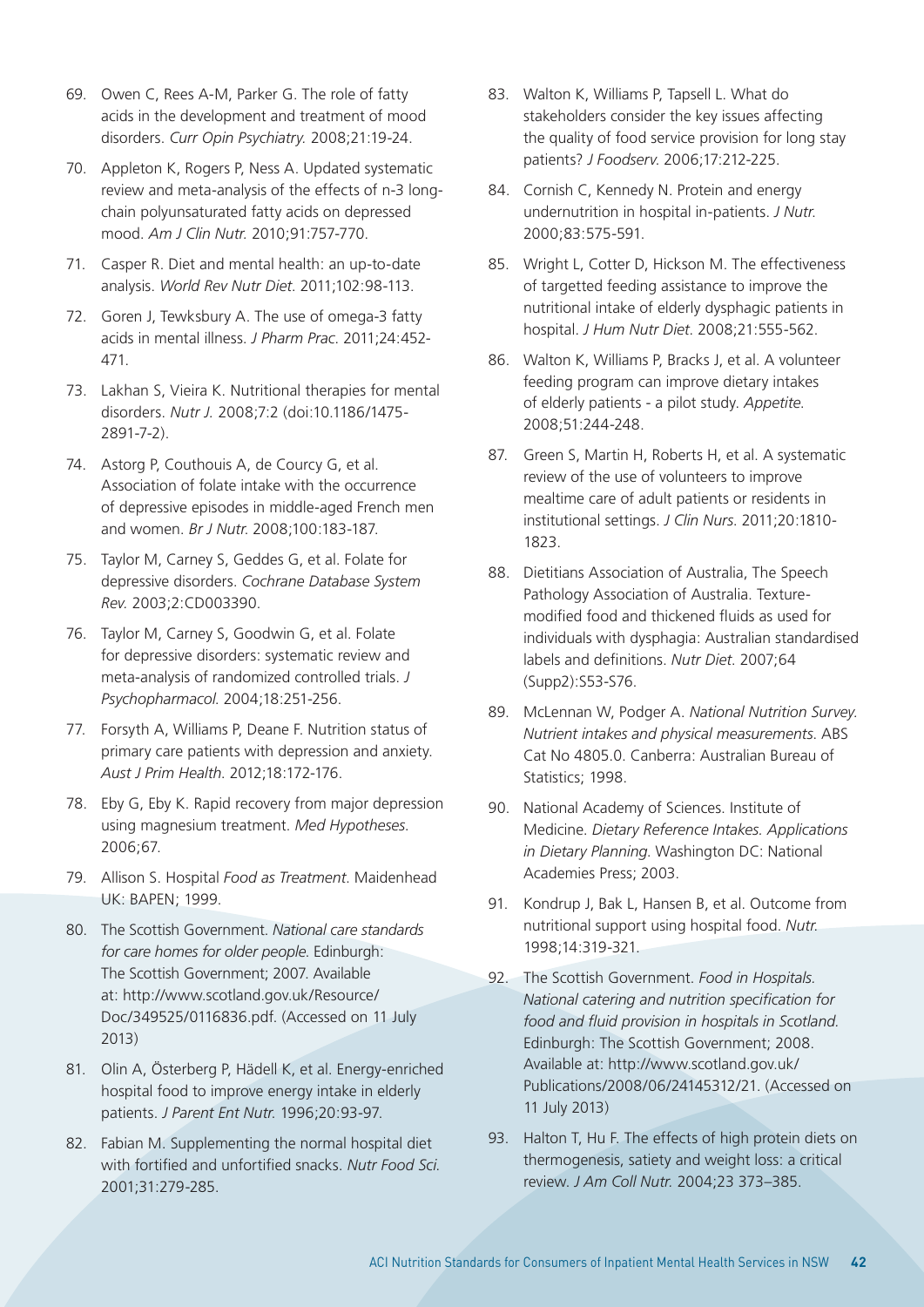69. Owen C, Rees A-M, Parker G. The role of fatty acids in the development and treatment of mood disorders. *Curr Opin Psychiatry.* 2008;21:19-24.
70. Appleton K, Rogers P, Ness A. Updated systematic review and meta-analysis of the effects of n-3 long-chain polyunsaturated fatty acids on depressed mood. *Am J Clin Nutr.* 2010;91:757-770.
71. Casper R. Diet and mental health: an up-to-date analysis. *World Rev Nutr Diet.* 2011;102:98-113.
72. Goren J, Tewksbury A. The use of omega-3 fatty acids in mental illness. *J Pharm Prac.* 2011;24:452-471.
73. Lakhan S, Vieira K. Nutritional therapies for mental disorders. *Nutr J.* 2008;7:2 (doi:10.1186/1475-2891-7-2).
74. Astorg P, Couthouis A, de Courcy G, et al. Association of folate intake with the occurrence of depressive episodes in middle-aged French men and women. *Br J Nutr.* 2008;100:183-187.
75. Taylor M, Carney S, Geddes G, et al. Folate for depressive disorders. *Cochrane Database System Rev.* 2003;2:CD003390.
76. Taylor M, Carney S, Goodwin G, et al. Folate for depressive disorders: systematic review and meta-analysis of randomized controlled trials. *J Psychopharmacol.* 2004;18:251-256.
77. Forsyth A, Williams P, Deane F. Nutrition status of primary care patients with depression and anxiety. *Aust J Prim Health.* 2012;18:172-176.
78. Eby G, Eby K. Rapid recovery from major depression using magnesium treatment. *Med Hypotheses.* 2006;67.
79. Allison S. Hospital *Food as Treatment*. Maidenhead UK: BAPEN; 1999.
80. The Scottish Government. *National care standards for care homes for older people.* Edinburgh: The Scottish Government; 2007. Available at: http://www.scotland.gov.uk/Resource/Doc/349525/0116836.pdf. (Accessed on 11 July 2013)
81. Olin A, Österberg P, Hädell K, et al. Energy-enriched hospital food to improve energy intake in elderly patients. *J Parent Ent Nutr.* 1996;20:93-97.
82. Fabian M. Supplementing the normal hospital diet with fortified and unfortified snacks. *Nutr Food Sci.* 2001;31:279-285.
83. Walton K, Williams P, Tapsell L. What do stakeholders consider the key issues affecting the quality of food service provision for long stay patients? *J Foodserv.* 2006;17:212-225.
84. Cornish C, Kennedy N. Protein and energy undernutrition in hospital in-patients. *J Nutr.* 2000;83:575-591.
85. Wright L, Cotter D, Hickson M. The effectiveness of targetted feeding assistance to improve the nutritional intake of elderly dysphagic patients in hospital. *J Hum Nutr Diet.* 2008;21:555-562.
86. Walton K, Williams P, Bracks J, et al. A volunteer feeding program can improve dietary intakes of elderly patients - a pilot study. *Appetite.* 2008;51:244-248.
87. Green S, Martin H, Roberts H, et al. A systematic review of the use of volunteers to improve mealtime care of adult patients or residents in institutional settings. *J Clin Nurs.* 2011;20:1810-1823.
88. Dietitians Association of Australia, The Speech Pathology Association of Australia. Texture-modified food and thickened fluids as used for individuals with dysphagia: Australian standardised labels and definitions. *Nutr Diet.* 2007;64 (Supp2):S53-S76.
89. McLennan W, Podger A. *National Nutrition Survey. Nutrient intakes and physical measurements.* ABS Cat No 4805.0. Canberra: Australian Bureau of Statistics; 1998.
90. National Academy of Sciences. Institute of Medicine. *Dietary Reference Intakes. Applications in Dietary Planning.* Washington DC: National Academies Press; 2003.
91. Kondrup J, Bak L, Hansen B, et al. Outcome from nutritional support using hospital food. *Nutr.* 1998;14:319-321.
92. The Scottish Government. *Food in Hospitals. National catering and nutrition specification for food and fluid provision in hospitals in Scotland.* Edinburgh: The Scottish Government; 2008. Available at: http://www.scotland.gov.uk/Publications/2008/06/24145312/21. (Accessed on 11 July 2013)
93. Halton T, Hu F. The effects of high protein diets on thermogenesis, satiety and weight loss: a critical review. *J Am Coll Nutr.* 2004;23 373–385.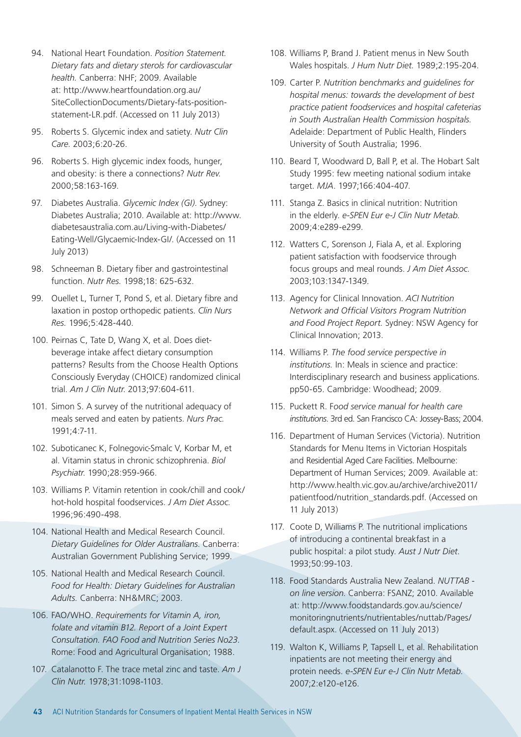94. National Heart Foundation. *Position Statement. Dietary fats and dietary sterols for cardiovascular health.* Canberra: NHF; 2009. Available at: http://www.heartfoundation.org.au/SiteCollectionDocuments/Dietary-fats-position-statement-LR.pdf. (Accessed on 11 July 2013)
95. Roberts S. Glycemic index and satiety. *Nutr Clin Care.* 2003;6:20-26.
96. Roberts S. High glycemic index foods, hunger, and obesity: is there a connections? *Nutr Rev.* 2000;58:163-169.
97. Diabetes Australia. *Glycemic Index (GI).* Sydney: Diabetes Australia; 2010. Available at: http://www.diabetesaustralia.com.au/Living-with-Diabetes/Eating-Well/Glycaemic-Index-GI/. (Accessed on 11 July 2013)
98. Schneeman B. Dietary fiber and gastrointestinal function. *Nutr Res.* 1998;18: 625-632.
99. Ouellet L, Turner T, Pond S, et al. Dietary fibre and laxation in postop orthopedic patients. *Clin Nurs Res.* 1996;5:428-440.
100. Peirnas C, Tate D, Wang X, et al. Does diet-beverage intake affect dietary consumption patterns? Results from the Choose Health Options Consciously Everyday (CHOICE) randomized clinical trial. *Am J Clin Nutr.* 2013;97:604-611.
101. Simon S. A survey of the nutritional adequacy of meals served and eaten by patients. *Nurs Prac.* 1991;4:7-11.
102. Suboticanec K, Folnegovic-Smalc V, Korbar M, et al. Vitamin status in chronic schizophrenia. *Biol Psychiatr.* 1990;28:959-966.
103. Williams P. Vitamin retention in cook/chill and cook/hot-hold hospital foodservices. *J Am Diet Assoc.* 1996;96:490-498.
104. National Health and Medical Research Council. *Dietary Guidelines for Older Australians.* Canberra: Australian Government Publishing Service; 1999.
105. National Health and Medical Research Council. *Food for Health: Dietary Guidelines for Australian Adults.* Canberra: NH&MRC; 2003.
106. FAO/WHO. *Requirements for Vitamin A, iron, folate and vitamin B12. Report of a Joint Expert Consultation. FAO Food and Nutrition Series No23.* Rome: Food and Agricultural Organisation; 1988.
107. Catalanotto F. The trace metal zinc and taste. *Am J Clin Nutr.* 1978;31:1098-1103.
108. Williams P, Brand J. Patient menus in New South Wales hospitals. *J Hum Nutr Diet.* 1989;2:195-204.
109. Carter P. *Nutrition benchmarks and guidelines for hospital menus: towards the development of best practice patient foodservices and hospital cafeterias in South Australian Health Commission hospitals.* Adelaide: Department of Public Health, Flinders University of South Australia; 1996.
110. Beard T, Woodward D, Ball P, et al. The Hobart Salt Study 1995: few meeting national sodium intake target. *MJA*. 1997;166:404-407.
111. Stanga Z. Basics in clinical nutrition: Nutrition in the elderly. *e-SPEN Eur e-J Clin Nutr Metab.* 2009;4:e289-e299.
112. Watters C, Sorenson J, Fiala A, et al. Exploring patient satisfaction with foodservice through focus groups and meal rounds. *J Am Diet Assoc.* 2003;103:1347-1349.
113. Agency for Clinical Innovation. *ACI Nutrition Network and Official Visitors Program Nutrition and Food Project Report.* Sydney: NSW Agency for Clinical Innovation; 2013.
114. Williams P. *The food service perspective in institutions.* In: Meals in science and practice: Interdisciplinary research and business applications. pp50-65. Cambridge: Woodhead; 2009.
115. Puckett R. F*ood service manual for health care institutions.* 3rd ed. San Francisco CA: Jossey-Bass; 2004.
116. Department of Human Services (Victoria). Nutrition Standards for Menu Items in Victorian Hospitals and Residential Aged Care Facilities. Melbourne: Department of Human Services; 2009. Available at: http://www.health.vic.gov.au/archive/archive2011/patientfood/nutrition_standards.pdf. (Accessed on 11 July 2013)
117. Coote D, Williams P. The nutritional implications of introducing a continental breakfast in a public hospital: a pilot study. *Aust J Nutr Diet.* 1993;50:99-103.
118. Food Standards Australia New Zealand. *NUTTAB - on line version.* Canberra: FSANZ; 2010. Available at: http://www.foodstandards.gov.au/science/monitoringnutrients/nutrientables/nuttab/Pages/default.aspx. (Accessed on 11 July 2013)
119. Walton K, Williams P, Tapsell L, et al. Rehabilitation inpatients are not meeting their energy and protein needs. *e-SPEN Eur e-J Clin Nutr Metab.* 2007;2:e120-e126.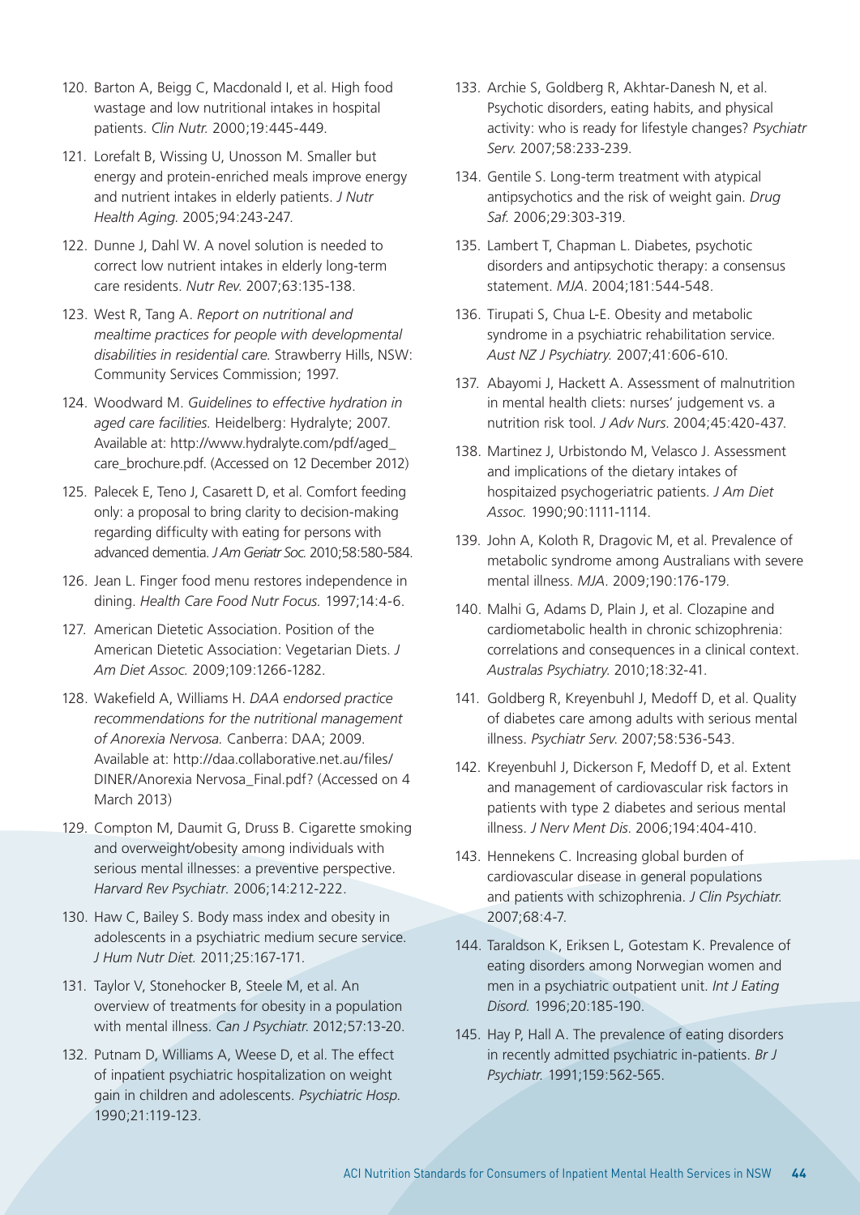120. Barton A, Beigg C, Macdonald I, et al. High food wastage and low nutritional intakes in hospital patients. *Clin Nutr.* 2000;19:445-449.
121. Lorefalt B, Wissing U, Unosson M. Smaller but energy and protein-enriched meals improve energy and nutrient intakes in elderly patients. *J Nutr Health Aging.* 2005;94:243-247.
122. Dunne J, Dahl W. A novel solution is needed to correct low nutrient intakes in elderly long-term care residents. *Nutr Rev.* 2007;63:135-138.
123. West R, Tang A. *Report on nutritional and mealtime practices for people with developmental disabilities in residential care.* Strawberry Hills, NSW: Community Services Commission; 1997.
124. Woodward M. *Guidelines to effective hydration in aged care facilities.* Heidelberg: Hydralyte; 2007. Available at: http://www.hydralyte.com/pdf/aged_care_brochure.pdf. (Accessed on 12 December 2012)
125. Palecek E, Teno J, Casarett D, et al. Comfort feeding only: a proposal to bring clarity to decision-making regarding difficulty with eating for persons with advanced dementia. *J Am Geriatr Soc.* 2010;58:580-584.
126. Jean L. Finger food menu restores independence in dining. *Health Care Food Nutr Focus.* 1997;14:4-6.
127. American Dietetic Association. Position of the American Dietetic Association: Vegetarian Diets. *J Am Diet Assoc.* 2009;109:1266-1282.
128. Wakefield A, Williams H. *DAA endorsed practice recommendations for the nutritional management of Anorexia Nervosa.* Canberra: DAA; 2009. Available at: http://daa.collaborative.net.au/files/DINER/Anorexia Nervosa_Final.pdf? (Accessed on 4 March 2013)
129. Compton M, Daumit G, Druss B. Cigarette smoking and overweight/obesity among individuals with serious mental illnesses: a preventive perspective. *Harvard Rev Psychiatr.* 2006;14:212-222.
130. Haw C, Bailey S. Body mass index and obesity in adolescents in a psychiatric medium secure service. *J Hum Nutr Diet.* 2011;25:167-171.
131. Taylor V, Stonehocker B, Steele M, et al. An overview of treatments for obesity in a population with mental illness. *Can J Psychiatr.* 2012;57:13-20.
132. Putnam D, Williams A, Weese D, et al. The effect of inpatient psychiatric hospitalization on weight gain in children and adolescents. *Psychiatric Hosp.* 1990;21:119-123.
133. Archie S, Goldberg R, Akhtar-Danesh N, et al. Psychotic disorders, eating habits, and physical activity: who is ready for lifestyle changes? *Psychiatr Serv.* 2007;58:233-239.
134. Gentile S. Long-term treatment with atypical antipsychotics and the risk of weight gain. *Drug Saf.* 2006;29:303-319.
135. Lambert T, Chapman L. Diabetes, psychotic disorders and antipsychotic therapy: a consensus statement. *MJA*. 2004;181:544-548.
136. Tirupati S, Chua L-E. Obesity and metabolic syndrome in a psychiatric rehabilitation service. *Aust NZ J Psychiatry.* 2007;41:606-610.
137. Abayomi J, Hackett A. Assessment of malnutrition in mental health cliets: nurses' judgement vs. a nutrition risk tool. *J Adv Nurs.* 2004;45:420-437.
138. Martinez J, Urbistondo M, Velasco J. Assessment and implications of the dietary intakes of hospitaized psychogeriatric patients. *J Am Diet Assoc.* 1990;90:1111-1114.
139. John A, Koloth R, Dragovic M, et al. Prevalence of metabolic syndrome among Australians with severe mental illness. *MJA*. 2009;190:176-179.
140. Malhi G, Adams D, Plain J, et al. Clozapine and cardiometabolic health in chronic schizophrenia: correlations and consequences in a clinical context. *Australas Psychiatry.* 2010;18:32-41.
141. Goldberg R, Kreyenbuhl J, Medoff D, et al. Quality of diabetes care among adults with serious mental illness. *Psychiatr Serv.* 2007;58:536-543.
142. Kreyenbuhl J, Dickerson F, Medoff D, et al. Extent and management of cardiovascular risk factors in patients with type 2 diabetes and serious mental illness. *J Nerv Ment Dis.* 2006;194:404-410.
143. Hennekens C. Increasing global burden of cardiovascular disease in general populations and patients with schizophrenia. *J Clin Psychiatr.* 2007;68:4-7.
144. Taraldson K, Eriksen L, Gotestam K. Prevalence of eating disorders among Norwegian women and men in a psychiatric outpatient unit. *Int J Eating Disord.* 1996;20:185-190.
145. Hay P, Hall A. The prevalence of eating disorders in recently admitted psychiatric in-patients. *Br J Psychiatr.* 1991;159:562-565.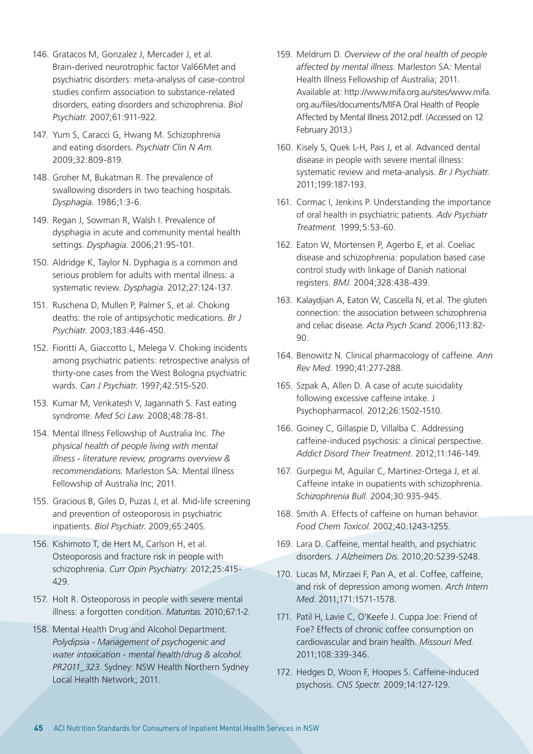146. Gratacos M, Gonzalez J, Mercader J, et al. Brain-derived neurotrophic factor Val66Met and psychiatric disorders: meta-analysis of case-control studies confirm association to substance-related disorders, eating disorders and schizophrenia. *Biol Psychiatr.* 2007;61:911-922.

147. Yum S, Caracci G, Hwang M. Schizophrenia and eating disorders. *Psychiatr Clin N Am.* 2009;32:809-819.

148. Groher M, Bukatman R. The prevalence of swallowing disorders in two teaching hospitals. *Dysphagia.* 1986;1:3-6.

149. Regan J, Sowman R, Walsh I. Prevalence of dysphagia in acute and community mental health settings. *Dysphagia.* 2006;21:95-101.

150. Aldridge K, Taylor N. Dyphagia is a common and serious problem for adults with mental illness: a systematic review. *Dysphagia.* 2012;27:124-137.

151. Ruschena D, Mullen P, Palmer S, et al. Choking deaths: the role of antipsychotic medications. *Br J Psychiatr.* 2003;183:446-450.

152. Fioritti A, Giaccotto L, Melega V. Choking incidents among psychiatric patients: retrospective analysis of thirty-one cases from the West Bologna psychiatric wards. *Can J Psychiatr.* 1997;42:515-520.

153. Kumar M, Venkatesh V, Jagannath S. Fast eating syndrome. *Med Sci Law.* 2008;48:78-81.

154. Mental Illness Fellowship of Australia Inc. *The physical health of people living with mental illness - literature review, programs overview & recommendations.* Marleston SA: Mental Illness Fellowship of Australia Inc; 2011.

155. Gracious B, Giles D, Puzas J, et al. Mid-life screening and prevention of osteoporosis in psychiatric inpatients. *Biol Psychiatr.* 2009;65:240S.

156. Kishimoto T, de Hert M, Carlson H, et al. Osteoporosis and fracture risk in people with schizophrenia. *Curr Opin Psychiatry.* 2012;25:415-429.

157. Holt R. Osteoporosis in people with severe mental illness: a forgotten condition. *Maturitas.* 2010;67:1-2.

158. Mental Health Drug and Alcohol Department. *Polydipsia - Management of psychogenic and water intoxication - mental health/drug & alcohol. PR2011_323.* Sydney: NSW Health Northern Sydney Local Health Network; 2011.

159. Meldrum D. *Overview of the oral health of people affected by mental illness.* Marleston SA: Mental Health Illness Fellowship of Australia; 2011. Available at: http://www.mifa.org.au/sites/www.mifa.org.au/files/documents/MIFA Oral Health of People Affected by Mental Illness 2012.pdf. (Accessed on 12 February 2013.)

160. Kisely S, Quek L-H, Pais J, et al. Advanced dental disease in people with severe mental illness: systematic review and meta-analysis. *Br J Psychiatr.* 2011;199:187-193.

161. Cormac I, Jenkins P. Understanding the importance of oral health in psychiatric patients. *Adv Psychiatr Treatment.* 1999;5:53-60.

162. Eaton W, Mortensen P, Agerbo E, et al. Coeliac disease and schizophrenia: population based case control study with linkage of Danish national registers. *BMJ.* 2004;328:438-439.

163. Kalaydjian A, Eaton W, Cascella N, et al. The gluten connection: the association between schizophrenia and celiac disease. *Acta Psych Scand.* 2006;113:82-90.

164. Benowitz N. Clinical pharmacology of caffeine. *Ann Rev Med.* 1990;41:277-288.

165. Szpak A, Allen D. A case of acute suicidality following excessive caffeine intake. J Psychopharmacol. 2012;26:1502-1510.

166. Goiney C, Gillaspie D, Villalba C. Addressing caffeine-induced psychosis: a clinical perspective. *Addict Disord Their Treatment.* 2012;11:146-149.

167. Gurpegui M, Aguilar C, Martinez-Ortega J, et al. Caffeine intake in oupatients with schizophrenia. *Schizophrenia Bull.* 2004;30:935-945.

168. Smith A. Effects of caffeine on human behavior. *Food Chem Toxicol.* 2002;40:1243-1255.

169. Lara D. Caffeine, mental health, and psychiatric disorders. *J Alzheimers Dis.* 2010;20:S239-S248.

170. Lucas M, Mirzaei F, Pan A, et al. Coffee, caffeine, and risk of depression among women. *Arch Intern Med.* 2011;171:1571-1578.

171. Patil H, Lavie C, O'Keefe J. Cuppa Joe: Friend of Foe? Effects of chronic coffee consumption on cardiovascular and brain health. *Missouri Med.* 2011;108:339-346.

172. Hedges D, Woon F, Hoopes S. Caffeine-induced psychosis. *CNS Spectr.* 2009;14:127-129.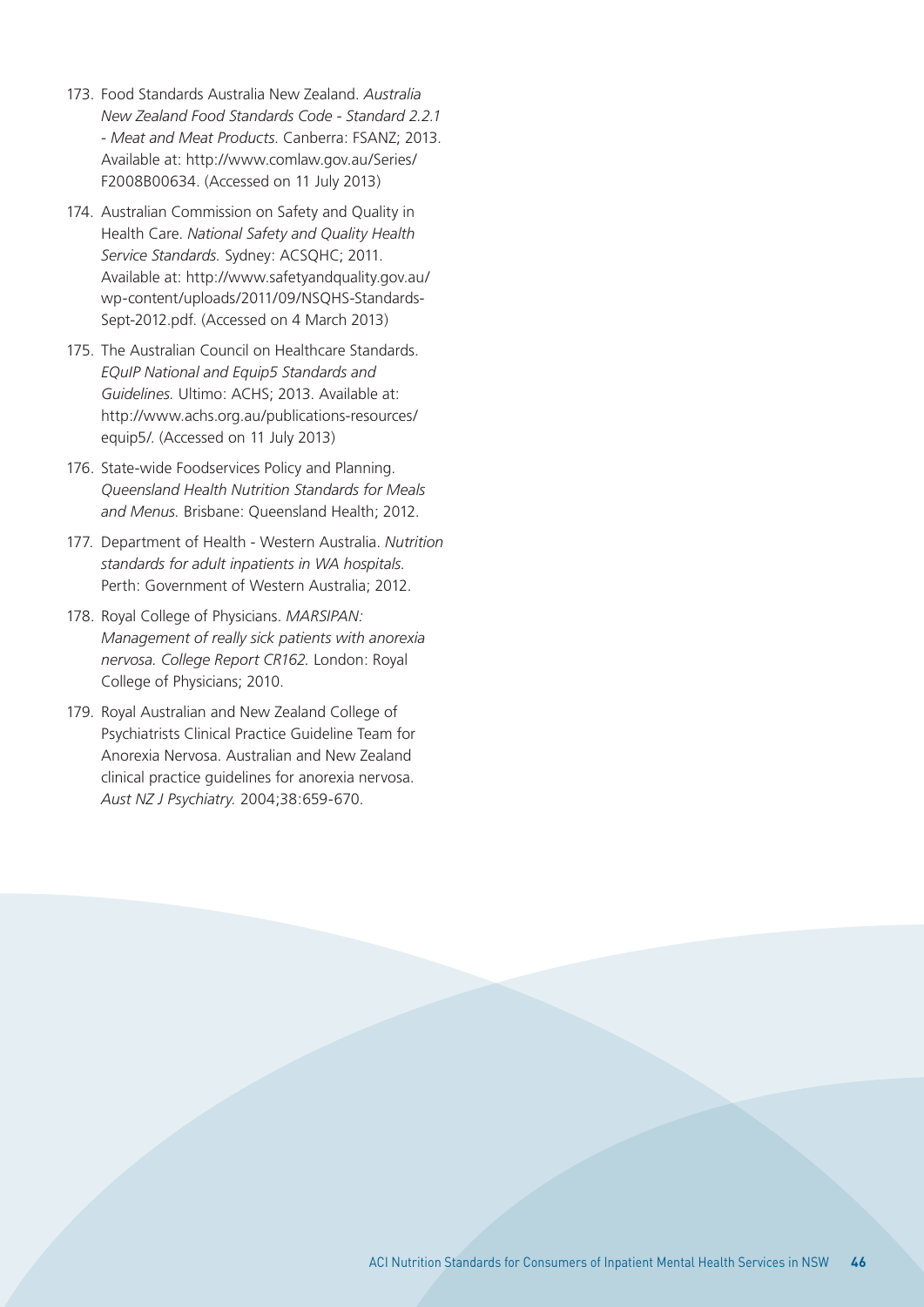173. Food Standards Australia New Zealand. *Australia New Zealand Food Standards Code - Standard 2.2.1 - Meat and Meat Products.* Canberra: FSANZ; 2013. Available at: http://www.comlaw.gov.au/Series/F2008B00634. (Accessed on 11 July 2013)

174. Australian Commission on Safety and Quality in Health Care. *National Safety and Quality Health Service Standards.* Sydney: ACSQHC; 2011. Available at: http://www.safetyandquality.gov.au/wp-content/uploads/2011/09/NSQHS-Standards-Sept-2012.pdf. (Accessed on 4 March 2013)

175. The Australian Council on Healthcare Standards. *EQuIP National and Equip5 Standards and Guidelines.* Ultimo: ACHS; 2013. Available at: http://www.achs.org.au/publications-resources/equip5/. (Accessed on 11 July 2013)

176. State-wide Foodservices Policy and Planning. *Queensland Health Nutrition Standards for Meals and Menus.* Brisbane: Queensland Health; 2012.

177. Department of Health - Western Australia. *Nutrition standards for adult inpatients in WA hospitals.* Perth: Government of Western Australia; 2012.

178. Royal College of Physicians. *MARSIPAN: Management of really sick patients with anorexia nervosa. College Report CR162.* London: Royal College of Physicians; 2010.

179. Royal Australian and New Zealand College of Psychiatrists Clinical Practice Guideline Team for Anorexia Nervosa. Australian and New Zealand clinical practice guidelines for anorexia nervosa. *Aust NZ J Psychiatry.* 2004;38:659-670.